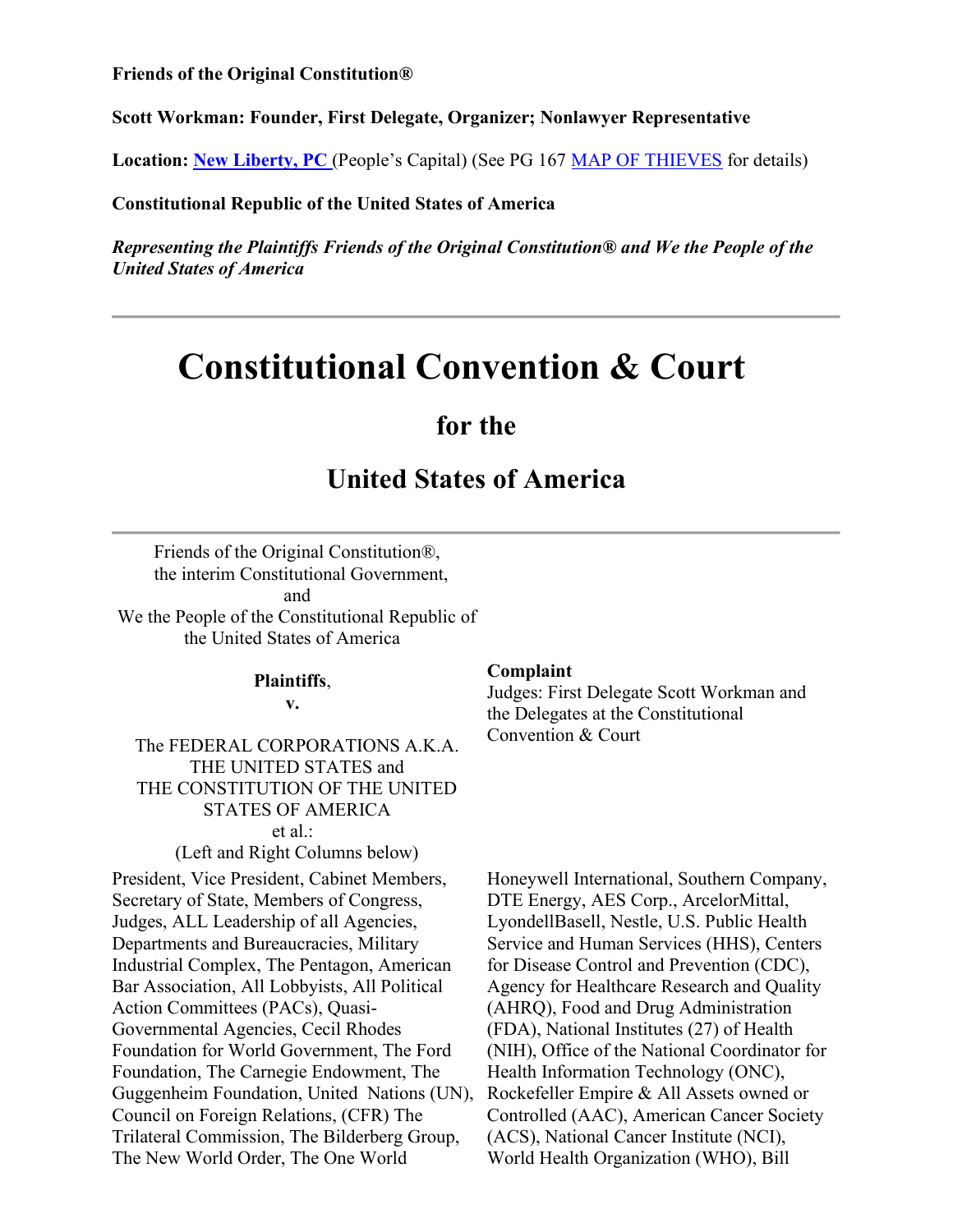**Friends of the Original Constitution®**

**Scott Workman: Founder, First Delegate, Organizer; Nonlawyer Representative**

**Location: New Liberty, PC** (People's Capital) (See PG 167 MAP OF THIEVES for details)

**Constitutional Republic of the United States of America**

***Representing the Plaintiffs Friends of the Original Constitution® and We the People of the United States of America***

---

# Constitutional Convention & Court

## for the

## United States of America

---

Friends of the Original Constitution®,
the interim Constitutional Government,
and
We the People of the Constitutional Republic of the United States of America

**Plaintiffs**,

**v.**

The FEDERAL CORPORATIONS A.K.A. THE UNITED STATES and THE CONSTITUTION OF THE UNITED STATES OF AMERICA
et al.:
(Left and Right Columns below)

**Complaint**
Judges: First Delegate Scott Workman and the Delegates at the Constitutional Convention & Court

President, Vice President, Cabinet Members, Secretary of State, Members of Congress, Judges, ALL Leadership of all Agencies, Departments and Bureaucracies, Military Industrial Complex, The Pentagon, American Bar Association, All Lobbyists, All Political Action Committees (PACs), Quasi-Governmental Agencies, Cecil Rhodes Foundation for World Government, The Ford Foundation, The Carnegie Endowment, The Guggenheim Foundation, United Nations (UN), Council on Foreign Relations, (CFR) The Trilateral Commission, The Bilderberg Group, The New World Order, The One World

Honeywell International, Southern Company, DTE Energy, AES Corp., ArcelorMittal, LyondellBasell, Nestle, U.S. Public Health Service and Human Services (HHS), Centers for Disease Control and Prevention (CDC), Agency for Healthcare Research and Quality (AHRQ), Food and Drug Administration (FDA), National Institutes (27) of Health (NIH), Office of the National Coordinator for Health Information Technology (ONC), Rockefeller Empire & All Assets owned or Controlled (AAC), American Cancer Society (ACS), National Cancer Institute (NCI), World Health Organization (WHO), Bill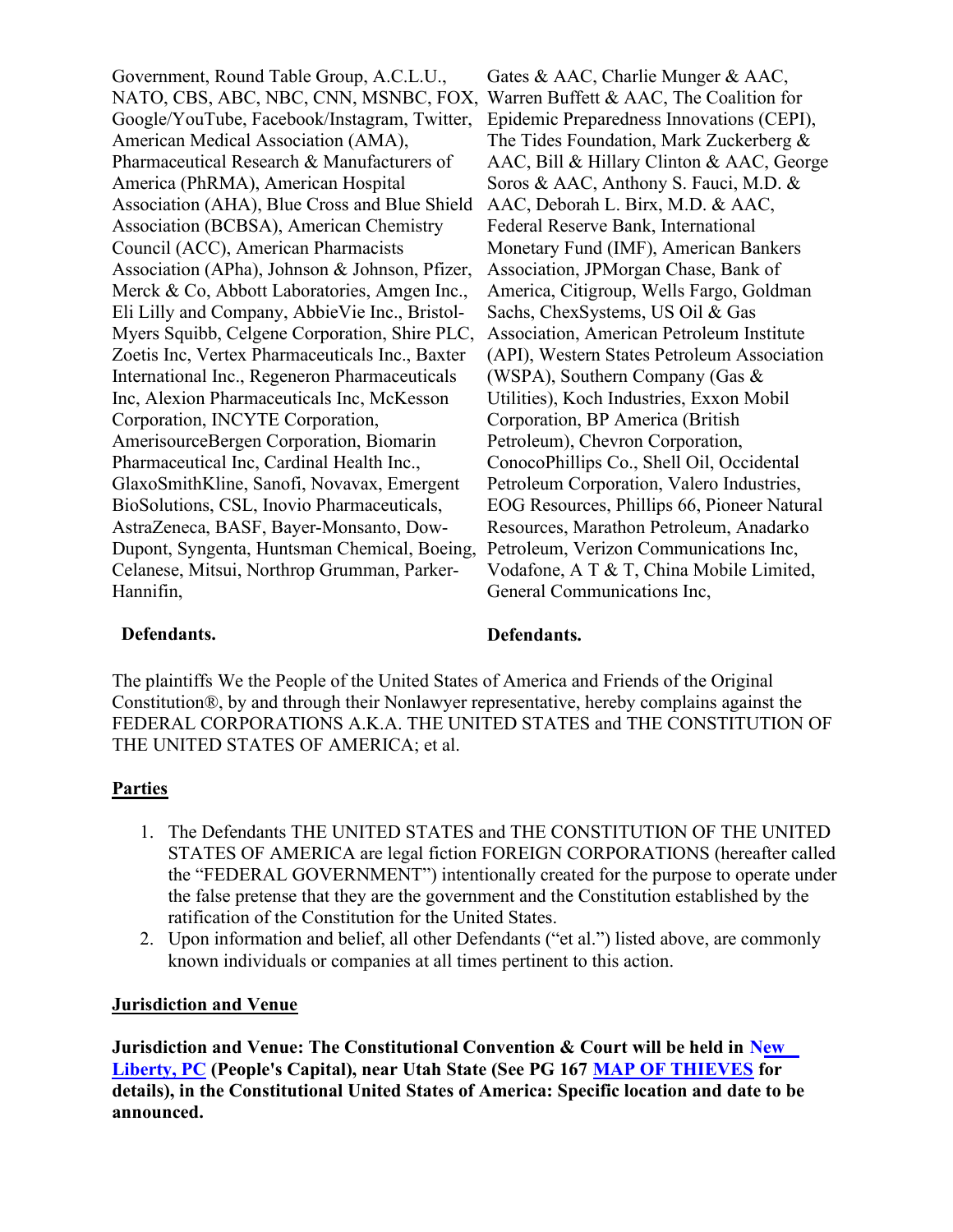Government, Round Table Group, A.C.L.U., NATO, CBS, ABC, NBC, CNN, MSNBC, FOX, Google/YouTube, Facebook/Instagram, Twitter, American Medical Association (AMA), Pharmaceutical Research & Manufacturers of America (PhRMA), American Hospital Association (AHA), Blue Cross and Blue Shield Association (BCBSA), American Chemistry Council (ACC), American Pharmacists Association (APha), Johnson & Johnson, Pfizer, Merck & Co, Abbott Laboratories, Amgen Inc., Eli Lilly and Company, AbbieVie Inc., Bristol-Myers Squibb, Celgene Corporation, Shire PLC, Zoetis Inc, Vertex Pharmaceuticals Inc., Baxter International Inc., Regeneron Pharmaceuticals Inc, Alexion Pharmaceuticals Inc, McKesson Corporation, INCYTE Corporation, AmerisourceBergen Corporation, Biomarin Pharmaceutical Inc, Cardinal Health Inc., GlaxoSmithKline, Sanofi, Novavax, Emergent BioSolutions, CSL, Inovio Pharmaceuticals, AstraZeneca, BASF, Bayer-Monsanto, Dow-Dupont, Syngenta, Huntsman Chemical, Boeing, Celanese, Mitsui, Northrop Grumman, Parker-Hannifin,

**Defendants.**

Gates & AAC, Charlie Munger & AAC, Warren Buffett & AAC, The Coalition for Epidemic Preparedness Innovations (CEPI), The Tides Foundation, Mark Zuckerberg & AAC, Bill & Hillary Clinton & AAC, George Soros & AAC, Anthony S. Fauci, M.D. & AAC, Deborah L. Birx, M.D. & AAC, Federal Reserve Bank, International Monetary Fund (IMF), American Bankers Association, JPMorgan Chase, Bank of America, Citigroup, Wells Fargo, Goldman Sachs, ChexSystems, US Oil & Gas Association, American Petroleum Institute (API), Western States Petroleum Association (WSPA), Southern Company (Gas & Utilities), Koch Industries, Exxon Mobil Corporation, BP America (British Petroleum), Chevron Corporation, ConocoPhillips Co., Shell Oil, Occidental Petroleum Corporation, Valero Industries, EOG Resources, Phillips 66, Pioneer Natural Resources, Marathon Petroleum, Anadarko Petroleum, Verizon Communications Inc, Vodafone, A T & T, China Mobile Limited, General Communications Inc,

**Defendants.**

The plaintiffs We the People of the United States of America and Friends of the Original Constitution®, by and through their Nonlawyer representative, hereby complains against the FEDERAL CORPORATIONS A.K.A. THE UNITED STATES and THE CONSTITUTION OF THE UNITED STATES OF AMERICA; et al.

## Parties

1. The Defendants THE UNITED STATES and THE CONSTITUTION OF THE UNITED STATES OF AMERICA are legal fiction FOREIGN CORPORATIONS (hereafter called the "FEDERAL GOVERNMENT") intentionally created for the purpose to operate under the false pretense that they are the government and the Constitution established by the ratification of the Constitution for the United States.
2. Upon information and belief, all other Defendants ("et al.") listed above, are commonly known individuals or companies at all times pertinent to this action.

## Jurisdiction and Venue

**Jurisdiction and Venue: The Constitutional Convention & Court will be held in New Liberty, PC (People's Capital), near Utah State (See PG 167 MAP OF THIEVES for details), in the Constitutional United States of America: Specific location and date to be announced.**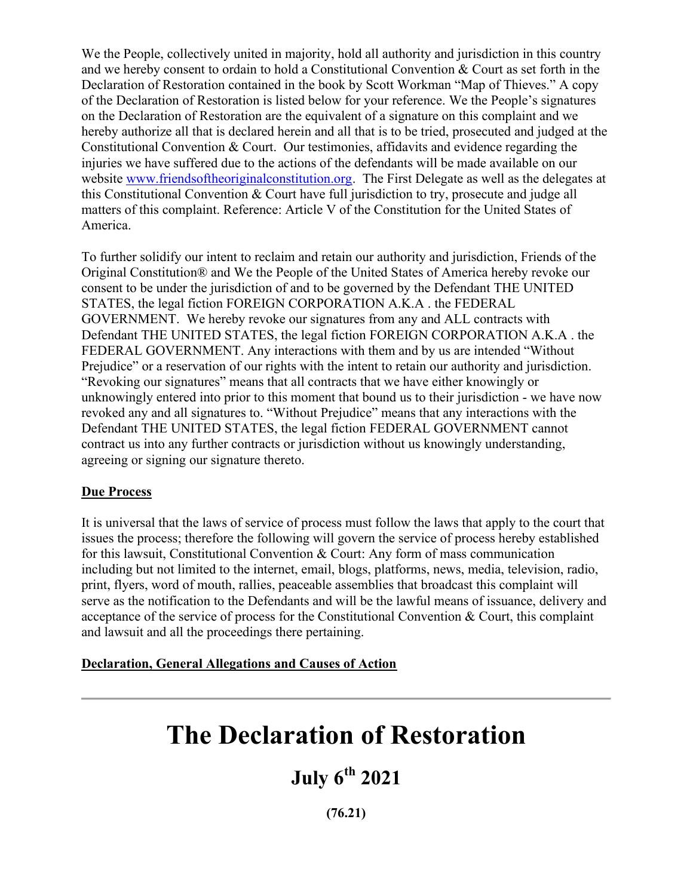We the People, collectively united in majority, hold all authority and jurisdiction in this country and we hereby consent to ordain to hold a Constitutional Convention & Court as set forth in the Declaration of Restoration contained in the book by Scott Workman "Map of Thieves." A copy of the Declaration of Restoration is listed below for your reference. We the People's signatures on the Declaration of Restoration are the equivalent of a signature on this complaint and we hereby authorize all that is declared herein and all that is to be tried, prosecuted and judged at the Constitutional Convention & Court. Our testimonies, affidavits and evidence regarding the injuries we have suffered due to the actions of the defendants will be made available on our website www.friendsoftheoriginalconstitution.org. The First Delegate as well as the delegates at this Constitutional Convention & Court have full jurisdiction to try, prosecute and judge all matters of this complaint. Reference: Article V of the Constitution for the United States of America.

To further solidify our intent to reclaim and retain our authority and jurisdiction, Friends of the Original Constitution® and We the People of the United States of America hereby revoke our consent to be under the jurisdiction of and to be governed by the Defendant THE UNITED STATES, the legal fiction FOREIGN CORPORATION A.K.A . the FEDERAL GOVERNMENT. We hereby revoke our signatures from any and ALL contracts with Defendant THE UNITED STATES, the legal fiction FOREIGN CORPORATION A.K.A . the FEDERAL GOVERNMENT. Any interactions with them and by us are intended "Without Prejudice" or a reservation of our rights with the intent to retain our authority and jurisdiction. "Revoking our signatures" means that all contracts that we have either knowingly or unknowingly entered into prior to this moment that bound us to their jurisdiction - we have now revoked any and all signatures to. "Without Prejudice" means that any interactions with the Defendant THE UNITED STATES, the legal fiction FEDERAL GOVERNMENT cannot contract us into any further contracts or jurisdiction without us knowingly understanding, agreeing or signing our signature thereto.

**Due Process**

It is universal that the laws of service of process must follow the laws that apply to the court that issues the process; therefore the following will govern the service of process hereby established for this lawsuit, Constitutional Convention & Court: Any form of mass communication including but not limited to the internet, email, blogs, platforms, news, media, television, radio, print, flyers, word of mouth, rallies, peaceable assemblies that broadcast this complaint will serve as the notification to the Defendants and will be the lawful means of issuance, delivery and acceptance of the service of process for the Constitutional Convention & Court, this complaint and lawsuit and all the proceedings there pertaining.

**Declaration, General Allegations and Causes of Action**

---

# The Declaration of Restoration

## July 6th 2021

**(76.21)**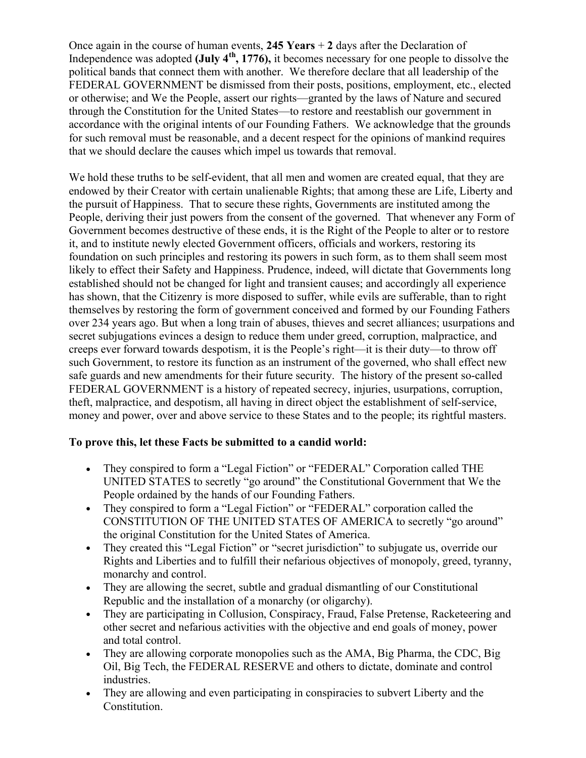Once again in the course of human events, **245 Years** + **2** days after the Declaration of Independence was adopted **(July 4th, 1776),** it becomes necessary for one people to dissolve the political bands that connect them with another. We therefore declare that all leadership of the FEDERAL GOVERNMENT be dismissed from their posts, positions, employment, etc., elected or otherwise; and We the People, assert our rights—granted by the laws of Nature and secured through the Constitution for the United States—to restore and reestablish our government in accordance with the original intents of our Founding Fathers. We acknowledge that the grounds for such removal must be reasonable, and a decent respect for the opinions of mankind requires that we should declare the causes which impel us towards that removal.

We hold these truths to be self-evident, that all men and women are created equal, that they are endowed by their Creator with certain unalienable Rights; that among these are Life, Liberty and the pursuit of Happiness. That to secure these rights, Governments are instituted among the People, deriving their just powers from the consent of the governed. That whenever any Form of Government becomes destructive of these ends, it is the Right of the People to alter or to restore it, and to institute newly elected Government officers, officials and workers, restoring its foundation on such principles and restoring its powers in such form, as to them shall seem most likely to effect their Safety and Happiness. Prudence, indeed, will dictate that Governments long established should not be changed for light and transient causes; and accordingly all experience has shown, that the Citizenry is more disposed to suffer, while evils are sufferable, than to right themselves by restoring the form of government conceived and formed by our Founding Fathers over 234 years ago. But when a long train of abuses, thieves and secret alliances; usurpations and secret subjugations evinces a design to reduce them under greed, corruption, malpractice, and creeps ever forward towards despotism, it is the People's right—it is their duty—to throw off such Government, to restore its function as an instrument of the governed, who shall effect new safe guards and new amendments for their future security. The history of the present so-called FEDERAL GOVERNMENT is a history of repeated secrecy, injuries, usurpations, corruption, theft, malpractice, and despotism, all having in direct object the establishment of self-service, money and power, over and above service to these States and to the people; its rightful masters.

**To prove this, let these Facts be submitted to a candid world:**

- They conspired to form a "Legal Fiction" or "FEDERAL" Corporation called THE UNITED STATES to secretly "go around" the Constitutional Government that We the People ordained by the hands of our Founding Fathers.
- They conspired to form a "Legal Fiction" or "FEDERAL" corporation called the CONSTITUTION OF THE UNITED STATES OF AMERICA to secretly "go around" the original Constitution for the United States of America.
- They created this "Legal Fiction" or "secret jurisdiction" to subjugate us, override our Rights and Liberties and to fulfill their nefarious objectives of monopoly, greed, tyranny, monarchy and control.
- They are allowing the secret, subtle and gradual dismantling of our Constitutional Republic and the installation of a monarchy (or oligarchy).
- They are participating in Collusion, Conspiracy, Fraud, False Pretense, Racketeering and other secret and nefarious activities with the objective and end goals of money, power and total control.
- They are allowing corporate monopolies such as the AMA, Big Pharma, the CDC, Big Oil, Big Tech, the FEDERAL RESERVE and others to dictate, dominate and control industries.
- They are allowing and even participating in conspiracies to subvert Liberty and the Constitution.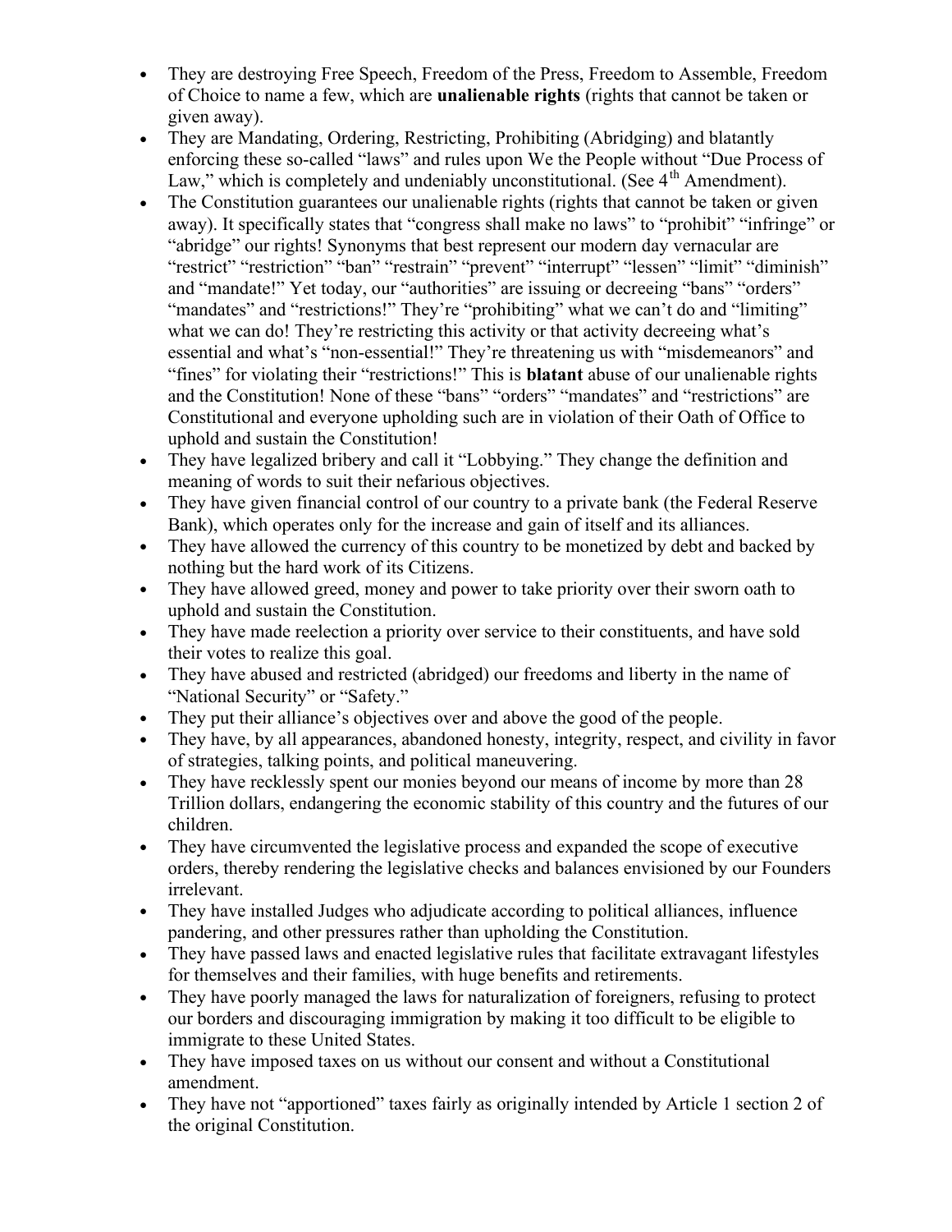- They are destroying Free Speech, Freedom of the Press, Freedom to Assemble, Freedom of Choice to name a few, which are **unalienable rights** (rights that cannot be taken or given away).
- They are Mandating, Ordering, Restricting, Prohibiting (Abridging) and blatantly enforcing these so-called "laws" and rules upon We the People without "Due Process of Law," which is completely and undeniably unconstitutional. (See 4th Amendment).
- The Constitution guarantees our unalienable rights (rights that cannot be taken or given away). It specifically states that "congress shall make no laws" to "prohibit" "infringe" or "abridge" our rights! Synonyms that best represent our modern day vernacular are "restrict" "restriction" "ban" "restrain" "prevent" "interrupt" "lessen" "limit" "diminish" and "mandate!" Yet today, our "authorities" are issuing or decreeing "bans" "orders" "mandates" and "restrictions!" They're "prohibiting" what we can't do and "limiting" what we can do! They're restricting this activity or that activity decreeing what's essential and what's "non-essential!" They're threatening us with "misdemeanors" and "fines" for violating their "restrictions!" This is **blatant** abuse of our unalienable rights and the Constitution! None of these "bans" "orders" "mandates" and "restrictions" are Constitutional and everyone upholding such are in violation of their Oath of Office to uphold and sustain the Constitution!
- They have legalized bribery and call it "Lobbying." They change the definition and meaning of words to suit their nefarious objectives.
- They have given financial control of our country to a private bank (the Federal Reserve Bank), which operates only for the increase and gain of itself and its alliances.
- They have allowed the currency of this country to be monetized by debt and backed by nothing but the hard work of its Citizens.
- They have allowed greed, money and power to take priority over their sworn oath to uphold and sustain the Constitution.
- They have made reelection a priority over service to their constituents, and have sold their votes to realize this goal.
- They have abused and restricted (abridged) our freedoms and liberty in the name of "National Security" or "Safety."
- They put their alliance's objectives over and above the good of the people.
- They have, by all appearances, abandoned honesty, integrity, respect, and civility in favor of strategies, talking points, and political maneuvering.
- They have recklessly spent our monies beyond our means of income by more than 28 Trillion dollars, endangering the economic stability of this country and the futures of our children.
- They have circumvented the legislative process and expanded the scope of executive orders, thereby rendering the legislative checks and balances envisioned by our Founders irrelevant.
- They have installed Judges who adjudicate according to political alliances, influence pandering, and other pressures rather than upholding the Constitution.
- They have passed laws and enacted legislative rules that facilitate extravagant lifestyles for themselves and their families, with huge benefits and retirements.
- They have poorly managed the laws for naturalization of foreigners, refusing to protect our borders and discouraging immigration by making it too difficult to be eligible to immigrate to these United States.
- They have imposed taxes on us without our consent and without a Constitutional amendment.
- They have not "apportioned" taxes fairly as originally intended by Article 1 section 2 of the original Constitution.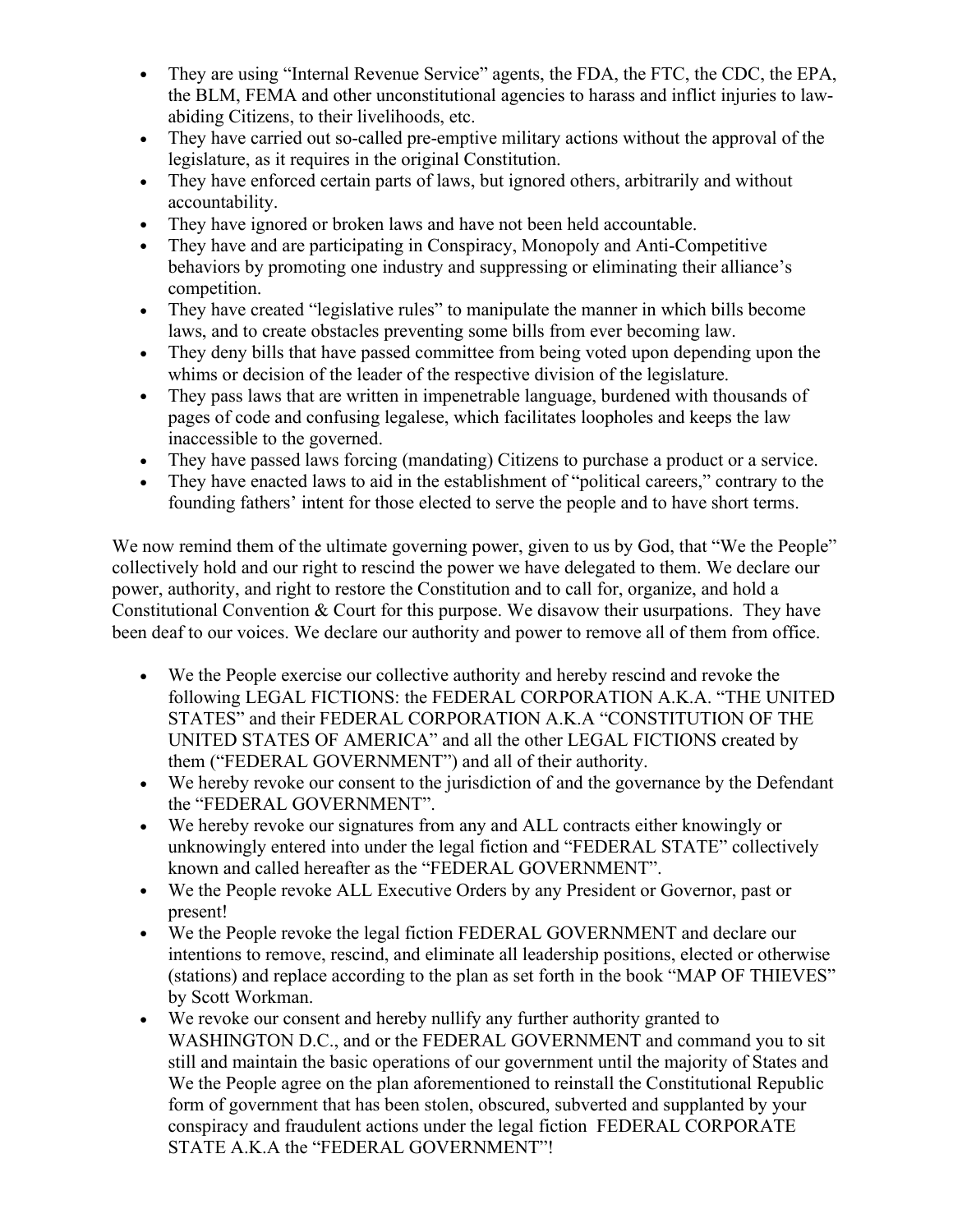- They are using "Internal Revenue Service" agents, the FDA, the FTC, the CDC, the EPA, the BLM, FEMA and other unconstitutional agencies to harass and inflict injuries to law-abiding Citizens, to their livelihoods, etc.
- They have carried out so-called pre-emptive military actions without the approval of the legislature, as it requires in the original Constitution.
- They have enforced certain parts of laws, but ignored others, arbitrarily and without accountability.
- They have ignored or broken laws and have not been held accountable.
- They have and are participating in Conspiracy, Monopoly and Anti-Competitive behaviors by promoting one industry and suppressing or eliminating their alliance's competition.
- They have created "legislative rules" to manipulate the manner in which bills become laws, and to create obstacles preventing some bills from ever becoming law.
- They deny bills that have passed committee from being voted upon depending upon the whims or decision of the leader of the respective division of the legislature.
- They pass laws that are written in impenetrable language, burdened with thousands of pages of code and confusing legalese, which facilitates loopholes and keeps the law inaccessible to the governed.
- They have passed laws forcing (mandating) Citizens to purchase a product or a service.
- They have enacted laws to aid in the establishment of "political careers," contrary to the founding fathers' intent for those elected to serve the people and to have short terms.

We now remind them of the ultimate governing power, given to us by God, that "We the People" collectively hold and our right to rescind the power we have delegated to them. We declare our power, authority, and right to restore the Constitution and to call for, organize, and hold a Constitutional Convention & Court for this purpose. We disavow their usurpations. They have been deaf to our voices. We declare our authority and power to remove all of them from office.

- We the People exercise our collective authority and hereby rescind and revoke the following LEGAL FICTIONS: the FEDERAL CORPORATION A.K.A. "THE UNITED STATES" and their FEDERAL CORPORATION A.K.A "CONSTITUTION OF THE UNITED STATES OF AMERICA" and all the other LEGAL FICTIONS created by them ("FEDERAL GOVERNMENT") and all of their authority.
- We hereby revoke our consent to the jurisdiction of and the governance by the Defendant the "FEDERAL GOVERNMENT".
- We hereby revoke our signatures from any and ALL contracts either knowingly or unknowingly entered into under the legal fiction and "FEDERAL STATE" collectively known and called hereafter as the "FEDERAL GOVERNMENT".
- We the People revoke ALL Executive Orders by any President or Governor, past or present!
- We the People revoke the legal fiction FEDERAL GOVERNMENT and declare our intentions to remove, rescind, and eliminate all leadership positions, elected or otherwise (stations) and replace according to the plan as set forth in the book "MAP OF THIEVES" by Scott Workman.
- We revoke our consent and hereby nullify any further authority granted to WASHINGTON D.C., and or the FEDERAL GOVERNMENT and command you to sit still and maintain the basic operations of our government until the majority of States and We the People agree on the plan aforementioned to reinstall the Constitutional Republic form of government that has been stolen, obscured, subverted and supplanted by your conspiracy and fraudulent actions under the legal fiction FEDERAL CORPORATE STATE A.K.A the "FEDERAL GOVERNMENT"!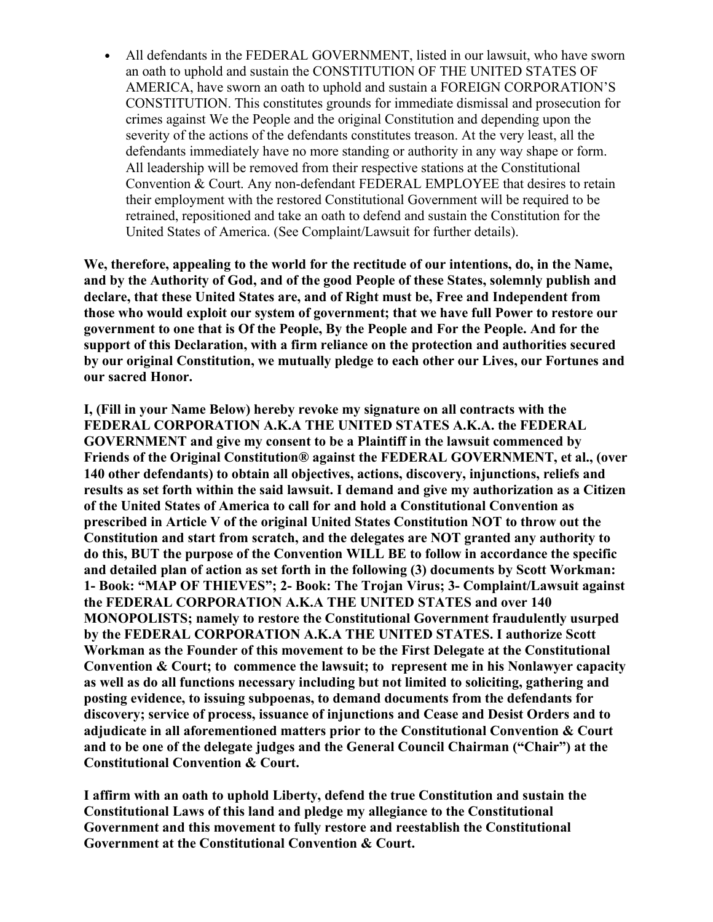- All defendants in the FEDERAL GOVERNMENT, listed in our lawsuit, who have sworn an oath to uphold and sustain the CONSTITUTION OF THE UNITED STATES OF AMERICA, have sworn an oath to uphold and sustain a FOREIGN CORPORATION'S CONSTITUTION. This constitutes grounds for immediate dismissal and prosecution for crimes against We the People and the original Constitution and depending upon the severity of the actions of the defendants constitutes treason. At the very least, all the defendants immediately have no more standing or authority in any way shape or form. All leadership will be removed from their respective stations at the Constitutional Convention & Court. Any non-defendant FEDERAL EMPLOYEE that desires to retain their employment with the restored Constitutional Government will be required to be retrained, repositioned and take an oath to defend and sustain the Constitution for the United States of America. (See Complaint/Lawsuit for further details).

**We, therefore, appealing to the world for the rectitude of our intentions, do, in the Name, and by the Authority of God, and of the good People of these States, solemnly publish and declare, that these United States are, and of Right must be, Free and Independent from those who would exploit our system of government; that we have full Power to restore our government to one that is Of the People, By the People and For the People. And for the support of this Declaration, with a firm reliance on the protection and authorities secured by our original Constitution, we mutually pledge to each other our Lives, our Fortunes and our sacred Honor.**

**I, (Fill in your Name Below) hereby revoke my signature on all contracts with the FEDERAL CORPORATION A.K.A THE UNITED STATES A.K.A. the FEDERAL GOVERNMENT and give my consent to be a Plaintiff in the lawsuit commenced by Friends of the Original Constitution® against the FEDERAL GOVERNMENT, et al., (over 140 other defendants) to obtain all objectives, actions, discovery, injunctions, reliefs and results as set forth within the said lawsuit. I demand and give my authorization as a Citizen of the United States of America to call for and hold a Constitutional Convention as prescribed in Article V of the original United States Constitution NOT to throw out the Constitution and start from scratch, and the delegates are NOT granted any authority to do this, BUT the purpose of the Convention WILL BE to follow in accordance the specific and detailed plan of action as set forth in the following (3) documents by Scott Workman: 1- Book: "MAP OF THIEVES"; 2- Book: The Trojan Virus; 3- Complaint/Lawsuit against the FEDERAL CORPORATION A.K.A THE UNITED STATES and over 140 MONOPOLISTS; namely to restore the Constitutional Government fraudulently usurped by the FEDERAL CORPORATION A.K.A THE UNITED STATES. I authorize Scott Workman as the Founder of this movement to be the First Delegate at the Constitutional Convention & Court; to commence the lawsuit; to represent me in his Nonlawyer capacity as well as do all functions necessary including but not limited to soliciting, gathering and posting evidence, to issuing subpoenas, to demand documents from the defendants for discovery; service of process, issuance of injunctions and Cease and Desist Orders and to adjudicate in all aforementioned matters prior to the Constitutional Convention & Court and to be one of the delegate judges and the General Council Chairman ("Chair") at the Constitutional Convention & Court.**

**I affirm with an oath to uphold Liberty, defend the true Constitution and sustain the Constitutional Laws of this land and pledge my allegiance to the Constitutional Government and this movement to fully restore and reestablish the Constitutional Government at the Constitutional Convention & Court.**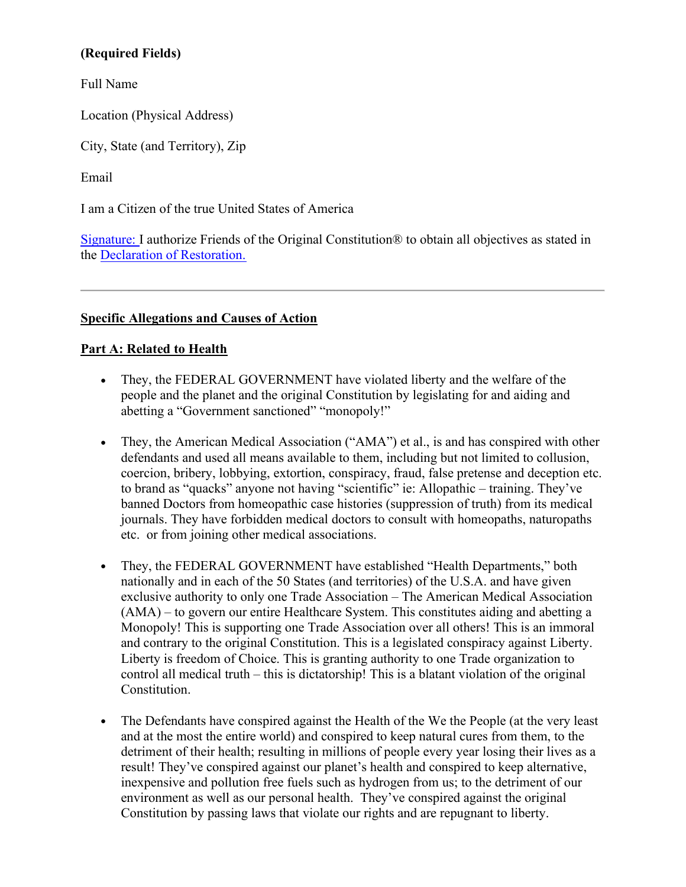**(Required Fields)**

Full Name

Location (Physical Address)

City, State (and Territory), Zip

Email

I am a Citizen of the true United States of America

Signature: I authorize Friends of the Original Constitution® to obtain all objectives as stated in the Declaration of Restoration.

---

**Specific Allegations and Causes of Action**

**Part A: Related to Health**

- They, the FEDERAL GOVERNMENT have violated liberty and the welfare of the people and the planet and the original Constitution by legislating for and aiding and abetting a "Government sanctioned" "monopoly!"

- They, the American Medical Association ("AMA") et al., is and has conspired with other defendants and used all means available to them, including but not limited to collusion, coercion, bribery, lobbying, extortion, conspiracy, fraud, false pretense and deception etc. to brand as "quacks" anyone not having "scientific" ie: Allopathic – training. They've banned Doctors from homeopathic case histories (suppression of truth) from its medical journals. They have forbidden medical doctors to consult with homeopaths, naturopaths etc. or from joining other medical associations.

- They, the FEDERAL GOVERNMENT have established "Health Departments," both nationally and in each of the 50 States (and territories) of the U.S.A. and have given exclusive authority to only one Trade Association – The American Medical Association (AMA) – to govern our entire Healthcare System. This constitutes aiding and abetting a Monopoly! This is supporting one Trade Association over all others! This is an immoral and contrary to the original Constitution. This is a legislated conspiracy against Liberty. Liberty is freedom of Choice. This is granting authority to one Trade organization to control all medical truth – this is dictatorship! This is a blatant violation of the original Constitution.

- The Defendants have conspired against the Health of the We the People (at the very least and at the most the entire world) and conspired to keep natural cures from them, to the detriment of their health; resulting in millions of people every year losing their lives as a result! They've conspired against our planet's health and conspired to keep alternative, inexpensive and pollution free fuels such as hydrogen from us; to the detriment of our environment as well as our personal health. They've conspired against the original Constitution by passing laws that violate our rights and are repugnant to liberty.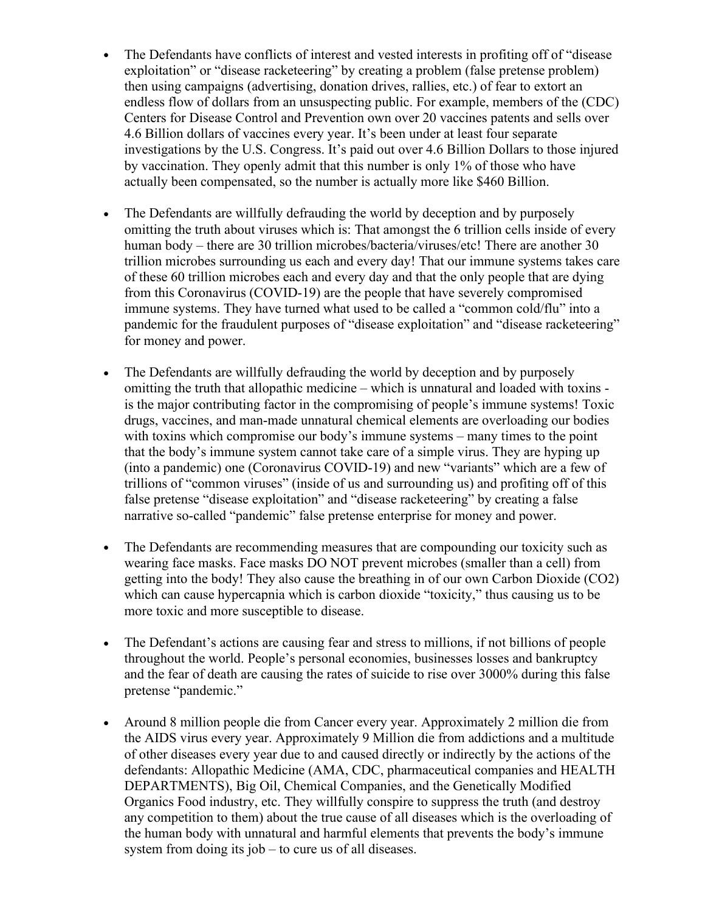- The Defendants have conflicts of interest and vested interests in profiting off of "disease exploitation" or "disease racketeering" by creating a problem (false pretense problem) then using campaigns (advertising, donation drives, rallies, etc.) of fear to extort an endless flow of dollars from an unsuspecting public. For example, members of the (CDC) Centers for Disease Control and Prevention own over 20 vaccines patents and sells over 4.6 Billion dollars of vaccines every year. It's been under at least four separate investigations by the U.S. Congress. It's paid out over 4.6 Billion Dollars to those injured by vaccination. They openly admit that this number is only 1% of those who have actually been compensated, so the number is actually more like $460 Billion.

- The Defendants are willfully defrauding the world by deception and by purposely omitting the truth about viruses which is: That amongst the 6 trillion cells inside of every human body – there are 30 trillion microbes/bacteria/viruses/etc! There are another 30 trillion microbes surrounding us each and every day! That our immune systems takes care of these 60 trillion microbes each and every day and that the only people that are dying from this Coronavirus (COVID-19) are the people that have severely compromised immune systems. They have turned what used to be called a "common cold/flu" into a pandemic for the fraudulent purposes of "disease exploitation" and "disease racketeering" for money and power.

- The Defendants are willfully defrauding the world by deception and by purposely omitting the truth that allopathic medicine – which is unnatural and loaded with toxins - is the major contributing factor in the compromising of people's immune systems! Toxic drugs, vaccines, and man-made unnatural chemical elements are overloading our bodies with toxins which compromise our body's immune systems – many times to the point that the body's immune system cannot take care of a simple virus. They are hyping up (into a pandemic) one (Coronavirus COVID-19) and new "variants" which are a few of trillions of "common viruses" (inside of us and surrounding us) and profiting off of this false pretense "disease exploitation" and "disease racketeering" by creating a false narrative so-called "pandemic" false pretense enterprise for money and power.

- The Defendants are recommending measures that are compounding our toxicity such as wearing face masks. Face masks DO NOT prevent microbes (smaller than a cell) from getting into the body! They also cause the breathing in of our own Carbon Dioxide ($CO_2$) which can cause hypercapnia which is carbon dioxide "toxicity," thus causing us to be more toxic and more susceptible to disease.

- The Defendant's actions are causing fear and stress to millions, if not billions of people throughout the world. People's personal economies, businesses losses and bankruptcy and the fear of death are causing the rates of suicide to rise over 3000% during this false pretense "pandemic."

- Around 8 million people die from Cancer every year. Approximately 2 million die from the AIDS virus every year. Approximately 9 Million die from addictions and a multitude of other diseases every year due to and caused directly or indirectly by the actions of the defendants: Allopathic Medicine (AMA, CDC, pharmaceutical companies and HEALTH DEPARTMENTS), Big Oil, Chemical Companies, and the Genetically Modified Organics Food industry, etc. They willfully conspire to suppress the truth (and destroy any competition to them) about the true cause of all diseases which is the overloading of the human body with unnatural and harmful elements that prevents the body's immune system from doing its job – to cure us of all diseases.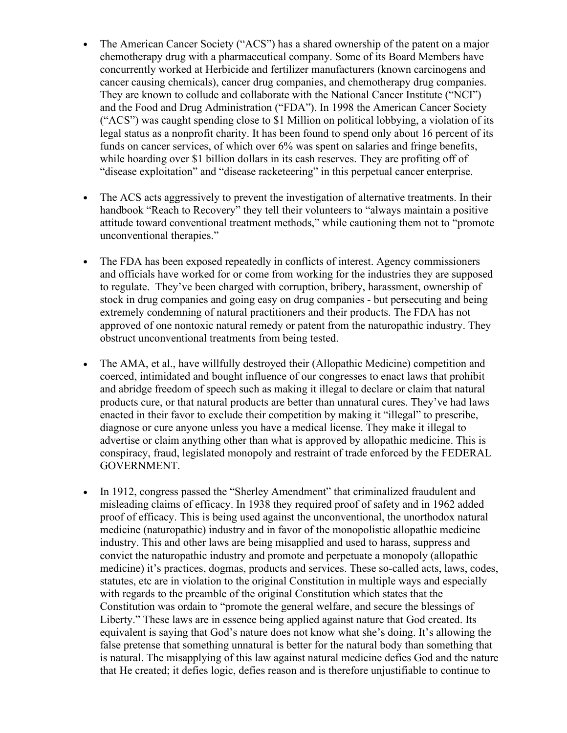- The American Cancer Society ("ACS") has a shared ownership of the patent on a major chemotherapy drug with a pharmaceutical company. Some of its Board Members have concurrently worked at Herbicide and fertilizer manufacturers (known carcinogens and cancer causing chemicals), cancer drug companies, and chemotherapy drug companies. They are known to collude and collaborate with the National Cancer Institute ("NCI") and the Food and Drug Administration ("FDA"). In 1998 the American Cancer Society ("ACS") was caught spending close to $1 Million on political lobbying, a violation of its legal status as a nonprofit charity. It has been found to spend only about 16 percent of its funds on cancer services, of which over 6% was spent on salaries and fringe benefits, while hoarding over $1 billion dollars in its cash reserves. They are profiting off of "disease exploitation" and "disease racketeering" in this perpetual cancer enterprise.

- The ACS acts aggressively to prevent the investigation of alternative treatments. In their handbook "Reach to Recovery" they tell their volunteers to "always maintain a positive attitude toward conventional treatment methods," while cautioning them not to "promote unconventional therapies."

- The FDA has been exposed repeatedly in conflicts of interest. Agency commissioners and officials have worked for or come from working for the industries they are supposed to regulate. They've been charged with corruption, bribery, harassment, ownership of stock in drug companies and going easy on drug companies - but persecuting and being extremely condemning of natural practitioners and their products. The FDA has not approved of one nontoxic natural remedy or patent from the naturopathic industry. They obstruct unconventional treatments from being tested.

- The AMA, et al., have willfully destroyed their (Allopathic Medicine) competition and coerced, intimidated and bought influence of our congresses to enact laws that prohibit and abridge freedom of speech such as making it illegal to declare or claim that natural products cure, or that natural products are better than unnatural cures. They've had laws enacted in their favor to exclude their competition by making it "illegal" to prescribe, diagnose or cure anyone unless you have a medical license. They make it illegal to advertise or claim anything other than what is approved by allopathic medicine. This is conspiracy, fraud, legislated monopoly and restraint of trade enforced by the FEDERAL GOVERNMENT.

- In 1912, congress passed the "Sherley Amendment" that criminalized fraudulent and misleading claims of efficacy. In 1938 they required proof of safety and in 1962 added proof of efficacy. This is being used against the unconventional, the unorthodox natural medicine (naturopathic) industry and in favor of the monopolistic allopathic medicine industry. This and other laws are being misapplied and used to harass, suppress and convict the naturopathic industry and promote and perpetuate a monopoly (allopathic medicine) it's practices, dogmas, products and services. These so-called acts, laws, codes, statutes, etc are in violation to the original Constitution in multiple ways and especially with regards to the preamble of the original Constitution which states that the Constitution was ordain to "promote the general welfare, and secure the blessings of Liberty." These laws are in essence being applied against nature that God created. Its equivalent is saying that God's nature does not know what she's doing. It's allowing the false pretense that something unnatural is better for the natural body than something that is natural. The misapplying of this law against natural medicine defies God and the nature that He created; it defies logic, defies reason and is therefore unjustifiable to continue to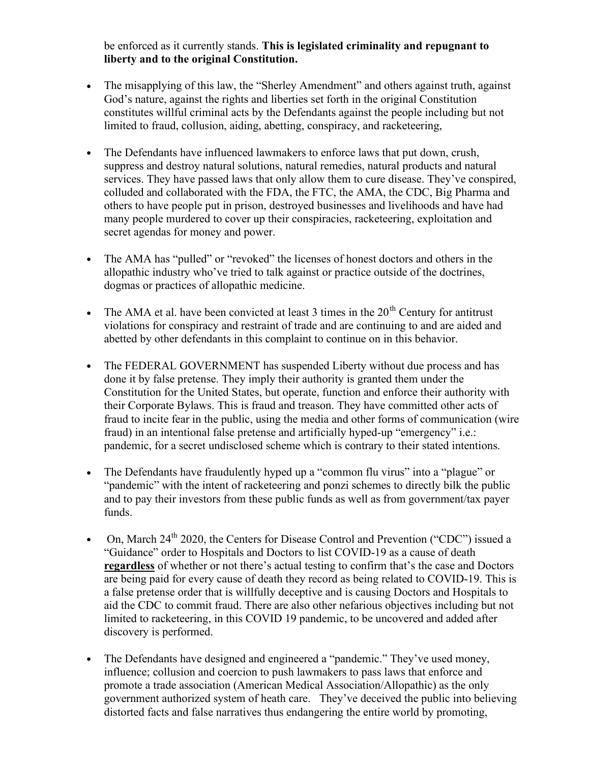be enforced as it currently stands. **This is legislated criminality and repugnant to liberty and to the original Constitution.**

- The misapplying of this law, the "Sherley Amendment" and others against truth, against God's nature, against the rights and liberties set forth in the original Constitution constitutes willful criminal acts by the Defendants against the people including but not limited to fraud, collusion, aiding, abetting, conspiracy, and racketeering,

- The Defendants have influenced lawmakers to enforce laws that put down, crush, suppress and destroy natural solutions, natural remedies, natural products and natural services. They have passed laws that only allow them to cure disease. They've conspired, colluded and collaborated with the FDA, the FTC, the AMA, the CDC, Big Pharma and others to have people put in prison, destroyed businesses and livelihoods and have had many people murdered to cover up their conspiracies, racketeering, exploitation and secret agendas for money and power.

- The AMA has "pulled" or "revoked" the licenses of honest doctors and others in the allopathic industry who've tried to talk against or practice outside of the doctrines, dogmas or practices of allopathic medicine.

- The AMA et al. have been convicted at least 3 times in the 20th Century for antitrust violations for conspiracy and restraint of trade and are continuing to and are aided and abetted by other defendants in this complaint to continue on in this behavior.

- The FEDERAL GOVERNMENT has suspended Liberty without due process and has done it by false pretense. They imply their authority is granted them under the Constitution for the United States, but operate, function and enforce their authority with their Corporate Bylaws. This is fraud and treason. They have committed other acts of fraud to incite fear in the public, using the media and other forms of communication (wire fraud) in an intentional false pretense and artificially hyped-up "emergency" i.e.: pandemic, for a secret undisclosed scheme which is contrary to their stated intentions.

- The Defendants have fraudulently hyped up a "common flu virus" into a "plague" or "pandemic" with the intent of racketeering and ponzi schemes to directly bilk the public and to pay their investors from these public funds as well as from government/tax payer funds.

- On, March 24th 2020, the Centers for Disease Control and Prevention ("CDC") issued a "Guidance" order to Hospitals and Doctors to list COVID-19 as a cause of death **regardless** of whether or not there's actual testing to confirm that's the case and Doctors are being paid for every cause of death they record as being related to COVID-19. This is a false pretense order that is willfully deceptive and is causing Doctors and Hospitals to aid the CDC to commit fraud. There are also other nefarious objectives including but not limited to racketeering, in this COVID 19 pandemic, to be uncovered and added after discovery is performed.

- The Defendants have designed and engineered a "pandemic." They've used money, influence; collusion and coercion to push lawmakers to pass laws that enforce and promote a trade association (American Medical Association/Allopathic) as the only government authorized system of heath care. They've deceived the public into believing distorted facts and false narratives thus endangering the entire world by promoting,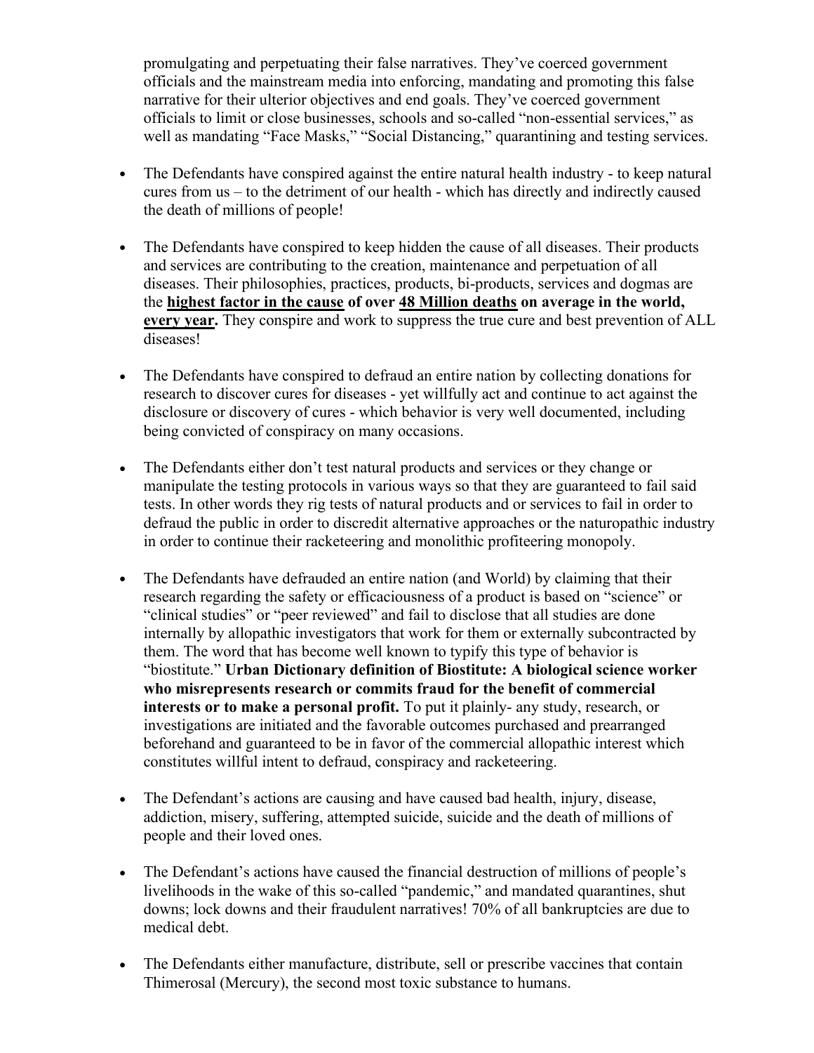promulgating and perpetuating their false narratives. They've coerced government officials and the mainstream media into enforcing, mandating and promoting this false narrative for their ulterior objectives and end goals. They've coerced government officials to limit or close businesses, schools and so-called "non-essential services," as well as mandating "Face Masks," "Social Distancing," quarantining and testing services.

- The Defendants have conspired against the entire natural health industry - to keep natural cures from us – to the detriment of our health - which has directly and indirectly caused the death of millions of people!

- The Defendants have conspired to keep hidden the cause of all diseases. Their products and services are contributing to the creation, maintenance and perpetuation of all diseases. Their philosophies, practices, products, bi-products, services and dogmas are the **<u>highest factor in the cause</u> of over <u>48 Million deaths</u> on average in the world, <u>every year</u>.** They conspire and work to suppress the true cure and best prevention of ALL diseases!

- The Defendants have conspired to defraud an entire nation by collecting donations for research to discover cures for diseases - yet willfully act and continue to act against the disclosure or discovery of cures - which behavior is very well documented, including being convicted of conspiracy on many occasions.

- The Defendants either don't test natural products and services or they change or manipulate the testing protocols in various ways so that they are guaranteed to fail said tests. In other words they rig tests of natural products and or services to fail in order to defraud the public in order to discredit alternative approaches or the naturopathic industry in order to continue their racketeering and monolithic profiteering monopoly.

- The Defendants have defrauded an entire nation (and World) by claiming that their research regarding the safety or efficaciousness of a product is based on "science" or "clinical studies" or "peer reviewed" and fail to disclose that all studies are done internally by allopathic investigators that work for them or externally subcontracted by them. The word that has become well known to typify this type of behavior is "biostitute." **Urban Dictionary definition of Biostitute: A biological science worker who misrepresents research or commits fraud for the benefit of commercial interests or to make a personal profit.** To put it plainly- any study, research, or investigations are initiated and the favorable outcomes purchased and prearranged beforehand and guaranteed to be in favor of the commercial allopathic interest which constitutes willful intent to defraud, conspiracy and racketeering.

- The Defendant's actions are causing and have caused bad health, injury, disease, addiction, misery, suffering, attempted suicide, suicide and the death of millions of people and their loved ones.

- The Defendant's actions have caused the financial destruction of millions of people's livelihoods in the wake of this so-called "pandemic," and mandated quarantines, shut downs; lock downs and their fraudulent narratives! 70% of all bankruptcies are due to medical debt.

- The Defendants either manufacture, distribute, sell or prescribe vaccines that contain Thimerosal (Mercury), the second most toxic substance to humans.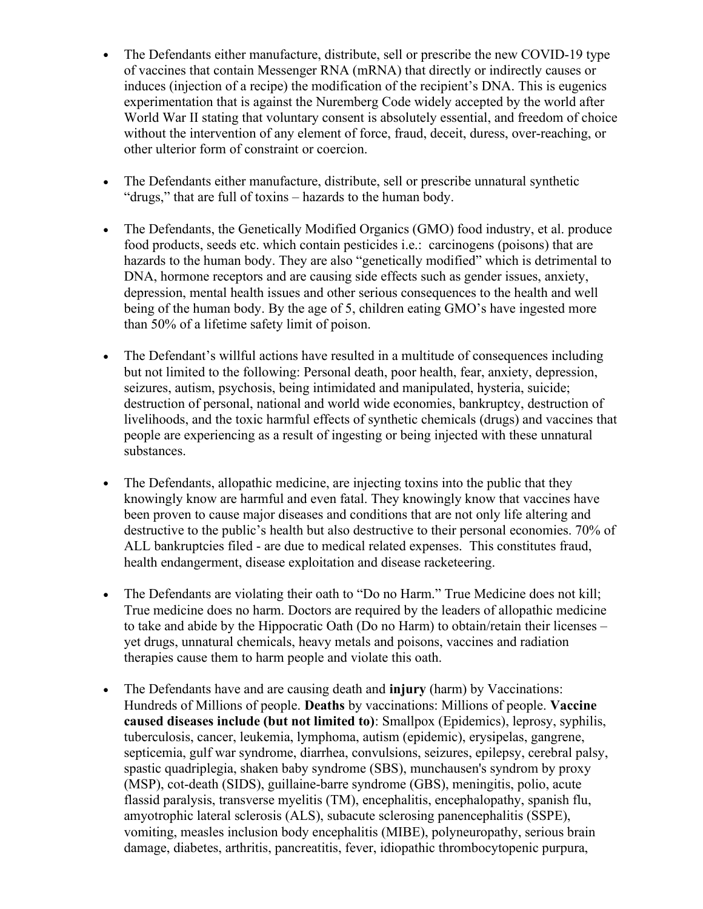- The Defendants either manufacture, distribute, sell or prescribe the new COVID-19 type of vaccines that contain Messenger RNA (mRNA) that directly or indirectly causes or induces (injection of a recipe) the modification of the recipient's DNA. This is eugenics experimentation that is against the Nuremberg Code widely accepted by the world after World War II stating that voluntary consent is absolutely essential, and freedom of choice without the intervention of any element of force, fraud, deceit, duress, over-reaching, or other ulterior form of constraint or coercion.

- The Defendants either manufacture, distribute, sell or prescribe unnatural synthetic "drugs," that are full of toxins – hazards to the human body.

- The Defendants, the Genetically Modified Organics (GMO) food industry, et al. produce food products, seeds etc. which contain pesticides i.e.: carcinogens (poisons) that are hazards to the human body. They are also "genetically modified" which is detrimental to DNA, hormone receptors and are causing side effects such as gender issues, anxiety, depression, mental health issues and other serious consequences to the health and well being of the human body. By the age of 5, children eating GMO's have ingested more than 50% of a lifetime safety limit of poison.

- The Defendant's willful actions have resulted in a multitude of consequences including but not limited to the following: Personal death, poor health, fear, anxiety, depression, seizures, autism, psychosis, being intimidated and manipulated, hysteria, suicide; destruction of personal, national and world wide economies, bankruptcy, destruction of livelihoods, and the toxic harmful effects of synthetic chemicals (drugs) and vaccines that people are experiencing as a result of ingesting or being injected with these unnatural substances.

- The Defendants, allopathic medicine, are injecting toxins into the public that they knowingly know are harmful and even fatal. They knowingly know that vaccines have been proven to cause major diseases and conditions that are not only life altering and destructive to the public's health but also destructive to their personal economies. 70% of ALL bankruptcies filed - are due to medical related expenses. This constitutes fraud, health endangerment, disease exploitation and disease racketeering.

- The Defendants are violating their oath to "Do no Harm." True Medicine does not kill; True medicine does no harm. Doctors are required by the leaders of allopathic medicine to take and abide by the Hippocratic Oath (Do no Harm) to obtain/retain their licenses – yet drugs, unnatural chemicals, heavy metals and poisons, vaccines and radiation therapies cause them to harm people and violate this oath.

- The Defendants have and are causing death and **injury** (harm) by Vaccinations: Hundreds of Millions of people. **Deaths** by vaccinations: Millions of people. **Vaccine caused diseases include (but not limited to)**: Smallpox (Epidemics), leprosy, syphilis, tuberculosis, cancer, leukemia, lymphoma, autism (epidemic), erysipelas, gangrene, septicemia, gulf war syndrome, diarrhea, convulsions, seizures, epilepsy, cerebral palsy, spastic quadriplegia, shaken baby syndrome (SBS), munchausen's syndrom by proxy (MSP), cot-death (SIDS), guillaine-barre syndrome (GBS), meningitis, polio, acute flassid paralysis, transverse myelitis (TM), encephalitis, encephalopathy, spanish flu, amyotrophic lateral sclerosis (ALS), subacute sclerosing panencephalitis (SSPE), vomiting, measles inclusion body encephalitis (MIBE), polyneuropathy, serious brain damage, diabetes, arthritis, pancreatitis, fever, idiopathic thrombocytopenic purpura,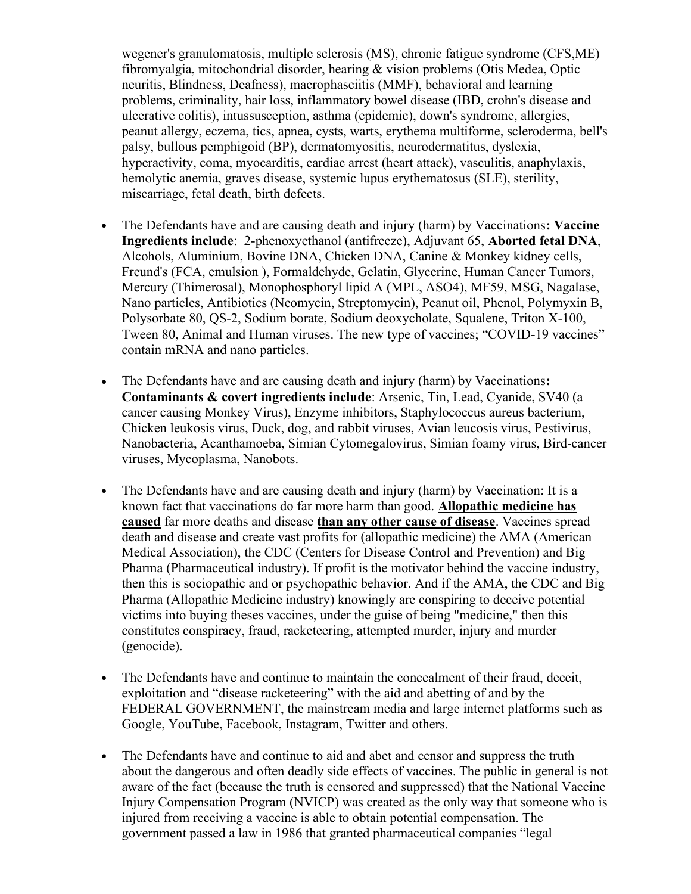wegener's granulomatosis, multiple sclerosis (MS), chronic fatigue syndrome (CFS,ME) fibromyalgia, mitochondrial disorder, hearing & vision problems (Otis Medea, Optic neuritis, Blindness, Deafness), macrophasciitis (MMF), behavioral and learning problems, criminality, hair loss, inflammatory bowel disease (IBD, crohn's disease and ulcerative colitis), intussusception, asthma (epidemic), down's syndrome, allergies, peanut allergy, eczema, tics, apnea, cysts, warts, erythema multiforme, scleroderma, bell's palsy, bullous pemphigoid (BP), dermatomyositis, neurodermatitus, dyslexia, hyperactivity, coma, myocarditis, cardiac arrest (heart attack), vasculitis, anaphylaxis, hemolytic anemia, graves disease, systemic lupus erythematosus (SLE), sterility, miscarriage, fetal death, birth defects.

- The Defendants have and are causing death and injury (harm) by Vaccinations**: Vaccine Ingredients include**: 2-phenoxyethanol (antifreeze), Adjuvant 65, **Aborted fetal DNA**, Alcohols, Aluminium, Bovine DNA, Chicken DNA, Canine & Monkey kidney cells, Freund's (FCA, emulsion ), Formaldehyde, Gelatin, Glycerine, Human Cancer Tumors, Mercury (Thimerosal), Monophosphoryl lipid A (MPL, ASO4), MF59, MSG, Nagalase, Nano particles, Antibiotics (Neomycin, Streptomycin), Peanut oil, Phenol, Polymyxin B, Polysorbate 80, QS-2, Sodium borate, Sodium deoxycholate, Squalene, Triton X-100, Tween 80, Animal and Human viruses. The new type of vaccines; "COVID-19 vaccines" contain mRNA and nano particles.

- The Defendants have and are causing death and injury (harm) by Vaccinations**: Contaminants & covert ingredients include**: Arsenic, Tin, Lead, Cyanide, SV40 (a cancer causing Monkey Virus), Enzyme inhibitors, Staphylococcus aureus bacterium, Chicken leukosis virus, Duck, dog, and rabbit viruses, Avian leucosis virus, Pestivirus, Nanobacteria, Acanthamoeba, Simian Cytomegalovirus, Simian foamy virus, Bird-cancer viruses, Mycoplasma, Nanobots.

- The Defendants have and are causing death and injury (harm) by Vaccination: It is a known fact that vaccinations do far more harm than good. <u>**Allopathic medicine has caused**</u> far more deaths and disease <u>**than any other cause of disease**</u>. Vaccines spread death and disease and create vast profits for (allopathic medicine) the AMA (American Medical Association), the CDC (Centers for Disease Control and Prevention) and Big Pharma (Pharmaceutical industry). If profit is the motivator behind the vaccine industry, then this is sociopathic and or psychopathic behavior. And if the AMA, the CDC and Big Pharma (Allopathic Medicine industry) knowingly are conspiring to deceive potential victims into buying theses vaccines, under the guise of being "medicine," then this constitutes conspiracy, fraud, racketeering, attempted murder, injury and murder (genocide).

- The Defendants have and continue to maintain the concealment of their fraud, deceit, exploitation and "disease racketeering" with the aid and abetting of and by the FEDERAL GOVERNMENT, the mainstream media and large internet platforms such as Google, YouTube, Facebook, Instagram, Twitter and others.

- The Defendants have and continue to aid and abet and censor and suppress the truth about the dangerous and often deadly side effects of vaccines. The public in general is not aware of the fact (because the truth is censored and suppressed) that the National Vaccine Injury Compensation Program (NVICP) was created as the only way that someone who is injured from receiving a vaccine is able to obtain potential compensation. The government passed a law in 1986 that granted pharmaceutical companies "legal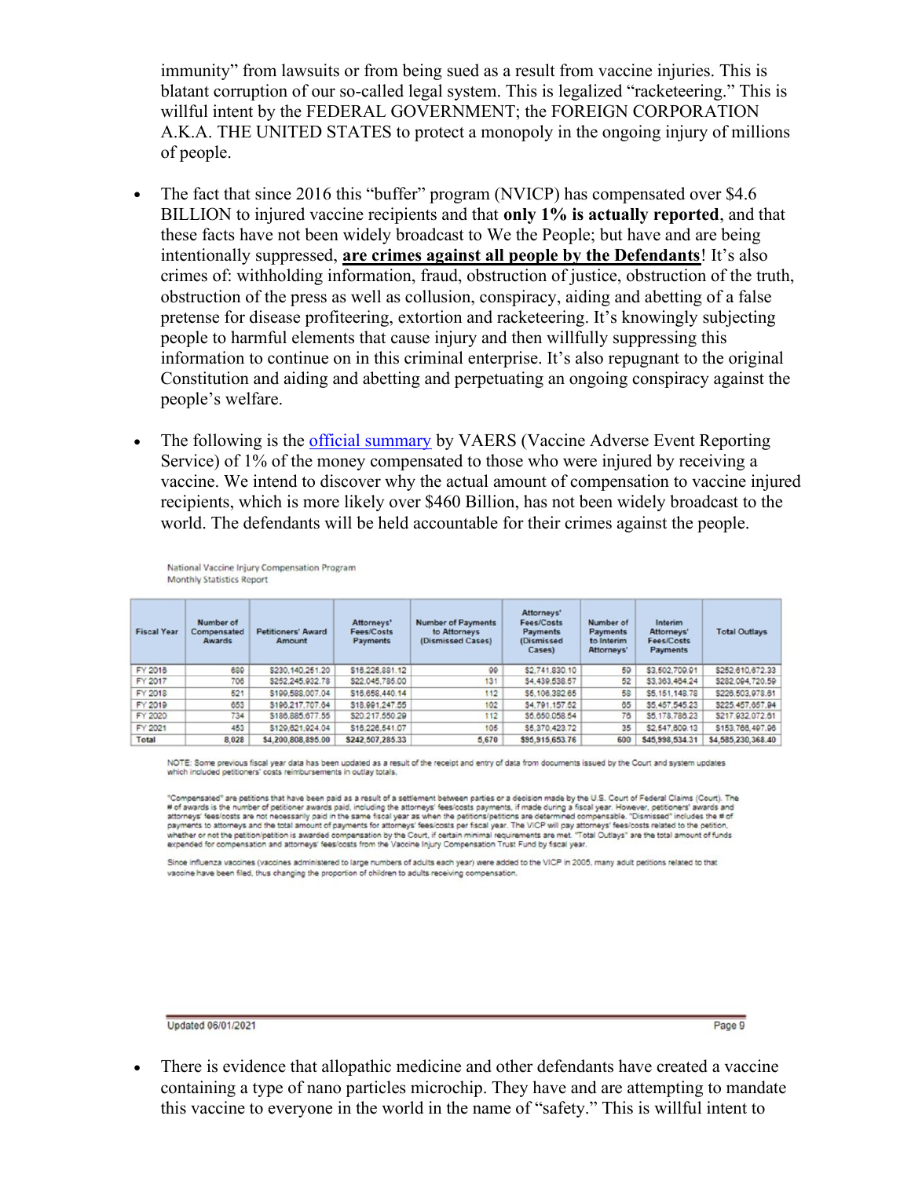immunity" from lawsuits or from being sued as a result from vaccine injuries. This is blatant corruption of our so-called legal system. This is legalized "racketeering." This is willful intent by the FEDERAL GOVERNMENT; the FOREIGN CORPORATION A.K.A. THE UNITED STATES to protect a monopoly in the ongoing injury of millions of people.

- The fact that since 2016 this "buffer" program (NVICP) has compensated over $4.6 BILLION to injured vaccine recipients and that **only 1% is actually reported**, and that these facts have not been widely broadcast to We the People; but have and are being intentionally suppressed, **are crimes against all people by the Defendants**! It's also crimes of: withholding information, fraud, obstruction of justice, obstruction of the truth, obstruction of the press as well as collusion, conspiracy, aiding and abetting of a false pretense for disease profiteering, extortion and racketeering. It's knowingly subjecting people to harmful elements that cause injury and then willfully suppressing this information to continue on in this criminal enterprise. It's also repugnant to the original Constitution and aiding and abetting and perpetuating an ongoing conspiracy against the people's welfare.

- The following is the official summary by VAERS (Vaccine Adverse Event Reporting Service) of 1% of the money compensated to those who were injured by receiving a vaccine. We intend to discover why the actual amount of compensation to vaccine injured recipients, which is more likely over $460 Billion, has not been widely broadcast to the world. The defendants will be held accountable for their crimes against the people.

National Vaccine Injury Compensation Program
Monthly Statistics Report

| Fiscal Year | Number of Compensated Awards | Petitioners' Award Amount | Attorneys' Fees/Costs Payments | Number of Payments to Attorneys (Dismissed Cases) | Attorneys' Fees/Costs Payments (Dismissed Cases) | Number of Payments to Interim Attorneys' | Interim Attorneys' Fees/Costs Payments | Total Outlays |
|---|---|---|---|---|---|---|---|---|
| FY 2016 | 689 | $230,140,251.20 | $18,225,881.12 | 99 | $2,741,830.10 | 59 | $3,502,709.91 | $252,610,672.33 |
| FY 2017 | 706 | $252,245,932.78 | $22,045,785.00 | 131 | $4,439,538.57 | 52 | $3,363,464.24 | $282,094,720.59 |
| FY 2018 | 521 | $199,588,007.04 | $16,658,440.14 | 112 | $5,106,382.65 | 58 | $5,151,148.78 | $226,503,978.61 |
| FY 2019 | 653 | $196,217,707.64 | $18,991,247.55 | 102 | $4,791,157.52 | 65 | $5,457,545.23 | $225,457,657.94 |
| FY 2020 | 734 | $186,885,677.55 | $20,217,550.29 | 112 | $5,650,058.54 | 76 | $5,178,786.23 | $217,932,072.61 |
| FY 2021 | 453 | $129,621,924.04 | $16,226,541.07 | 105 | $5,370,423.72 | 35 | $2,547,609.13 | $153,766,497.96 |
| Total | 8,028 | $4,200,808,895.00 | $242,507,285.33 | 5,670 | $95,915,653.76 | 600 | $45,998,534.31 | $4,585,230,368.40 |

NOTE: Some previous fiscal year data has been updated as a result of the receipt and entry of data from documents issued by the Court and system updates which included petitioners' costs reimbursements in outlay totals.

"Compensated" are petitions that have been paid as a result of a settlement between parties or a decision made by the U.S. Court of Federal Claims (Court). The # of awards is the number of petitioner awards paid, including the attorneys' fees/costs payments, if made during a fiscal year. However, petitioners' awards and attorneys' fees/costs are not necessarily paid in the same fiscal year as when the petitions/petitions are determined compensable. "Dismissed" includes the # of payments to attorneys and the total amount of payments for attorneys' fees/costs per fiscal year. The VICP will pay attorneys' fees/costs related to the petition, whether or not the petition/petition is awarded compensation by the Court, if certain minimal requirements are met. "Total Outlays" are the total amount of funds expended for compensation and attorneys' fees/costs from the Vaccine Injury Compensation Trust Fund by fiscal year.

Since influenza vaccines (vaccines administered to large numbers of adults each year) were added to the VICP in 2005, many adult petitions related to that vaccine have been filed, thus changing the proportion of children to adults receiving compensation.

Updated 06/01/2021 Page 9

- There is evidence that allopathic medicine and other defendants have created a vaccine containing a type of nano particles microchip. They have and are attempting to mandate this vaccine to everyone in the world in the name of "safety." This is willful intent to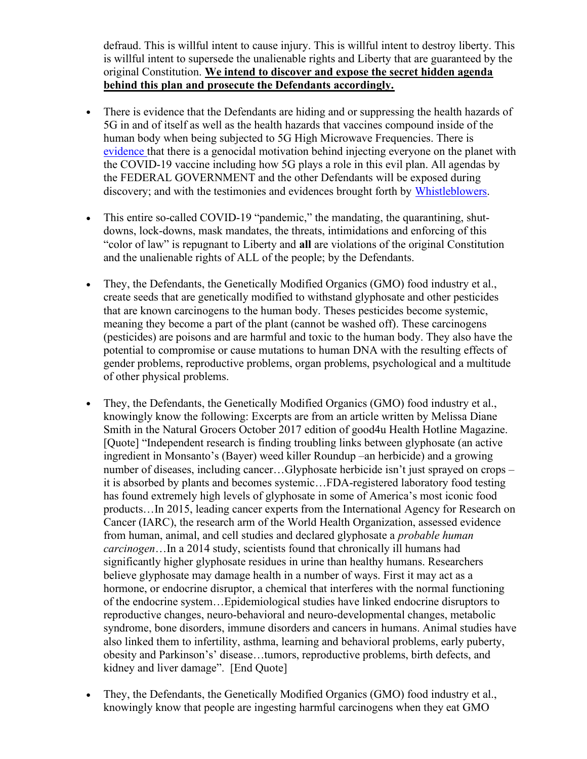defraud. This is willful intent to cause injury. This is willful intent to destroy liberty. This is willful intent to supersede the unalienable rights and Liberty that are guaranteed by the original Constitution. **We intend to discover and expose the secret hidden agenda behind this plan and prosecute the Defendants accordingly.**

- There is evidence that the Defendants are hiding and or suppressing the health hazards of 5G in and of itself as well as the health hazards that vaccines compound inside of the human body when being subjected to 5G High Microwave Frequencies. There is evidence that there is a genocidal motivation behind injecting everyone on the planet with the COVID-19 vaccine including how 5G plays a role in this evil plan. All agendas by the FEDERAL GOVERNMENT and the other Defendants will be exposed during discovery; and with the testimonies and evidences brought forth by Whistleblowers.

- This entire so-called COVID-19 "pandemic," the mandating, the quarantining, shut-downs, lock-downs, mask mandates, the threats, intimidations and enforcing of this "color of law" is repugnant to Liberty and **all** are violations of the original Constitution and the unalienable rights of ALL of the people; by the Defendants.

- They, the Defendants, the Genetically Modified Organics (GMO) food industry et al., create seeds that are genetically modified to withstand glyphosate and other pesticides that are known carcinogens to the human body. Theses pesticides become systemic, meaning they become a part of the plant (cannot be washed off). These carcinogens (pesticides) are poisons and are harmful and toxic to the human body. They also have the potential to compromise or cause mutations to human DNA with the resulting effects of gender problems, reproductive problems, organ problems, psychological and a multitude of other physical problems.

- They, the Defendants, the Genetically Modified Organics (GMO) food industry et al., knowingly know the following: Excerpts are from an article written by Melissa Diane Smith in the Natural Grocers October 2017 edition of good4u Health Hotline Magazine. [Quote] "Independent research is finding troubling links between glyphosate (an active ingredient in Monsanto's (Bayer) weed killer Roundup –an herbicide) and a growing number of diseases, including cancer…Glyphosate herbicide isn't just sprayed on crops – it is absorbed by plants and becomes systemic…FDA-registered laboratory food testing has found extremely high levels of glyphosate in some of America's most iconic food products…In 2015, leading cancer experts from the International Agency for Research on Cancer (IARC), the research arm of the World Health Organization, assessed evidence from human, animal, and cell studies and declared glyphosate a *probable human carcinogen*…In a 2014 study, scientists found that chronically ill humans had significantly higher glyphosate residues in urine than healthy humans. Researchers believe glyphosate may damage health in a number of ways. First it may act as a hormone, or endocrine disruptor, a chemical that interferes with the normal functioning of the endocrine system…Epidemiological studies have linked endocrine disruptors to reproductive changes, neuro-behavioral and neuro-developmental changes, metabolic syndrome, bone disorders, immune disorders and cancers in humans. Animal studies have also linked them to infertility, asthma, learning and behavioral problems, early puberty, obesity and Parkinson's' disease…tumors, reproductive problems, birth defects, and kidney and liver damage". [End Quote]

- They, the Defendants, the Genetically Modified Organics (GMO) food industry et al., knowingly know that people are ingesting harmful carcinogens when they eat GMO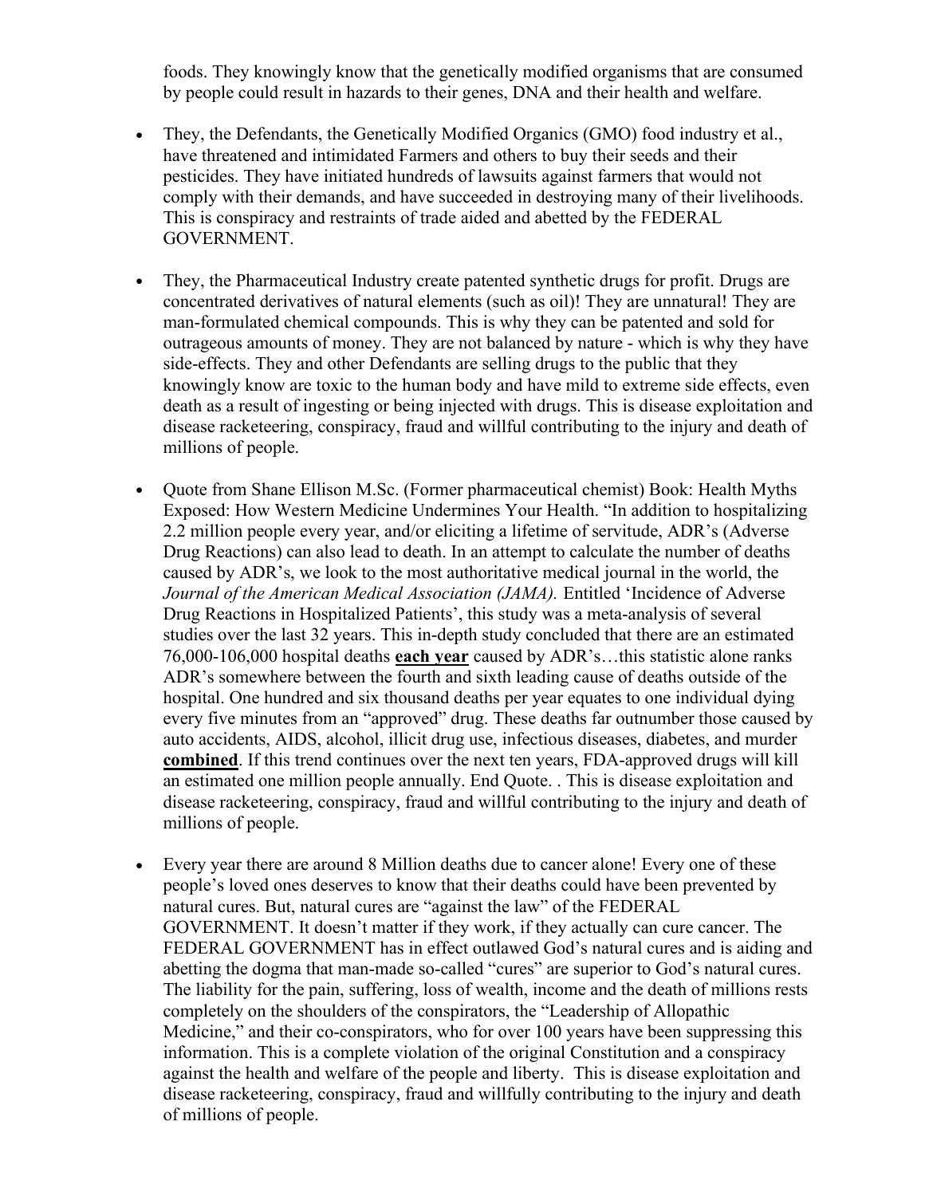foods. They knowingly know that the genetically modified organisms that are consumed by people could result in hazards to their genes, DNA and their health and welfare.

- They, the Defendants, the Genetically Modified Organics (GMO) food industry et al., have threatened and intimidated Farmers and others to buy their seeds and their pesticides. They have initiated hundreds of lawsuits against farmers that would not comply with their demands, and have succeeded in destroying many of their livelihoods. This is conspiracy and restraints of trade aided and abetted by the FEDERAL GOVERNMENT.

- They, the Pharmaceutical Industry create patented synthetic drugs for profit. Drugs are concentrated derivatives of natural elements (such as oil)! They are unnatural! They are man-formulated chemical compounds. This is why they can be patented and sold for outrageous amounts of money. They are not balanced by nature - which is why they have side-effects. They and other Defendants are selling drugs to the public that they knowingly know are toxic to the human body and have mild to extreme side effects, even death as a result of ingesting or being injected with drugs. This is disease exploitation and disease racketeering, conspiracy, fraud and willful contributing to the injury and death of millions of people.

- Quote from Shane Ellison M.Sc. (Former pharmaceutical chemist) Book: Health Myths Exposed: How Western Medicine Undermines Your Health. "In addition to hospitalizing 2.2 million people every year, and/or eliciting a lifetime of servitude, ADR's (Adverse Drug Reactions) can also lead to death. In an attempt to calculate the number of deaths caused by ADR's, we look to the most authoritative medical journal in the world, the *Journal of the American Medical Association (JAMA).* Entitled 'Incidence of Adverse Drug Reactions in Hospitalized Patients', this study was a meta-analysis of several studies over the last 32 years. This in-depth study concluded that there are an estimated 76,000-106,000 hospital deaths **each year** caused by ADR's…this statistic alone ranks ADR's somewhere between the fourth and sixth leading cause of deaths outside of the hospital. One hundred and six thousand deaths per year equates to one individual dying every five minutes from an "approved" drug. These deaths far outnumber those caused by auto accidents, AIDS, alcohol, illicit drug use, infectious diseases, diabetes, and murder **combined**. If this trend continues over the next ten years, FDA-approved drugs will kill an estimated one million people annually. End Quote. . This is disease exploitation and disease racketeering, conspiracy, fraud and willful contributing to the injury and death of millions of people.

- Every year there are around 8 Million deaths due to cancer alone! Every one of these people's loved ones deserves to know that their deaths could have been prevented by natural cures. But, natural cures are "against the law" of the FEDERAL GOVERNMENT. It doesn't matter if they work, if they actually can cure cancer. The FEDERAL GOVERNMENT has in effect outlawed God's natural cures and is aiding and abetting the dogma that man-made so-called "cures" are superior to God's natural cures. The liability for the pain, suffering, loss of wealth, income and the death of millions rests completely on the shoulders of the conspirators, the "Leadership of Allopathic Medicine," and their co-conspirators, who for over 100 years have been suppressing this information. This is a complete violation of the original Constitution and a conspiracy against the health and welfare of the people and liberty. This is disease exploitation and disease racketeering, conspiracy, fraud and willfully contributing to the injury and death of millions of people.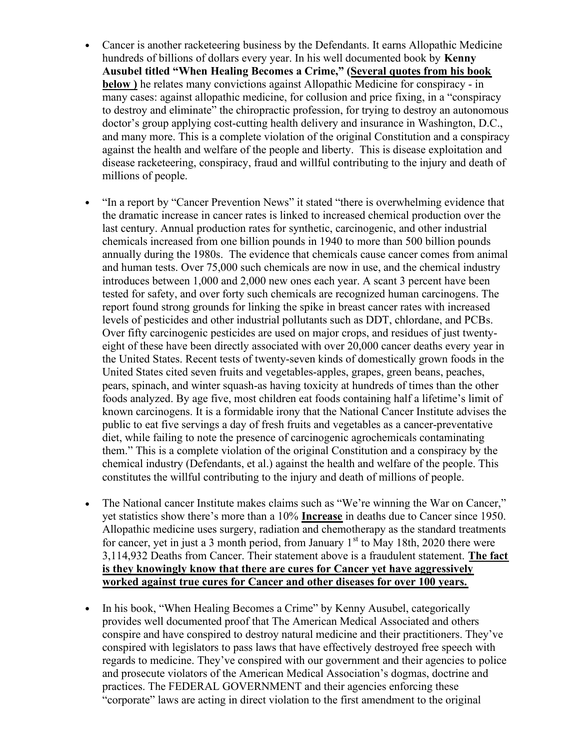- Cancer is another racketeering business by the Defendants. It earns Allopathic Medicine hundreds of billions of dollars every year. In his well documented book by **Kenny Ausubel titled "When Healing Becomes a Crime," (<u>Several quotes from his book below )</u>** he relates many convictions against Allopathic Medicine for conspiracy - in many cases: against allopathic medicine, for collusion and price fixing, in a "conspiracy to destroy and eliminate" the chiropractic profession, for trying to destroy an autonomous doctor's group applying cost-cutting health delivery and insurance in Washington, D.C., and many more. This is a complete violation of the original Constitution and a conspiracy against the health and welfare of the people and liberty. This is disease exploitation and disease racketeering, conspiracy, fraud and willful contributing to the injury and death of millions of people.

- "In a report by "Cancer Prevention News" it stated "there is overwhelming evidence that the dramatic increase in cancer rates is linked to increased chemical production over the last century. Annual production rates for synthetic, carcinogenic, and other industrial chemicals increased from one billion pounds in 1940 to more than 500 billion pounds annually during the 1980s. The evidence that chemicals cause cancer comes from animal and human tests. Over 75,000 such chemicals are now in use, and the chemical industry introduces between 1,000 and 2,000 new ones each year. A scant 3 percent have been tested for safety, and over forty such chemicals are recognized human carcinogens. The report found strong grounds for linking the spike in breast cancer rates with increased levels of pesticides and other industrial pollutants such as DDT, chlordane, and PCBs. Over fifty carcinogenic pesticides are used on major crops, and residues of just twenty-eight of these have been directly associated with over 20,000 cancer deaths every year in the United States. Recent tests of twenty-seven kinds of domestically grown foods in the United States cited seven fruits and vegetables-apples, grapes, green beans, peaches, pears, spinach, and winter squash-as having toxicity at hundreds of times than the other foods analyzed. By age five, most children eat foods containing half a lifetime's limit of known carcinogens. It is a formidable irony that the National Cancer Institute advises the public to eat five servings a day of fresh fruits and vegetables as a cancer-preventative diet, while failing to note the presence of carcinogenic agrochemicals contaminating them." This is a complete violation of the original Constitution and a conspiracy by the chemical industry (Defendants, et al.) against the health and welfare of the people. This constitutes the willful contributing to the injury and death of millions of people.

- The National cancer Institute makes claims such as "We're winning the War on Cancer," yet statistics show there's more than a 10% **<u>Increase</u>** in deaths due to Cancer since 1950. Allopathic medicine uses surgery, radiation and chemotherapy as the standard treatments for cancer, yet in just a 3 month period, from January 1st to May 18th, 2020 there were 3,114,932 Deaths from Cancer. Their statement above is a fraudulent statement. **<u>The fact is they knowingly know that there are cures for Cancer yet have aggressively worked against true cures for Cancer and other diseases for over 100 years.</u>**

- In his book, "When Healing Becomes a Crime" by Kenny Ausubel, categorically provides well documented proof that The American Medical Associated and others conspire and have conspired to destroy natural medicine and their practitioners. They've conspired with legislators to pass laws that have effectively destroyed free speech with regards to medicine. They've conspired with our government and their agencies to police and prosecute violators of the American Medical Association's dogmas, doctrine and practices. The FEDERAL GOVERNMENT and their agencies enforcing these "corporate" laws are acting in direct violation to the first amendment to the original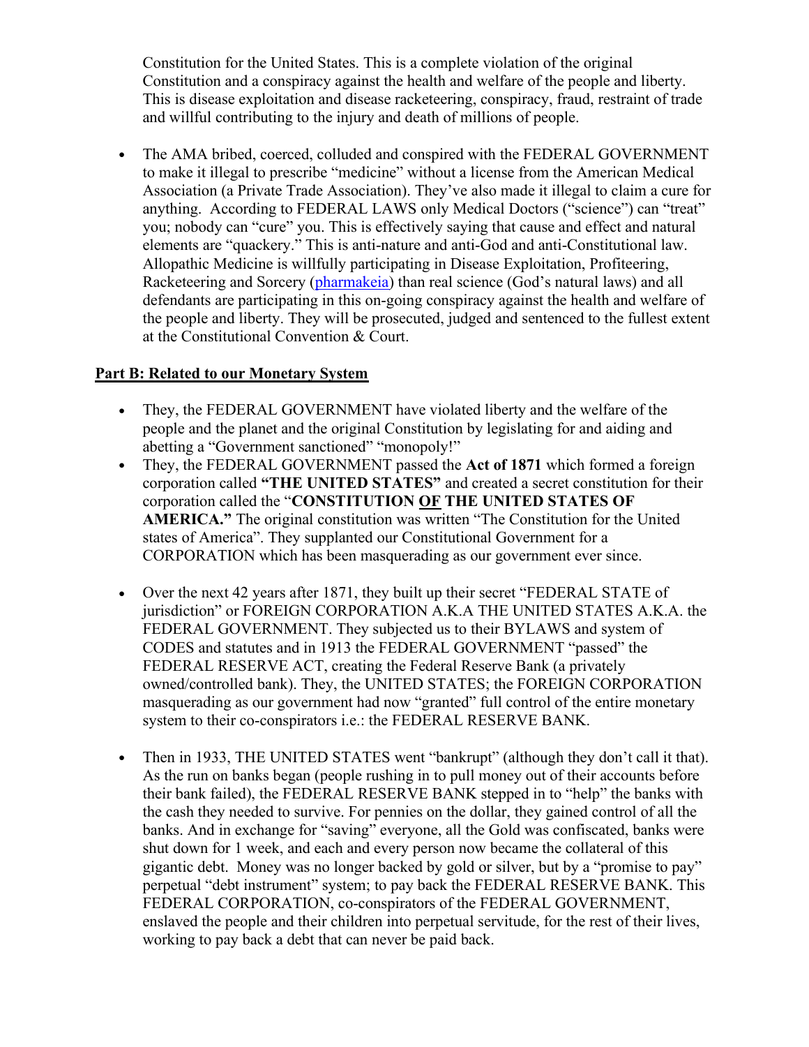Constitution for the United States. This is a complete violation of the original Constitution and a conspiracy against the health and welfare of the people and liberty. This is disease exploitation and disease racketeering, conspiracy, fraud, restraint of trade and willful contributing to the injury and death of millions of people.

- The AMA bribed, coerced, colluded and conspired with the FEDERAL GOVERNMENT to make it illegal to prescribe "medicine" without a license from the American Medical Association (a Private Trade Association). They've also made it illegal to claim a cure for anything. According to FEDERAL LAWS only Medical Doctors ("science") can "treat" you; nobody can "cure" you. This is effectively saying that cause and effect and natural elements are "quackery." This is anti-nature and anti-God and anti-Constitutional law. Allopathic Medicine is willfully participating in Disease Exploitation, Profiteering, Racketeering and Sorcery (pharmakeia) than real science (God's natural laws) and all defendants are participating in this on-going conspiracy against the health and welfare of the people and liberty. They will be prosecuted, judged and sentenced to the fullest extent at the Constitutional Convention & Court.

**Part B: Related to our Monetary System**

- They, the FEDERAL GOVERNMENT have violated liberty and the welfare of the people and the planet and the original Constitution by legislating for and aiding and abetting a "Government sanctioned" "monopoly!"
- They, the FEDERAL GOVERNMENT passed the **Act of 1871** which formed a foreign corporation called **"THE UNITED STATES"** and created a secret constitution for their corporation called the "**CONSTITUTION OF THE UNITED STATES OF AMERICA."** The original constitution was written "The Constitution for the United states of America". They supplanted our Constitutional Government for a CORPORATION which has been masquerading as our government ever since.

- Over the next 42 years after 1871, they built up their secret "FEDERAL STATE of jurisdiction" or FOREIGN CORPORATION A.K.A THE UNITED STATES A.K.A. the FEDERAL GOVERNMENT. They subjected us to their BYLAWS and system of CODES and statutes and in 1913 the FEDERAL GOVERNMENT "passed" the FEDERAL RESERVE ACT, creating the Federal Reserve Bank (a privately owned/controlled bank). They, the UNITED STATES; the FOREIGN CORPORATION masquerading as our government had now "granted" full control of the entire monetary system to their co-conspirators i.e.: the FEDERAL RESERVE BANK.

- Then in 1933, THE UNITED STATES went "bankrupt" (although they don't call it that). As the run on banks began (people rushing in to pull money out of their accounts before their bank failed), the FEDERAL RESERVE BANK stepped in to "help" the banks with the cash they needed to survive. For pennies on the dollar, they gained control of all the banks. And in exchange for "saving" everyone, all the Gold was confiscated, banks were shut down for 1 week, and each and every person now became the collateral of this gigantic debt. Money was no longer backed by gold or silver, but by a "promise to pay" perpetual "debt instrument" system; to pay back the FEDERAL RESERVE BANK. This FEDERAL CORPORATION, co-conspirators of the FEDERAL GOVERNMENT, enslaved the people and their children into perpetual servitude, for the rest of their lives, working to pay back a debt that can never be paid back.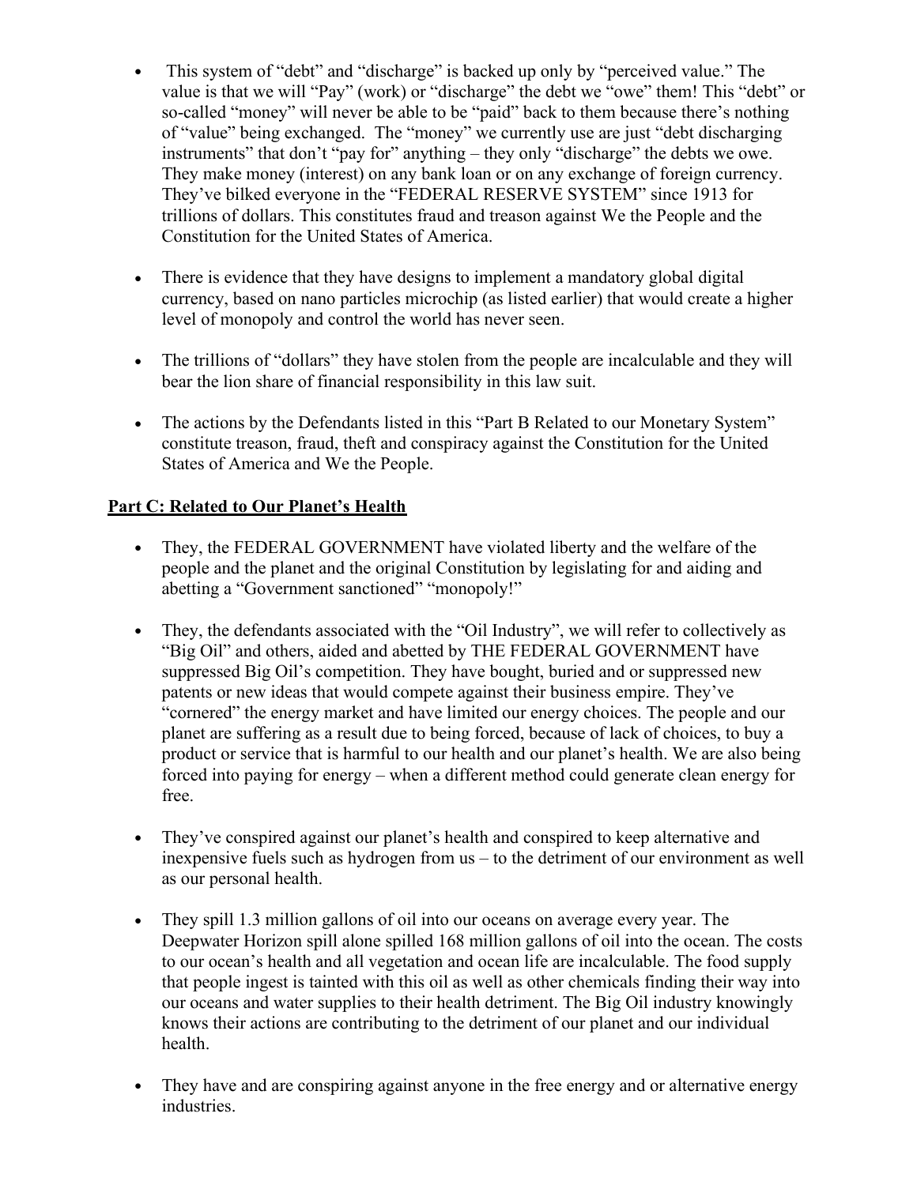- This system of "debt" and "discharge" is backed up only by "perceived value." The value is that we will "Pay" (work) or "discharge" the debt we "owe" them! This "debt" or so-called "money" will never be able to be "paid" back to them because there's nothing of "value" being exchanged. The "money" we currently use are just "debt discharging instruments" that don't "pay for" anything – they only "discharge" the debts we owe. They make money (interest) on any bank loan or on any exchange of foreign currency. They've bilked everyone in the "FEDERAL RESERVE SYSTEM" since 1913 for trillions of dollars. This constitutes fraud and treason against We the People and the Constitution for the United States of America.

- There is evidence that they have designs to implement a mandatory global digital currency, based on nano particles microchip (as listed earlier) that would create a higher level of monopoly and control the world has never seen.

- The trillions of "dollars" they have stolen from the people are incalculable and they will bear the lion share of financial responsibility in this law suit.

- The actions by the Defendants listed in this "Part B Related to our Monetary System" constitute treason, fraud, theft and conspiracy against the Constitution for the United States of America and We the People.

**Part C: Related to Our Planet's Health**

- They, the FEDERAL GOVERNMENT have violated liberty and the welfare of the people and the planet and the original Constitution by legislating for and aiding and abetting a "Government sanctioned" "monopoly!"

- They, the defendants associated with the "Oil Industry", we will refer to collectively as "Big Oil" and others, aided and abetted by THE FEDERAL GOVERNMENT have suppressed Big Oil's competition. They have bought, buried and or suppressed new patents or new ideas that would compete against their business empire. They've "cornered" the energy market and have limited our energy choices. The people and our planet are suffering as a result due to being forced, because of lack of choices, to buy a product or service that is harmful to our health and our planet's health. We are also being forced into paying for energy – when a different method could generate clean energy for free.

- They've conspired against our planet's health and conspired to keep alternative and inexpensive fuels such as hydrogen from us – to the detriment of our environment as well as our personal health.

- They spill 1.3 million gallons of oil into our oceans on average every year. The Deepwater Horizon spill alone spilled 168 million gallons of oil into the ocean. The costs to our ocean's health and all vegetation and ocean life are incalculable. The food supply that people ingest is tainted with this oil as well as other chemicals finding their way into our oceans and water supplies to their health detriment. The Big Oil industry knowingly knows their actions are contributing to the detriment of our planet and our individual health.

- They have and are conspiring against anyone in the free energy and or alternative energy industries.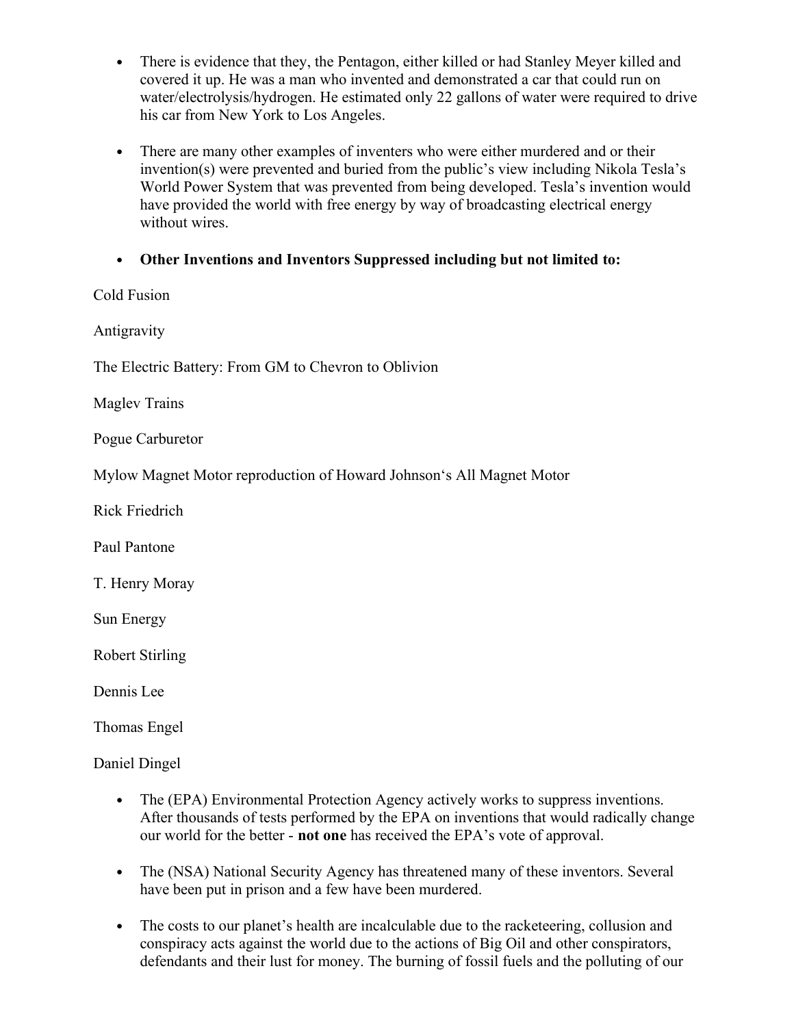- There is evidence that they, the Pentagon, either killed or had Stanley Meyer killed and covered it up. He was a man who invented and demonstrated a car that could run on water/electrolysis/hydrogen. He estimated only 22 gallons of water were required to drive his car from New York to Los Angeles.

- There are many other examples of inventers who were either murdered and or their invention(s) were prevented and buried from the public's view including Nikola Tesla's World Power System that was prevented from being developed. Tesla's invention would have provided the world with free energy by way of broadcasting electrical energy without wires.

- **Other Inventions and Inventors Suppressed including but not limited to:**

Cold Fusion

Antigravity

The Electric Battery: From GM to Chevron to Oblivion

Maglev Trains

Pogue Carburetor

Mylow Magnet Motor reproduction of Howard Johnson's All Magnet Motor

Rick Friedrich

Paul Pantone

T. Henry Moray

Sun Energy

Robert Stirling

Dennis Lee

Thomas Engel

Daniel Dingel

- The (EPA) Environmental Protection Agency actively works to suppress inventions. After thousands of tests performed by the EPA on inventions that would radically change our world for the better - **not one** has received the EPA's vote of approval.

- The (NSA) National Security Agency has threatened many of these inventors. Several have been put in prison and a few have been murdered.

- The costs to our planet's health are incalculable due to the racketeering, collusion and conspiracy acts against the world due to the actions of Big Oil and other conspirators, defendants and their lust for money. The burning of fossil fuels and the polluting of our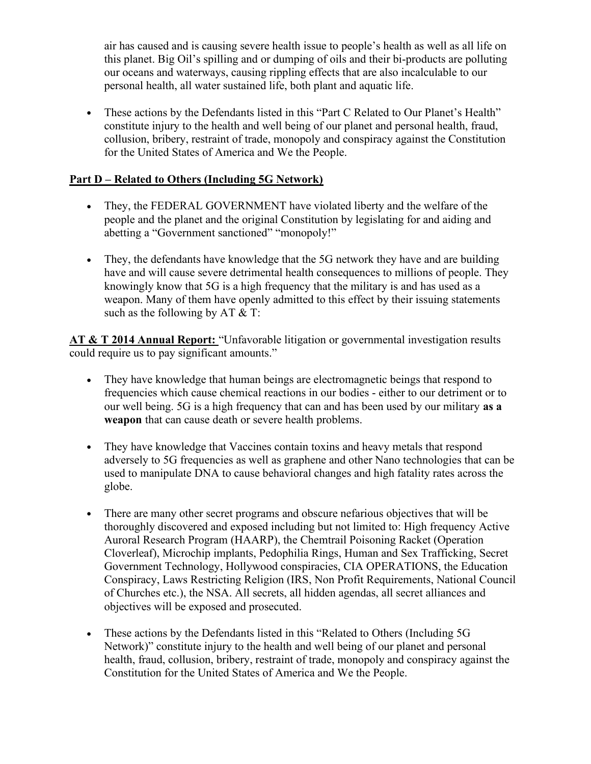air has caused and is causing severe health issue to people's health as well as all life on this planet. Big Oil's spilling and or dumping of oils and their bi-products are polluting our oceans and waterways, causing rippling effects that are also incalculable to our personal health, all water sustained life, both plant and aquatic life.

- These actions by the Defendants listed in this "Part C Related to Our Planet's Health" constitute injury to the health and well being of our planet and personal health, fraud, collusion, bribery, restraint of trade, monopoly and conspiracy against the Constitution for the United States of America and We the People.

**Part D – Related to Others (Including 5G Network)**

- They, the FEDERAL GOVERNMENT have violated liberty and the welfare of the people and the planet and the original Constitution by legislating for and aiding and abetting a "Government sanctioned" "monopoly!"

- They, the defendants have knowledge that the 5G network they have and are building have and will cause severe detrimental health consequences to millions of people. They knowingly know that 5G is a high frequency that the military is and has used as a weapon. Many of them have openly admitted to this effect by their issuing statements such as the following by AT & T:

**AT & T 2014 Annual Report:** "Unfavorable litigation or governmental investigation results could require us to pay significant amounts."

- They have knowledge that human beings are electromagnetic beings that respond to frequencies which cause chemical reactions in our bodies - either to our detriment or to our well being. 5G is a high frequency that can and has been used by our military **as a weapon** that can cause death or severe health problems.

- They have knowledge that Vaccines contain toxins and heavy metals that respond adversely to 5G frequencies as well as graphene and other Nano technologies that can be used to manipulate DNA to cause behavioral changes and high fatality rates across the globe.

- There are many other secret programs and obscure nefarious objectives that will be thoroughly discovered and exposed including but not limited to: High frequency Active Auroral Research Program (HAARP), the Chemtrail Poisoning Racket (Operation Cloverleaf), Microchip implants, Pedophilia Rings, Human and Sex Trafficking, Secret Government Technology, Hollywood conspiracies, CIA OPERATIONS, the Education Conspiracy, Laws Restricting Religion (IRS, Non Profit Requirements, National Council of Churches etc.), the NSA. All secrets, all hidden agendas, all secret alliances and objectives will be exposed and prosecuted.

- These actions by the Defendants listed in this "Related to Others (Including 5G Network)" constitute injury to the health and well being of our planet and personal health, fraud, collusion, bribery, restraint of trade, monopoly and conspiracy against the Constitution for the United States of America and We the People.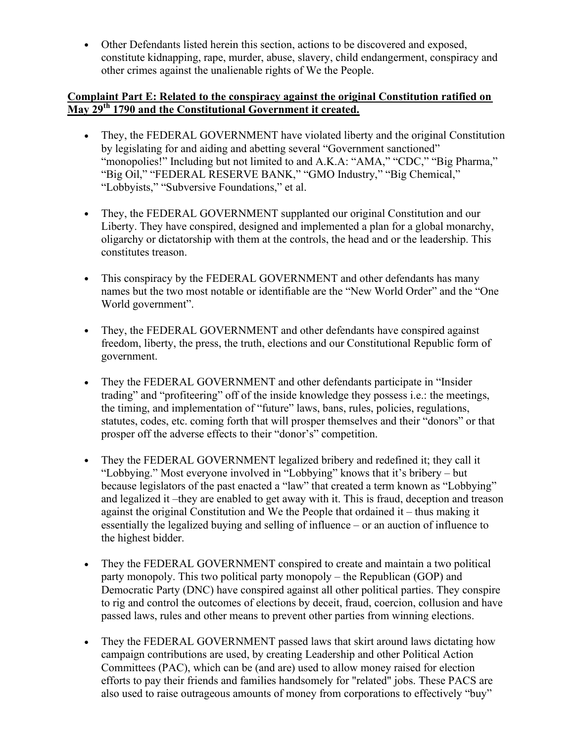- Other Defendants listed herein this section, actions to be discovered and exposed, constitute kidnapping, rape, murder, abuse, slavery, child endangerment, conspiracy and other crimes against the unalienable rights of We the People.

**Complaint Part E: Related to the conspiracy against the original Constitution ratified on May 29th 1790 and the Constitutional Government it created.**

- They, the FEDERAL GOVERNMENT have violated liberty and the original Constitution by legislating for and aiding and abetting several "Government sanctioned" "monopolies!" Including but not limited to and A.K.A: "AMA," "CDC," "Big Pharma," "Big Oil," "FEDERAL RESERVE BANK," "GMO Industry," "Big Chemical," "Lobbyists," "Subversive Foundations," et al.

- They, the FEDERAL GOVERNMENT supplanted our original Constitution and our Liberty. They have conspired, designed and implemented a plan for a global monarchy, oligarchy or dictatorship with them at the controls, the head and or the leadership. This constitutes treason.

- This conspiracy by the FEDERAL GOVERNMENT and other defendants has many names but the two most notable or identifiable are the "New World Order" and the "One World government".

- They, the FEDERAL GOVERNMENT and other defendants have conspired against freedom, liberty, the press, the truth, elections and our Constitutional Republic form of government.

- They the FEDERAL GOVERNMENT and other defendants participate in "Insider trading" and "profiteering" off of the inside knowledge they possess i.e.: the meetings, the timing, and implementation of "future" laws, bans, rules, policies, regulations, statutes, codes, etc. coming forth that will prosper themselves and their "donors" or that prosper off the adverse effects to their "donor's" competition.

- They the FEDERAL GOVERNMENT legalized bribery and redefined it; they call it "Lobbying." Most everyone involved in "Lobbying" knows that it's bribery – but because legislators of the past enacted a "law" that created a term known as "Lobbying" and legalized it –they are enabled to get away with it. This is fraud, deception and treason against the original Constitution and We the People that ordained it – thus making it essentially the legalized buying and selling of influence – or an auction of influence to the highest bidder.

- They the FEDERAL GOVERNMENT conspired to create and maintain a two political party monopoly. This two political party monopoly – the Republican (GOP) and Democratic Party (DNC) have conspired against all other political parties. They conspire to rig and control the outcomes of elections by deceit, fraud, coercion, collusion and have passed laws, rules and other means to prevent other parties from winning elections.

- They the FEDERAL GOVERNMENT passed laws that skirt around laws dictating how campaign contributions are used, by creating Leadership and other Political Action Committees (PAC), which can be (and are) used to allow money raised for election efforts to pay their friends and families handsomely for "related" jobs. These PACS are also used to raise outrageous amounts of money from corporations to effectively "buy"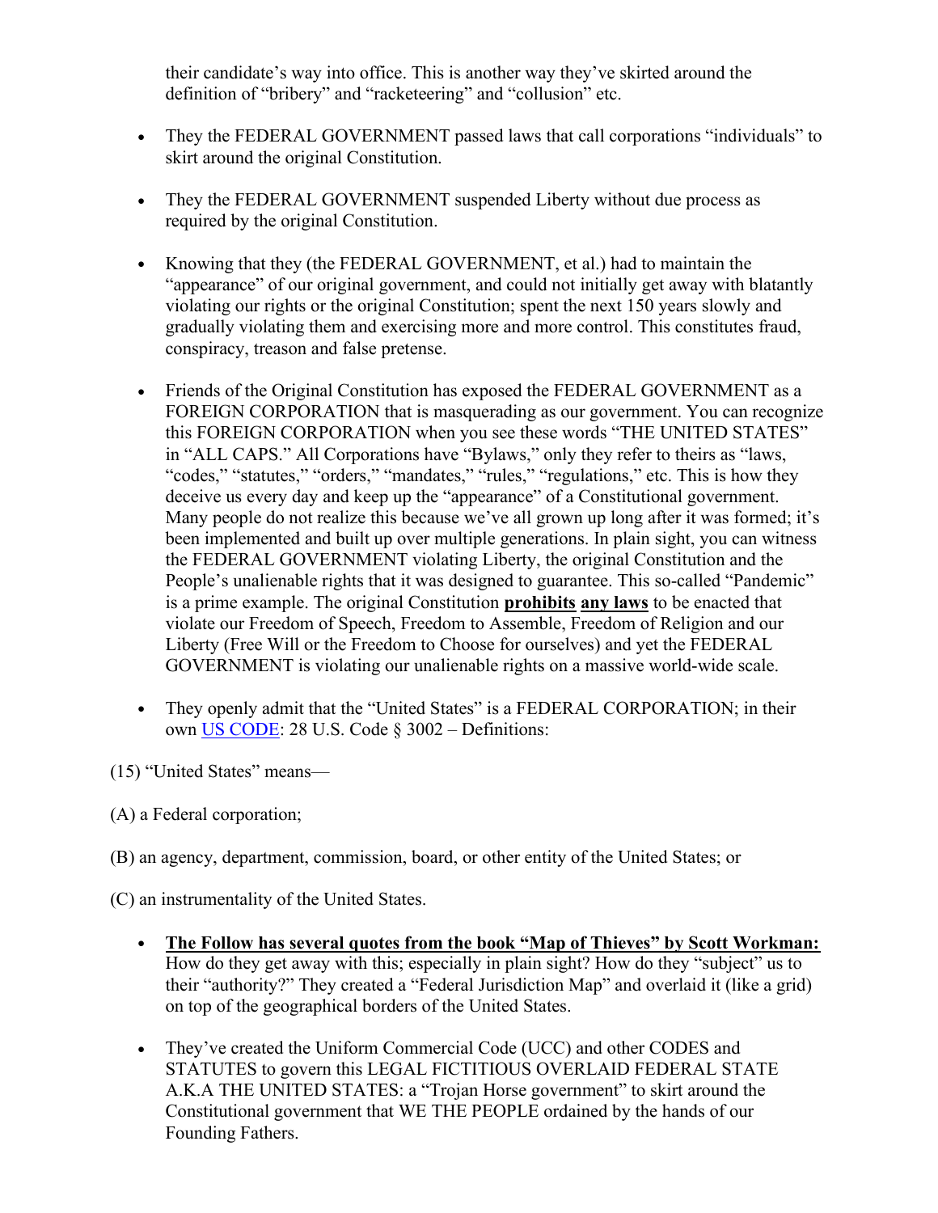their candidate's way into office. This is another way they've skirted around the definition of "bribery" and "racketeering" and "collusion" etc.

- They the FEDERAL GOVERNMENT passed laws that call corporations "individuals" to skirt around the original Constitution.

- They the FEDERAL GOVERNMENT suspended Liberty without due process as required by the original Constitution.

- Knowing that they (the FEDERAL GOVERNMENT, et al.) had to maintain the "appearance" of our original government, and could not initially get away with blatantly violating our rights or the original Constitution; spent the next 150 years slowly and gradually violating them and exercising more and more control. This constitutes fraud, conspiracy, treason and false pretense.

- Friends of the Original Constitution has exposed the FEDERAL GOVERNMENT as a FOREIGN CORPORATION that is masquerading as our government. You can recognize this FOREIGN CORPORATION when you see these words "THE UNITED STATES" in "ALL CAPS." All Corporations have "Bylaws," only they refer to theirs as "laws, "codes," "statutes," "orders," "mandates," "rules," "regulations," etc. This is how they deceive us every day and keep up the "appearance" of a Constitutional government. Many people do not realize this because we've all grown up long after it was formed; it's been implemented and built up over multiple generations. In plain sight, you can witness the FEDERAL GOVERNMENT violating Liberty, the original Constitution and the People's unalienable rights that it was designed to guarantee. This so-called "Pandemic" is a prime example. The original Constitution **prohibits** **any laws** to be enacted that violate our Freedom of Speech, Freedom to Assemble, Freedom of Religion and our Liberty (Free Will or the Freedom to Choose for ourselves) and yet the FEDERAL GOVERNMENT is violating our unalienable rights on a massive world-wide scale.

- They openly admit that the "United States" is a FEDERAL CORPORATION; in their own US CODE: 28 U.S. Code § 3002 – Definitions:

(15) "United States" means—

(A) a Federal corporation;

(B) an agency, department, commission, board, or other entity of the United States; or

(C) an instrumentality of the United States.

- **The Follow has several quotes from the book "Map of Thieves" by Scott Workman:** How do they get away with this; especially in plain sight? How do they "subject" us to their "authority?" They created a "Federal Jurisdiction Map" and overlaid it (like a grid) on top of the geographical borders of the United States.

- They've created the Uniform Commercial Code (UCC) and other CODES and STATUTES to govern this LEGAL FICTITIOUS OVERLAID FEDERAL STATE A.K.A THE UNITED STATES: a "Trojan Horse government" to skirt around the Constitutional government that WE THE PEOPLE ordained by the hands of our Founding Fathers.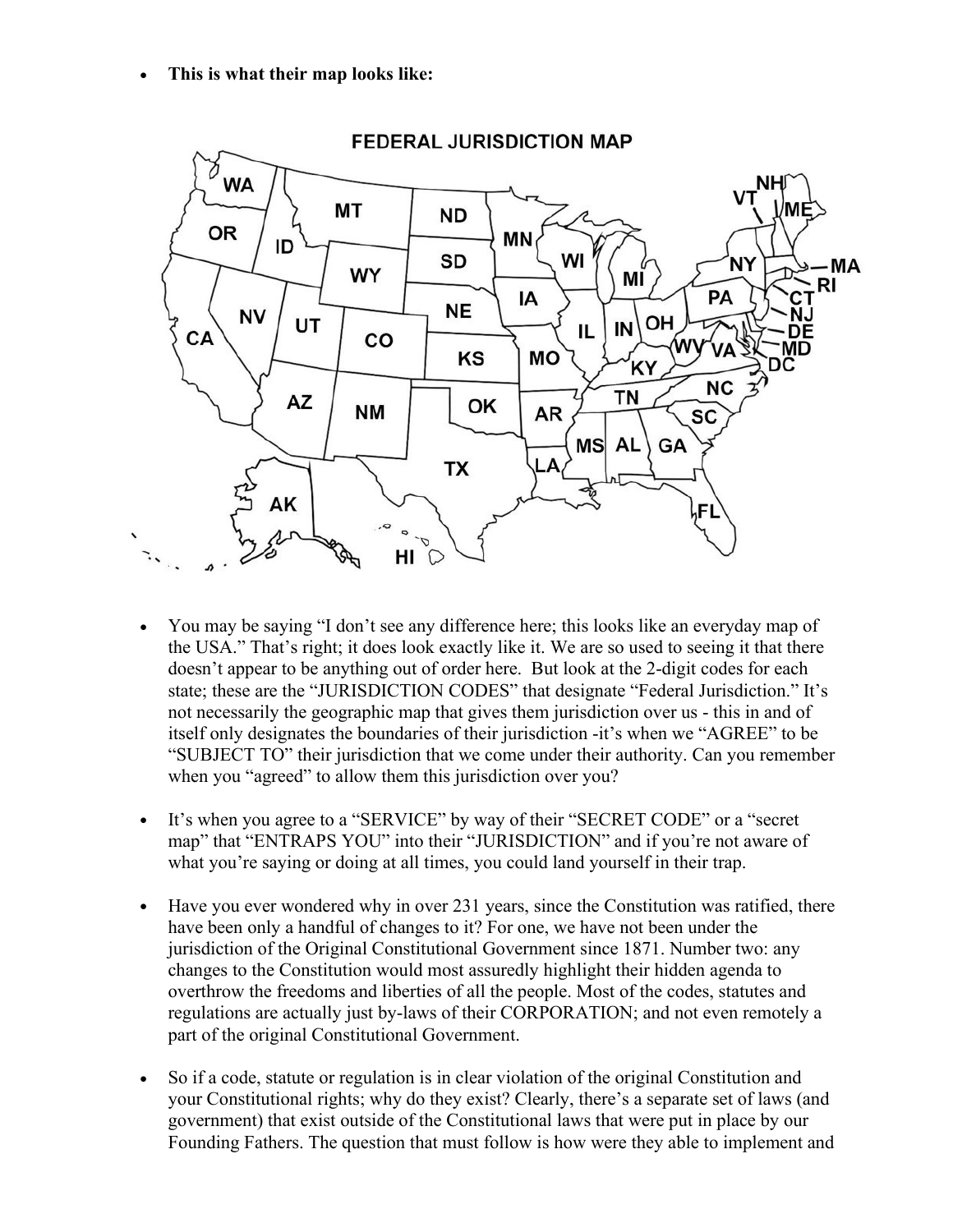- **This is what their map looks like:**

FEDERAL JURISDICTION MAP

- You may be saying "I don't see any difference here; this looks like an everyday map of the USA." That's right; it does look exactly like it. We are so used to seeing it that there doesn't appear to be anything out of order here. But look at the 2-digit codes for each state; these are the "JURISDICTION CODES" that designate "Federal Jurisdiction." It's not necessarily the geographic map that gives them jurisdiction over us - this in and of itself only designates the boundaries of their jurisdiction -it's when we "AGREE" to be "SUBJECT TO" their jurisdiction that we come under their authority. Can you remember when you "agreed" to allow them this jurisdiction over you?

- It's when you agree to a "SERVICE" by way of their "SECRET CODE" or a "secret map" that "ENTRAPS YOU" into their "JURISDICTION" and if you're not aware of what you're saying or doing at all times, you could land yourself in their trap.

- Have you ever wondered why in over 231 years, since the Constitution was ratified, there have been only a handful of changes to it? For one, we have not been under the jurisdiction of the Original Constitutional Government since 1871. Number two: any changes to the Constitution would most assuredly highlight their hidden agenda to overthrow the freedoms and liberties of all the people. Most of the codes, statutes and regulations are actually just by-laws of their CORPORATION; and not even remotely a part of the original Constitutional Government.

- So if a code, statute or regulation is in clear violation of the original Constitution and your Constitutional rights; why do they exist? Clearly, there's a separate set of laws (and government) that exist outside of the Constitutional laws that were put in place by our Founding Fathers. The question that must follow is how were they able to implement and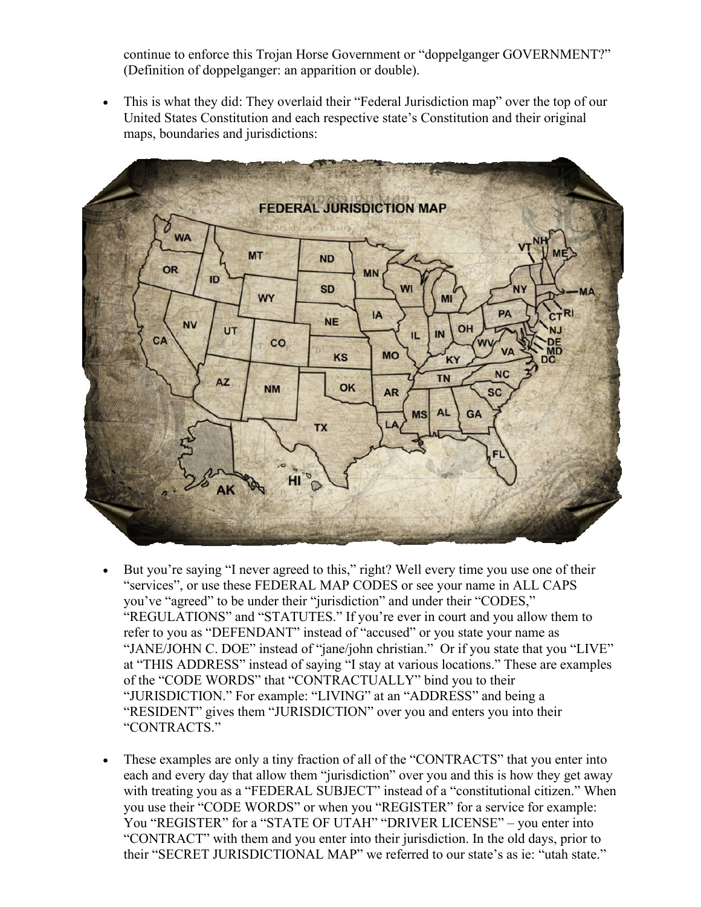continue to enforce this Trojan Horse Government or "doppelganger GOVERNMENT?" (Definition of doppelganger: an apparition or double).

- This is what they did: They overlaid their "Federal Jurisdiction map" over the top of our United States Constitution and each respective state's Constitution and their original maps, boundaries and jurisdictions:

- But you're saying "I never agreed to this," right? Well every time you use one of their "services", or use these FEDERAL MAP CODES or see your name in ALL CAPS you've "agreed" to be under their "jurisdiction" and under their "CODES," "REGULATIONS" and "STATUTES." If you're ever in court and you allow them to refer to you as "DEFENDANT" instead of "accused" or you state your name as "JANE/JOHN C. DOE" instead of "jane/john christian." Or if you state that you "LIVE" at "THIS ADDRESS" instead of saying "I stay at various locations." These are examples of the "CODE WORDS" that "CONTRACTUALLY" bind you to their "JURISDICTION." For example: "LIVING" at an "ADDRESS" and being a "RESIDENT" gives them "JURISDICTION" over you and enters you into their "CONTRACTS."

- These examples are only a tiny fraction of all of the "CONTRACTS" that you enter into each and every day that allow them "jurisdiction" over you and this is how they get away with treating you as a "FEDERAL SUBJECT" instead of a "constitutional citizen." When you use their "CODE WORDS" or when you "REGISTER" for a service for example: You "REGISTER" for a "STATE OF UTAH" "DRIVER LICENSE" – you enter into "CONTRACT" with them and you enter into their jurisdiction. In the old days, prior to their "SECRET JURISDICTIONAL MAP" we referred to our state's as ie: "utah state."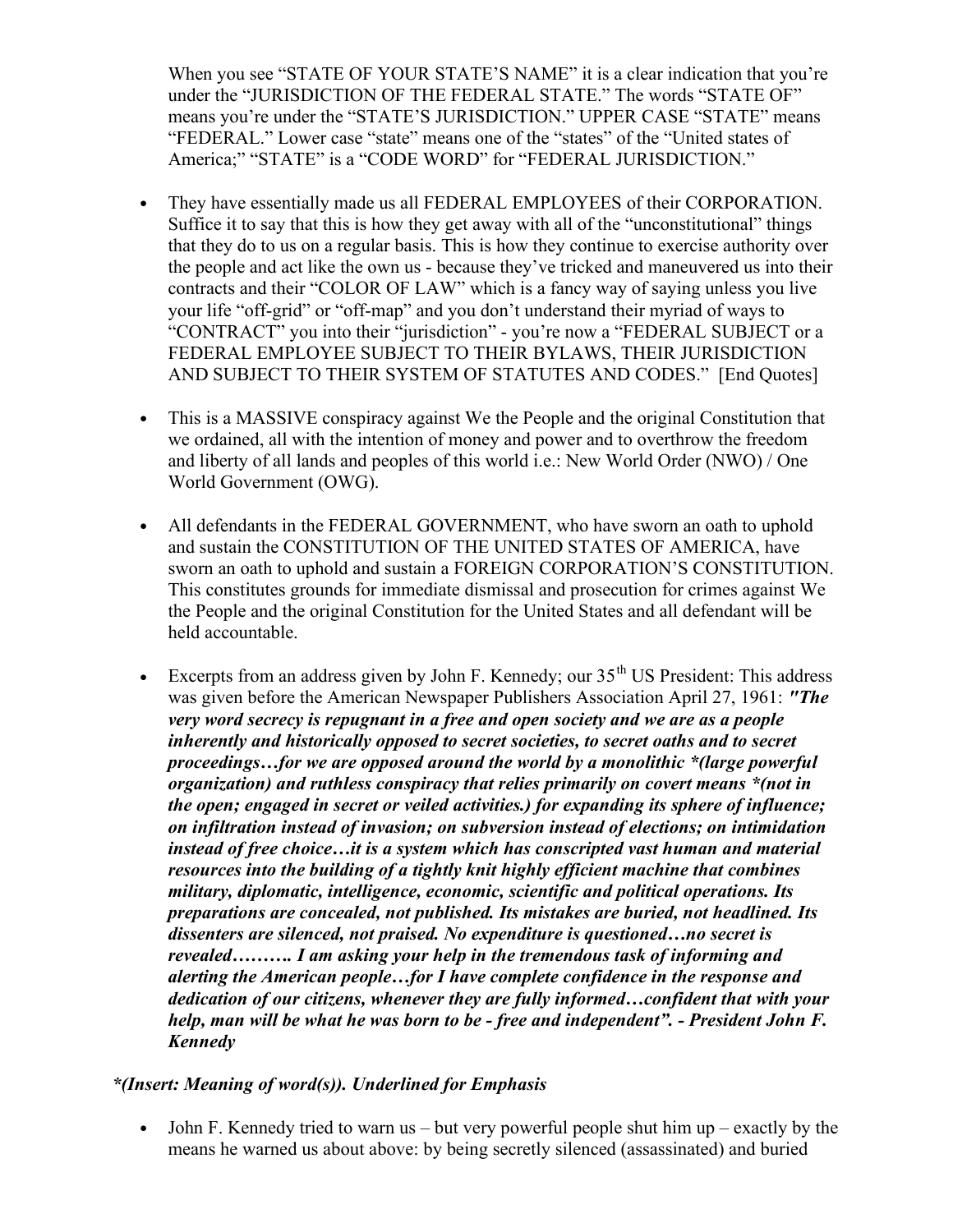When you see "STATE OF YOUR STATE'S NAME" it is a clear indication that you're under the "JURISDICTION OF THE FEDERAL STATE." The words "STATE OF" means you're under the "STATE'S JURISDICTION." UPPER CASE "STATE" means "FEDERAL." Lower case "state" means one of the "states" of the "United states of America;" "STATE" is a "CODE WORD" for "FEDERAL JURISDICTION."

- They have essentially made us all FEDERAL EMPLOYEES of their CORPORATION. Suffice it to say that this is how they get away with all of the "unconstitutional" things that they do to us on a regular basis. This is how they continue to exercise authority over the people and act like the own us - because they've tricked and maneuvered us into their contracts and their "COLOR OF LAW" which is a fancy way of saying unless you live your life "off-grid" or "off-map" and you don't understand their myriad of ways to "CONTRACT" you into their "jurisdiction" - you're now a "FEDERAL SUBJECT or a FEDERAL EMPLOYEE SUBJECT TO THEIR BYLAWS, THEIR JURISDICTION AND SUBJECT TO THEIR SYSTEM OF STATUTES AND CODES." [End Quotes]

- This is a MASSIVE conspiracy against We the People and the original Constitution that we ordained, all with the intention of money and power and to overthrow the freedom and liberty of all lands and peoples of this world i.e.: New World Order (NWO) / One World Government (OWG).

- All defendants in the FEDERAL GOVERNMENT, who have sworn an oath to uphold and sustain the CONSTITUTION OF THE UNITED STATES OF AMERICA, have sworn an oath to uphold and sustain a FOREIGN CORPORATION'S CONSTITUTION. This constitutes grounds for immediate dismissal and prosecution for crimes against We the People and the original Constitution for the United States and all defendant will be held accountable.

- Excerpts from an address given by John F. Kennedy; our 35th US President: This address was given before the American Newspaper Publishers Association April 27, 1961: ***"The very word secrecy is repugnant in a free and open society and we are as a people inherently and historically opposed to secret societies, to secret oaths and to secret proceedings…for we are opposed around the world by a monolithic *(large powerful organization) and ruthless conspiracy that relies primarily on covert means *(not in the open; engaged in secret or veiled activities.) for expanding its sphere of influence; on infiltration instead of invasion; on subversion instead of elections; on intimidation instead of free choice…it is a system which has conscripted vast human and material resources into the building of a tightly knit highly efficient machine that combines military, diplomatic, intelligence, economic, scientific and political operations. Its preparations are concealed, not published. Its mistakes are buried, not headlined. Its dissenters are silenced, not praised. No expenditure is questioned…no secret is revealed………. I am asking your help in the tremendous task of informing and alerting the American people…for I have complete confidence in the response and dedication of our citizens, whenever they are fully informed…confident that with your help, man will be what he was born to be - free and independent". - President John F. Kennedy***

***\*(Insert: Meaning of word(s)). Underlined for Emphasis***

- John F. Kennedy tried to warn us – but very powerful people shut him up – exactly by the means he warned us about above: by being secretly silenced (assassinated) and buried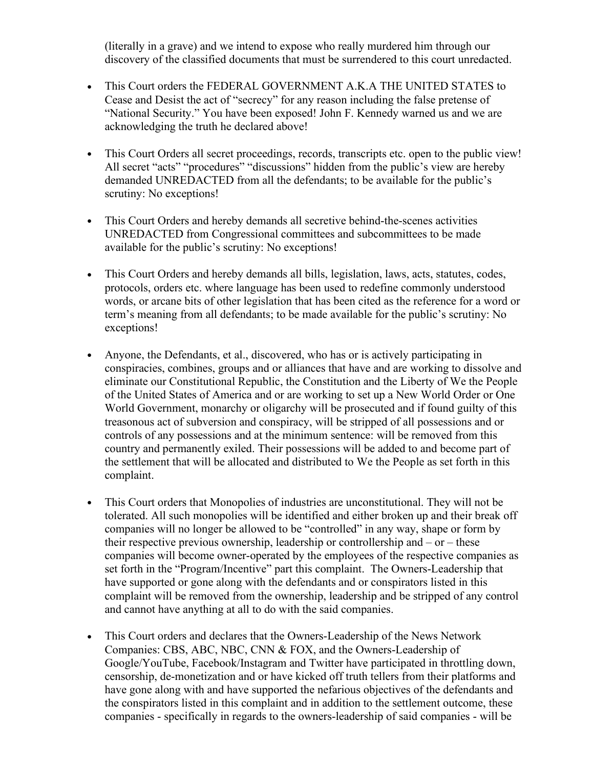(literally in a grave) and we intend to expose who really murdered him through our discovery of the classified documents that must be surrendered to this court unredacted.

- This Court orders the FEDERAL GOVERNMENT A.K.A THE UNITED STATES to Cease and Desist the act of "secrecy" for any reason including the false pretense of "National Security." You have been exposed! John F. Kennedy warned us and we are acknowledging the truth he declared above!

- This Court Orders all secret proceedings, records, transcripts etc. open to the public view! All secret "acts" "procedures" "discussions" hidden from the public's view are hereby demanded UNREDACTED from all the defendants; to be available for the public's scrutiny: No exceptions!

- This Court Orders and hereby demands all secretive behind-the-scenes activities UNREDACTED from Congressional committees and subcommittees to be made available for the public's scrutiny: No exceptions!

- This Court Orders and hereby demands all bills, legislation, laws, acts, statutes, codes, protocols, orders etc. where language has been used to redefine commonly understood words, or arcane bits of other legislation that has been cited as the reference for a word or term's meaning from all defendants; to be made available for the public's scrutiny: No exceptions!

- Anyone, the Defendants, et al., discovered, who has or is actively participating in conspiracies, combines, groups and or alliances that have and are working to dissolve and eliminate our Constitutional Republic, the Constitution and the Liberty of We the People of the United States of America and or are working to set up a New World Order or One World Government, monarchy or oligarchy will be prosecuted and if found guilty of this treasonous act of subversion and conspiracy, will be stripped of all possessions and or controls of any possessions and at the minimum sentence: will be removed from this country and permanently exiled. Their possessions will be added to and become part of the settlement that will be allocated and distributed to We the People as set forth in this complaint.

- This Court orders that Monopolies of industries are unconstitutional. They will not be tolerated. All such monopolies will be identified and either broken up and their break off companies will no longer be allowed to be "controlled" in any way, shape or form by their respective previous ownership, leadership or controllership and – or – these companies will become owner-operated by the employees of the respective companies as set forth in the "Program/Incentive" part this complaint. The Owners-Leadership that have supported or gone along with the defendants and or conspirators listed in this complaint will be removed from the ownership, leadership and be stripped of any control and cannot have anything at all to do with the said companies.

- This Court orders and declares that the Owners-Leadership of the News Network Companies: CBS, ABC, NBC, CNN & FOX, and the Owners-Leadership of Google/YouTube, Facebook/Instagram and Twitter have participated in throttling down, censorship, de-monetization and or have kicked off truth tellers from their platforms and have gone along with and have supported the nefarious objectives of the defendants and the conspirators listed in this complaint and in addition to the settlement outcome, these companies - specifically in regards to the owners-leadership of said companies - will be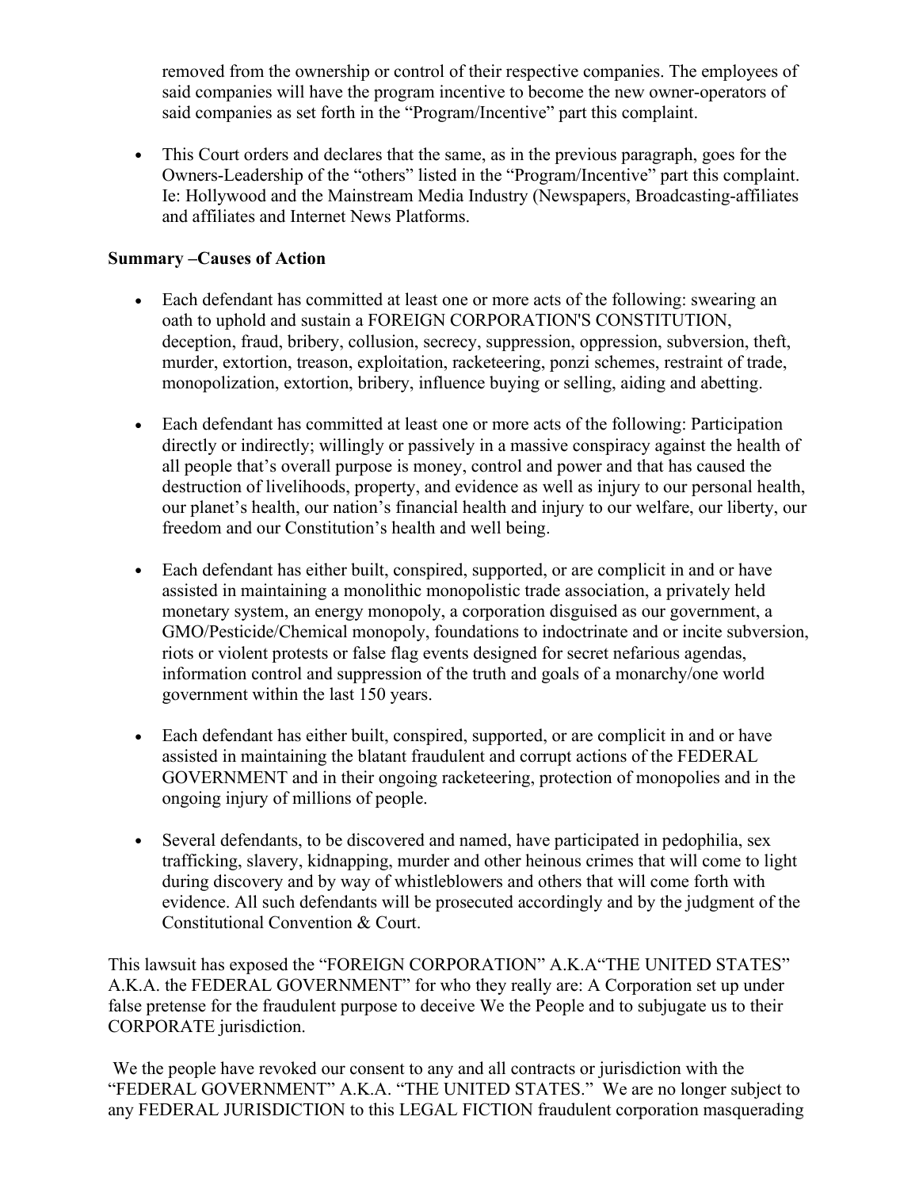removed from the ownership or control of their respective companies. The employees of said companies will have the program incentive to become the new owner-operators of said companies as set forth in the "Program/Incentive" part this complaint.

- This Court orders and declares that the same, as in the previous paragraph, goes for the Owners-Leadership of the "others" listed in the "Program/Incentive" part this complaint. Ie: Hollywood and the Mainstream Media Industry (Newspapers, Broadcasting-affiliates and affiliates and Internet News Platforms.

**Summary –Causes of Action**

- Each defendant has committed at least one or more acts of the following: swearing an oath to uphold and sustain a FOREIGN CORPORATION'S CONSTITUTION, deception, fraud, bribery, collusion, secrecy, suppression, oppression, subversion, theft, murder, extortion, treason, exploitation, racketeering, ponzi schemes, restraint of trade, monopolization, extortion, bribery, influence buying or selling, aiding and abetting.

- Each defendant has committed at least one or more acts of the following: Participation directly or indirectly; willingly or passively in a massive conspiracy against the health of all people that's overall purpose is money, control and power and that has caused the destruction of livelihoods, property, and evidence as well as injury to our personal health, our planet's health, our nation's financial health and injury to our welfare, our liberty, our freedom and our Constitution's health and well being.

- Each defendant has either built, conspired, supported, or are complicit in and or have assisted in maintaining a monolithic monopolistic trade association, a privately held monetary system, an energy monopoly, a corporation disguised as our government, a GMO/Pesticide/Chemical monopoly, foundations to indoctrinate and or incite subversion, riots or violent protests or false flag events designed for secret nefarious agendas, information control and suppression of the truth and goals of a monarchy/one world government within the last 150 years.

- Each defendant has either built, conspired, supported, or are complicit in and or have assisted in maintaining the blatant fraudulent and corrupt actions of the FEDERAL GOVERNMENT and in their ongoing racketeering, protection of monopolies and in the ongoing injury of millions of people.

- Several defendants, to be discovered and named, have participated in pedophilia, sex trafficking, slavery, kidnapping, murder and other heinous crimes that will come to light during discovery and by way of whistleblowers and others that will come forth with evidence. All such defendants will be prosecuted accordingly and by the judgment of the Constitutional Convention & Court.

This lawsuit has exposed the "FOREIGN CORPORATION" A.K.A"THE UNITED STATES" A.K.A. the FEDERAL GOVERNMENT" for who they really are: A Corporation set up under false pretense for the fraudulent purpose to deceive We the People and to subjugate us to their CORPORATE jurisdiction.

We the people have revoked our consent to any and all contracts or jurisdiction with the "FEDERAL GOVERNMENT" A.K.A. "THE UNITED STATES." We are no longer subject to any FEDERAL JURISDICTION to this LEGAL FICTION fraudulent corporation masquerading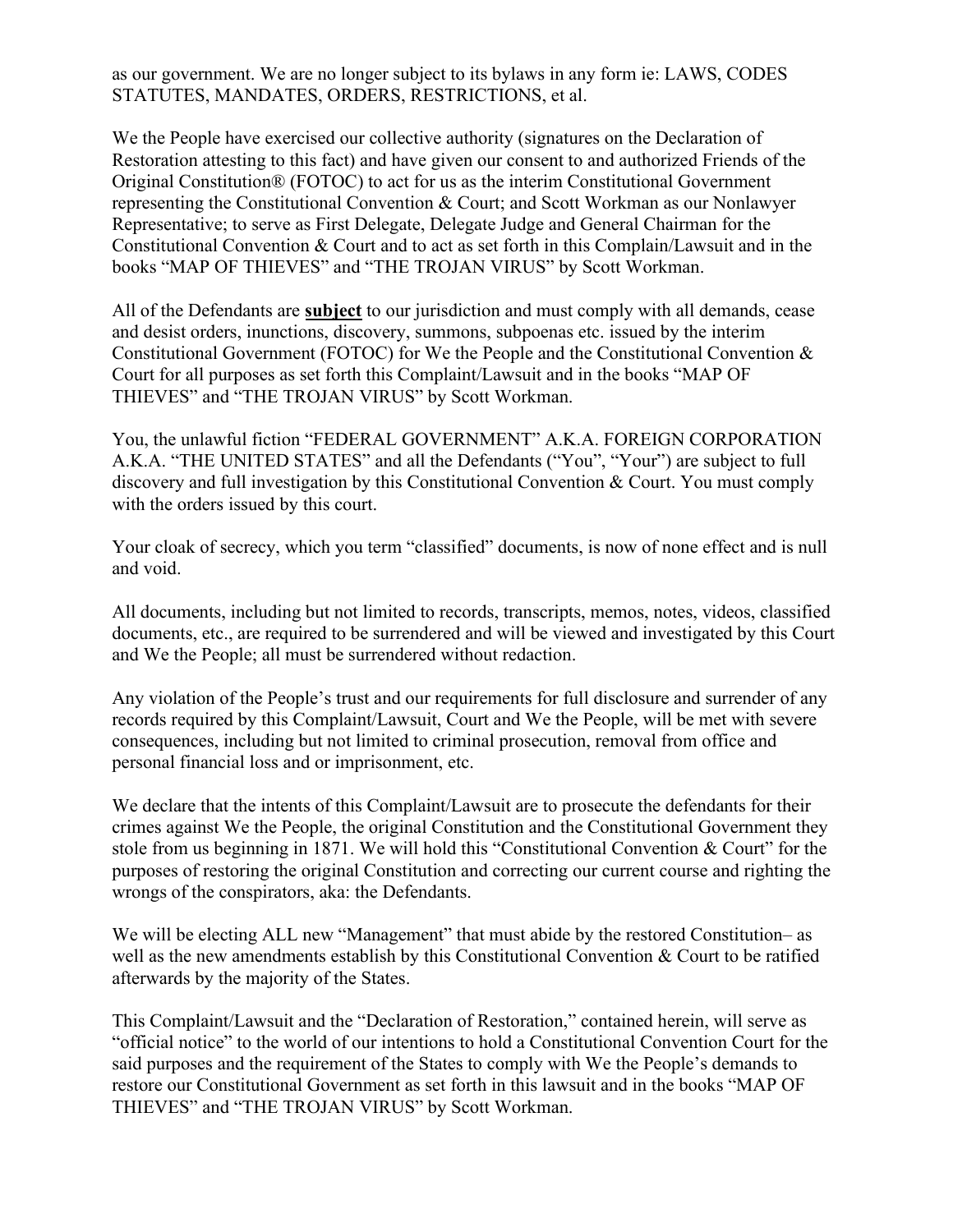as our government. We are no longer subject to its bylaws in any form ie: LAWS, CODES STATUTES, MANDATES, ORDERS, RESTRICTIONS, et al.

We the People have exercised our collective authority (signatures on the Declaration of Restoration attesting to this fact) and have given our consent to and authorized Friends of the Original Constitution® (FOTOC) to act for us as the interim Constitutional Government representing the Constitutional Convention & Court; and Scott Workman as our Nonlawyer Representative; to serve as First Delegate, Delegate Judge and General Chairman for the Constitutional Convention & Court and to act as set forth in this Complain/Lawsuit and in the books "MAP OF THIEVES" and "THE TROJAN VIRUS" by Scott Workman.

All of the Defendants are **subject** to our jurisdiction and must comply with all demands, cease and desist orders, inunctions, discovery, summons, subpoenas etc. issued by the interim Constitutional Government (FOTOC) for We the People and the Constitutional Convention & Court for all purposes as set forth this Complaint/Lawsuit and in the books "MAP OF THIEVES" and "THE TROJAN VIRUS" by Scott Workman.

You, the unlawful fiction "FEDERAL GOVERNMENT" A.K.A. FOREIGN CORPORATION A.K.A. "THE UNITED STATES" and all the Defendants ("You", "Your") are subject to full discovery and full investigation by this Constitutional Convention & Court. You must comply with the orders issued by this court.

Your cloak of secrecy, which you term "classified" documents, is now of none effect and is null and void.

All documents, including but not limited to records, transcripts, memos, notes, videos, classified documents, etc., are required to be surrendered and will be viewed and investigated by this Court and We the People; all must be surrendered without redaction.

Any violation of the People's trust and our requirements for full disclosure and surrender of any records required by this Complaint/Lawsuit, Court and We the People, will be met with severe consequences, including but not limited to criminal prosecution, removal from office and personal financial loss and or imprisonment, etc.

We declare that the intents of this Complaint/Lawsuit are to prosecute the defendants for their crimes against We the People, the original Constitution and the Constitutional Government they stole from us beginning in 1871. We will hold this "Constitutional Convention & Court" for the purposes of restoring the original Constitution and correcting our current course and righting the wrongs of the conspirators, aka: the Defendants.

We will be electing ALL new "Management" that must abide by the restored Constitution– as well as the new amendments establish by this Constitutional Convention & Court to be ratified afterwards by the majority of the States.

This Complaint/Lawsuit and the "Declaration of Restoration," contained herein, will serve as "official notice" to the world of our intentions to hold a Constitutional Convention Court for the said purposes and the requirement of the States to comply with We the People's demands to restore our Constitutional Government as set forth in this lawsuit and in the books "MAP OF THIEVES" and "THE TROJAN VIRUS" by Scott Workman.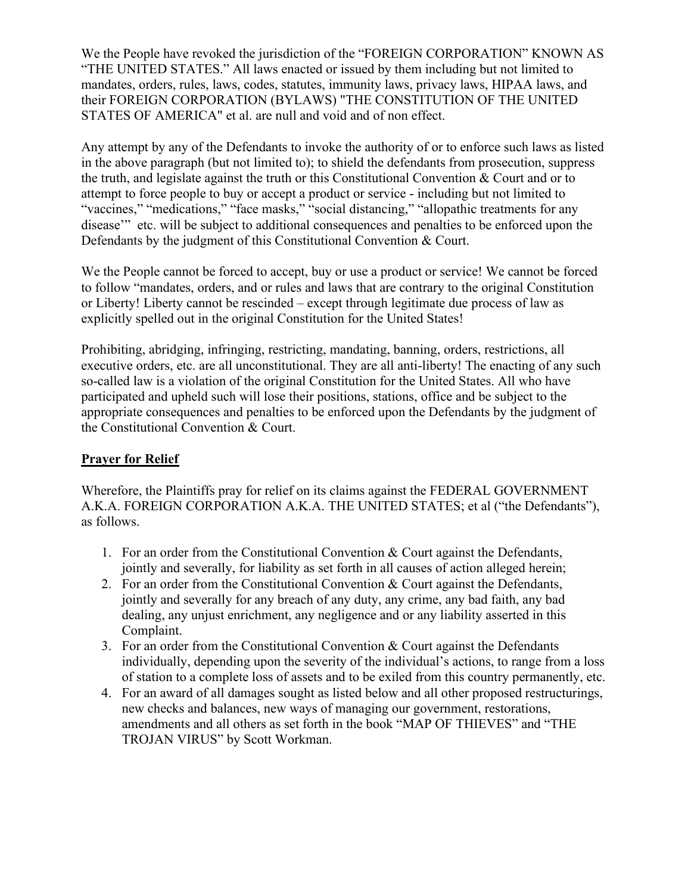We the People have revoked the jurisdiction of the "FOREIGN CORPORATION" KNOWN AS "THE UNITED STATES." All laws enacted or issued by them including but not limited to mandates, orders, rules, laws, codes, statutes, immunity laws, privacy laws, HIPAA laws, and their FOREIGN CORPORATION (BYLAWS) "THE CONSTITUTION OF THE UNITED STATES OF AMERICA" et al. are null and void and of non effect.

Any attempt by any of the Defendants to invoke the authority of or to enforce such laws as listed in the above paragraph (but not limited to); to shield the defendants from prosecution, suppress the truth, and legislate against the truth or this Constitutional Convention & Court and or to attempt to force people to buy or accept a product or service - including but not limited to "vaccines," "medications," "face masks," "social distancing," "allopathic treatments for any disease'" etc. will be subject to additional consequences and penalties to be enforced upon the Defendants by the judgment of this Constitutional Convention & Court.

We the People cannot be forced to accept, buy or use a product or service! We cannot be forced to follow "mandates, orders, and or rules and laws that are contrary to the original Constitution or Liberty! Liberty cannot be rescinded – except through legitimate due process of law as explicitly spelled out in the original Constitution for the United States!

Prohibiting, abridging, infringing, restricting, mandating, banning, orders, restrictions, all executive orders, etc. are all unconstitutional. They are all anti-liberty! The enacting of any such so-called law is a violation of the original Constitution for the United States. All who have participated and upheld such will lose their positions, stations, office and be subject to the appropriate consequences and penalties to be enforced upon the Defendants by the judgment of the Constitutional Convention & Court.

## **Prayer for Relief**

Wherefore, the Plaintiffs pray for relief on its claims against the FEDERAL GOVERNMENT A.K.A. FOREIGN CORPORATION A.K.A. THE UNITED STATES; et al ("the Defendants"), as follows.

1. For an order from the Constitutional Convention & Court against the Defendants, jointly and severally, for liability as set forth in all causes of action alleged herein;
2. For an order from the Constitutional Convention & Court against the Defendants, jointly and severally for any breach of any duty, any crime, any bad faith, any bad dealing, any unjust enrichment, any negligence and or any liability asserted in this Complaint.
3. For an order from the Constitutional Convention & Court against the Defendants individually, depending upon the severity of the individual's actions, to range from a loss of station to a complete loss of assets and to be exiled from this country permanently, etc.
4. For an award of all damages sought as listed below and all other proposed restructurings, new checks and balances, new ways of managing our government, restorations, amendments and all others as set forth in the book "MAP OF THIEVES" and "THE TROJAN VIRUS" by Scott Workman.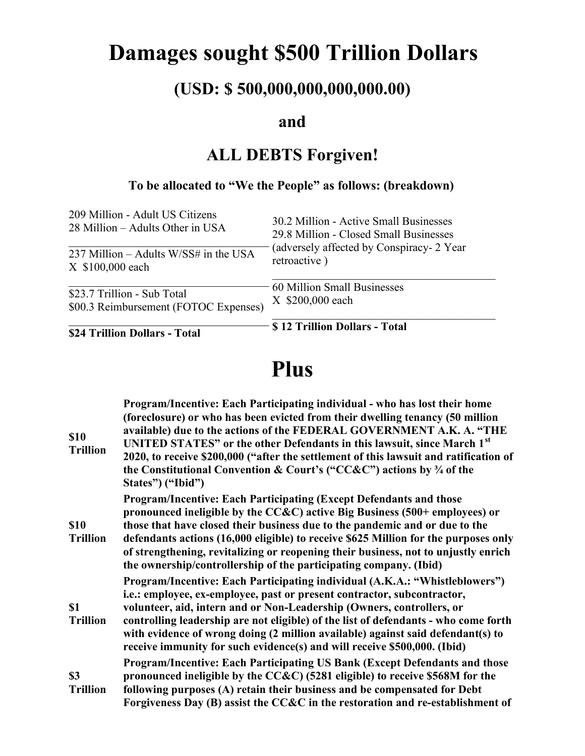# Damages sought $500 Trillion Dollars

## (USD: $ 500,000,000,000,000.00)

## and

## ALL DEBTS Forgiven!

**To be allocated to "We the People" as follows: (breakdown)**

| | |
|---|---|
| 209 Million - Adult US Citizens<br>28 Million – Adults Other in USA | 30.2 Million - Active Small Businesses<br>29.8 Million - Closed Small Businesses<br>(adversely affected by Conspiracy- 2 Year retroactive ) |
| 237 Million – Adults W/SS# in the USA<br>X $100,000 each | 60 Million Small Businesses<br>X $200,000 each |
| $23.7 Trillion - Sub Total<br>$00.3 Reimbursement (FOTOC Expenses) | **$ 12 Trillion Dollars - Total** |
| **$24 Trillion Dollars - Total** | |

# Plus

| | |
|---|---|
| **$10 Trillion** | **Program/Incentive: Each Participating individual - who has lost their home (foreclosure) or who has been evicted from their dwelling tenancy (50 million available) due to the actions of the FEDERAL GOVERNMENT A.K. A. "THE UNITED STATES" or the other Defendants in this lawsuit, since March 1st 2020, to receive $200,000 ("after the settlement of this lawsuit and ratification of the Constitutional Convention & Court's ("CC&C") actions by ¾ of the States") ("Ibid")** |
| **$10 Trillion** | **Program/Incentive: Each Participating (Except Defendants and those pronounced ineligible by the CC&C) active Big Business (500+ employees) or those that have closed their business due to the pandemic and or due to the defendants actions (16,000 eligible) to receive $625 Million for the purposes only of strengthening, revitalizing or reopening their business, not to unjustly enrich the ownership/controllership of the participating company. (Ibid)** |
| **$1 Trillion** | **Program/Incentive: Each Participating individual (A.K.A.: "Whistleblowers") i.e.: employee, ex-employee, past or present contractor, subcontractor, volunteer, aid, intern and or Non-Leadership (Owners, controllers, or controlling leadership are not eligible) of the list of defendants - who come forth with evidence of wrong doing (2 million available) against said defendant(s) to receive immunity for such evidence(s) and will receive $500,000. (Ibid)** |
| **$3 Trillion** | **Program/Incentive: Each Participating US Bank (Except Defendants and those pronounced ineligible by the CC&C) (5281 eligible) to receive $568M for the following purposes (A) retain their business and be compensated for Debt Forgiveness Day (B) assist the CC&C in the restoration and re-establishment of** |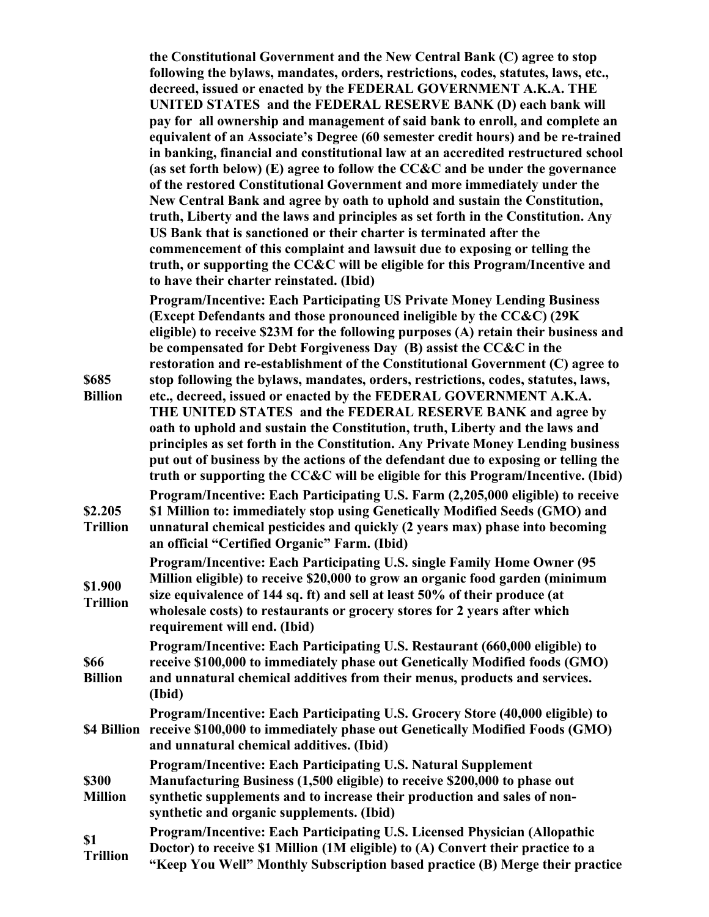| | |
|---|---|
| | **the Constitutional Government and the New Central Bank (C) agree to stop following the bylaws, mandates, orders, restrictions, codes, statutes, laws, etc., decreed, issued or enacted by the FEDERAL GOVERNMENT A.K.A. THE UNITED STATES and the FEDERAL RESERVE BANK (D) each bank will pay for all ownership and management of said bank to enroll, and complete an equivalent of an Associate's Degree (60 semester credit hours) and be re-trained in banking, financial and constitutional law at an accredited restructured school (as set forth below) (E) agree to follow the CC&C and be under the governance of the restored Constitutional Government and more immediately under the New Central Bank and agree by oath to uphold and sustain the Constitution, truth, Liberty and the laws and principles as set forth in the Constitution. Any US Bank that is sanctioned or their charter is terminated after the commencement of this complaint and lawsuit due to exposing or telling the truth, or supporting the CC&C will be eligible for this Program/Incentive and to have their charter reinstated. (Ibid)** |
| **\$685 Billion** | **Program/Incentive: Each Participating US Private Money Lending Business (Except Defendants and those pronounced ineligible by the CC&C) (29K eligible) to receive \$23M for the following purposes (A) retain their business and be compensated for Debt Forgiveness Day (B) assist the CC&C in the restoration and re-establishment of the Constitutional Government (C) agree to stop following the bylaws, mandates, orders, restrictions, codes, statutes, laws, etc., decreed, issued or enacted by the FEDERAL GOVERNMENT A.K.A. THE UNITED STATES and the FEDERAL RESERVE BANK and agree by oath to uphold and sustain the Constitution, truth, Liberty and the laws and principles as set forth in the Constitution. Any Private Money Lending business put out of business by the actions of the defendant due to exposing or telling the truth or supporting the CC&C will be eligible for this Program/Incentive. (Ibid)** |
| **\$2.205 Trillion** | **Program/Incentive: Each Participating U.S. Farm (2,205,000 eligible) to receive \$1 Million to: immediately stop using Genetically Modified Seeds (GMO) and unnatural chemical pesticides and quickly (2 years max) phase into becoming an official "Certified Organic" Farm. (Ibid)** |
| **\$1.900 Trillion** | **Program/Incentive: Each Participating U.S. single Family Home Owner (95 Million eligible) to receive \$20,000 to grow an organic food garden (minimum size equivalence of 144 sq. ft) and sell at least 50% of their produce (at wholesale costs) to restaurants or grocery stores for 2 years after which requirement will end. (Ibid)** |
| **\$66 Billion** | **Program/Incentive: Each Participating U.S. Restaurant (660,000 eligible) to receive \$100,000 to immediately phase out Genetically Modified foods (GMO) and unnatural chemical additives from their menus, products and services. (Ibid)** |
| **\$4 Billion** | **Program/Incentive: Each Participating U.S. Grocery Store (40,000 eligible) to receive \$100,000 to immediately phase out Genetically Modified Foods (GMO) and unnatural chemical additives. (Ibid)** |
| **\$300 Million** | **Program/Incentive: Each Participating U.S. Natural Supplement Manufacturing Business (1,500 eligible) to receive \$200,000 to phase out synthetic supplements and to increase their production and sales of non-synthetic and organic supplements. (Ibid)** |
| **\$1 Trillion** | **Program/Incentive: Each Participating U.S. Licensed Physician (Allopathic Doctor) to receive \$1 Million (1M eligible) to (A) Convert their practice to a "Keep You Well" Monthly Subscription based practice (B) Merge their practice** |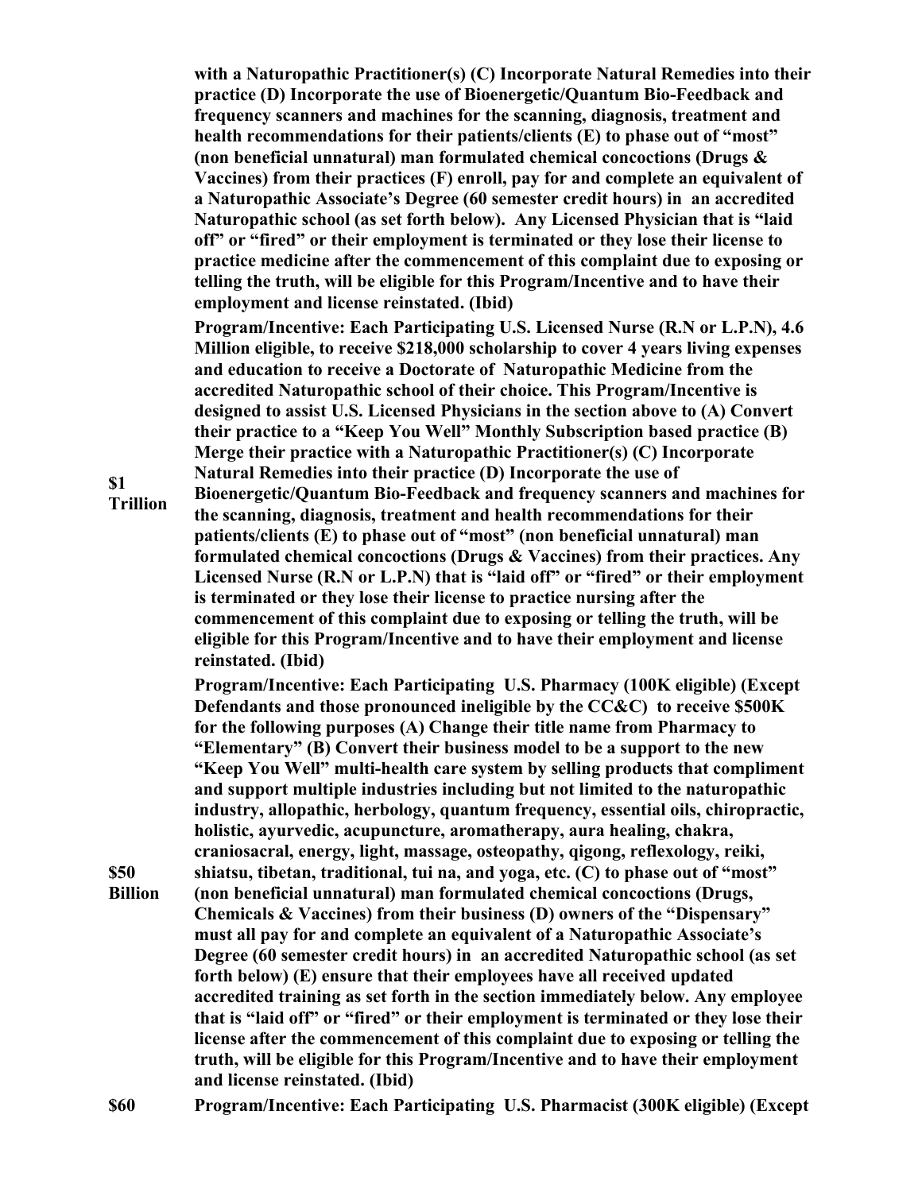**with a Naturopathic Practitioner(s) (C) Incorporate Natural Remedies into their practice (D) Incorporate the use of Bioenergetic/Quantum Bio-Feedback and frequency scanners and machines for the scanning, diagnosis, treatment and health recommendations for their patients/clients (E) to phase out of "most" (non beneficial unnatural) man formulated chemical concoctions (Drugs & Vaccines) from their practices (F) enroll, pay for and complete an equivalent of a Naturopathic Associate's Degree (60 semester credit hours) in an accredited Naturopathic school (as set forth below). Any Licensed Physician that is "laid off" or "fired" or their employment is terminated or they lose their license to practice medicine after the commencement of this complaint due to exposing or telling the truth, will be eligible for this Program/Incentive and to have their employment and license reinstated. (Ibid)**

| | |
|---|---|
| **$1 Trillion** | **Program/Incentive: Each Participating U.S. Licensed Nurse (R.N or L.P.N), 4.6 Million eligible, to receive $218,000 scholarship to cover 4 years living expenses and education to receive a Doctorate of Naturopathic Medicine from the accredited Naturopathic school of their choice. This Program/Incentive is designed to assist U.S. Licensed Physicians in the section above to (A) Convert their practice to a "Keep You Well" Monthly Subscription based practice (B) Merge their practice with a Naturopathic Practitioner(s) (C) Incorporate Natural Remedies into their practice (D) Incorporate the use of Bioenergetic/Quantum Bio-Feedback and frequency scanners and machines for the scanning, diagnosis, treatment and health recommendations for their patients/clients (E) to phase out of "most" (non beneficial unnatural) man formulated chemical concoctions (Drugs & Vaccines) from their practices. Any Licensed Nurse (R.N or L.P.N) that is "laid off" or "fired" or their employment is terminated or they lose their license to practice nursing after the commencement of this complaint due to exposing or telling the truth, will be eligible for this Program/Incentive and to have their employment and license reinstated. (Ibid)** |
| **$50 Billion** | **Program/Incentive: Each Participating U.S. Pharmacy (100K eligible) (Except Defendants and those pronounced ineligible by the CC&C) to receive $500K for the following purposes (A) Change their title name from Pharmacy to "Elementary" (B) Convert their business model to be a support to the new "Keep You Well" multi-health care system by selling products that compliment and support multiple industries including but not limited to the naturopathic industry, allopathic, herbology, quantum frequency, essential oils, chiropractic, holistic, ayurvedic, acupuncture, aromatherapy, aura healing, chakra, craniosacral, energy, light, massage, osteopathy, qigong, reflexology, reiki, shiatsu, tibetan, traditional, tui na, and yoga, etc. (C) to phase out of "most" (non beneficial unnatural) man formulated chemical concoctions (Drugs, Chemicals & Vaccines) from their business (D) owners of the "Dispensary" must all pay for and complete an equivalent of a Naturopathic Associate's Degree (60 semester credit hours) in an accredited Naturopathic school (as set forth below) (E) ensure that their employees have all received updated accredited training as set forth in the section immediately below. Any employee that is "laid off" or "fired" or their employment is terminated or they lose their license after the commencement of this complaint due to exposing or telling the truth, will be eligible for this Program/Incentive and to have their employment and license reinstated. (Ibid)** |
| **$60** | **Program/Incentive: Each Participating U.S. Pharmacist (300K eligible) (Except** |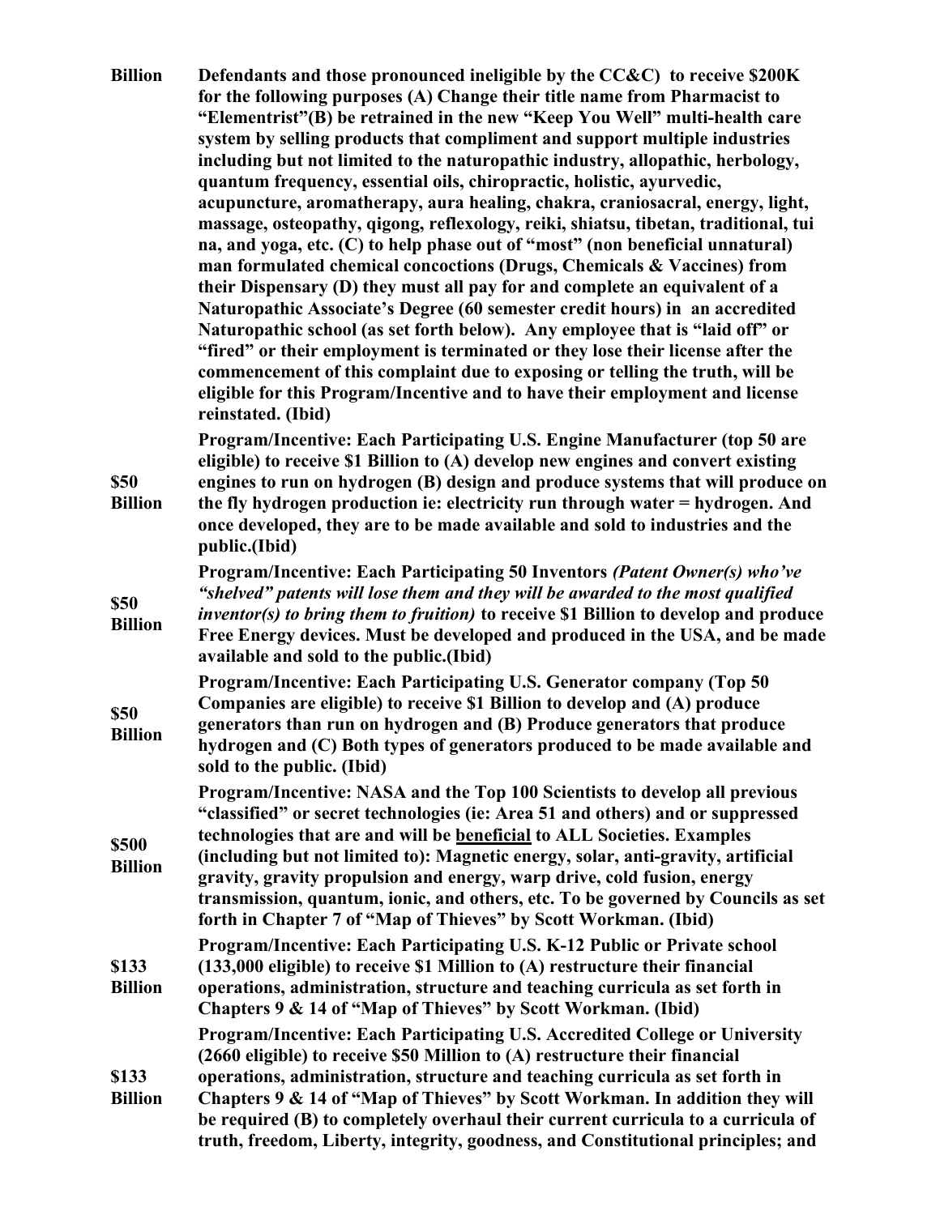| | |
|---|---|
| **Billion** | **Defendants and those pronounced ineligible by the CC&C) to receive $200K for the following purposes (A) Change their title name from Pharmacist to "Elementrist"(B) be retrained in the new "Keep You Well" multi-health care system by selling products that compliment and support multiple industries including but not limited to the naturopathic industry, allopathic, herbology, quantum frequency, essential oils, chiropractic, holistic, ayurvedic, acupuncture, aromatherapy, aura healing, chakra, craniosacral, energy, light, massage, osteopathy, qigong, reflexology, reiki, shiatsu, tibetan, traditional, tui na, and yoga, etc. (C) to help phase out of "most" (non beneficial unnatural) man formulated chemical concoctions (Drugs, Chemicals & Vaccines) from their Dispensary (D) they must all pay for and complete an equivalent of a Naturopathic Associate's Degree (60 semester credit hours) in an accredited Naturopathic school (as set forth below). Any employee that is "laid off" or "fired" or their employment is terminated or they lose their license after the commencement of this complaint due to exposing or telling the truth, will be eligible for this Program/Incentive and to have their employment and license reinstated. (Ibid)** |
| **$50 Billion** | **Program/Incentive: Each Participating U.S. Engine Manufacturer (top 50 are eligible) to receive $1 Billion to (A) develop new engines and convert existing engines to run on hydrogen (B) design and produce systems that will produce on the fly hydrogen production ie: electricity run through water = hydrogen. And once developed, they are to be made available and sold to industries and the public.(Ibid)** |
| **$50 Billion** | **Program/Incentive: Each Participating 50 Inventors *(Patent Owner(s) who've "shelved" patents will lose them and they will be awarded to the most qualified inventor(s) to bring them to fruition)* to receive $1 Billion to develop and produce Free Energy devices. Must be developed and produced in the USA, and be made available and sold to the public.(Ibid)** |
| **$50 Billion** | **Program/Incentive: Each Participating U.S. Generator company (Top 50 Companies are eligible) to receive $1 Billion to develop and (A) produce generators than run on hydrogen and (B) Produce generators that produce hydrogen and (C) Both types of generators produced to be made available and sold to the public. (Ibid)** |
| **$500 Billion** | **Program/Incentive: NASA and the Top 100 Scientists to develop all previous "classified" or secret technologies (ie: Area 51 and others) and or suppressed technologies that are and will be <u>beneficial</u> to ALL Societies. Examples (including but not limited to): Magnetic energy, solar, anti-gravity, artificial gravity, gravity propulsion and energy, warp drive, cold fusion, energy transmission, quantum, ionic, and others, etc. To be governed by Councils as set forth in Chapter 7 of "Map of Thieves" by Scott Workman. (Ibid)** |
| **$133 Billion** | **Program/Incentive: Each Participating U.S. K-12 Public or Private school (133,000 eligible) to receive $1 Million to (A) restructure their financial operations, administration, structure and teaching curricula as set forth in Chapters 9 & 14 of "Map of Thieves" by Scott Workman. (Ibid)** |
| **$133 Billion** | **Program/Incentive: Each Participating U.S. Accredited College or University (2660 eligible) to receive $50 Million to (A) restructure their financial operations, administration, structure and teaching curricula as set forth in Chapters 9 & 14 of "Map of Thieves" by Scott Workman. In addition they will be required (B) to completely overhaul their current curricula to a curricula of truth, freedom, Liberty, integrity, goodness, and Constitutional principles; and** |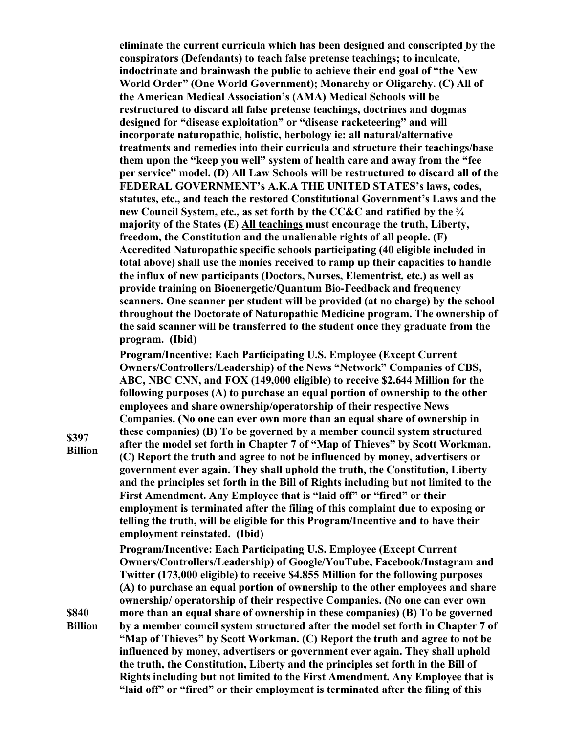**eliminate the current curricula which has been designed and conscripted by the conspirators (Defendants) to teach false pretense teachings; to inculcate, indoctrinate and brainwash the public to achieve their end goal of "the New World Order" (One World Government); Monarchy or Oligarchy. (C) All of the American Medical Association's (AMA) Medical Schools will be restructured to discard all false pretense teachings, doctrines and dogmas designed for "disease exploitation" or "disease racketeering" and will incorporate naturopathic, holistic, herbology ie: all natural/alternative treatments and remedies into their curricula and structure their teachings/base them upon the "keep you well" system of health care and away from the "fee per service" model. (D) All Law Schools will be restructured to discard all of the FEDERAL GOVERNMENT's A.K.A THE UNITED STATES's laws, codes, statutes, etc., and teach the restored Constitutional Government's Laws and the new Council System, etc., as set forth by the CC&C and ratified by the ¾ majority of the States (E) <u>All teachings</u> must encourage the truth, Liberty, freedom, the Constitution and the unalienable rights of all people. (F) Accredited Naturopathic specific schools participating (40 eligible included in total above) shall use the monies received to ramp up their capacities to handle the influx of new participants (Doctors, Nurses, Elementrist, etc.) as well as provide training on Bioenergetic/Quantum Bio-Feedback and frequency scanners. One scanner per student will be provided (at no charge) by the school throughout the Doctorate of Naturopathic Medicine program. The ownership of the said scanner will be transferred to the student once they graduate from the program. (Ibid)**

| | |
|---|---|
| **\$397 Billion** | **Program/Incentive: Each Participating U.S. Employee (Except Current Owners/Controllers/Leadership) of the News "Network" Companies of CBS, ABC, NBC CNN, and FOX (149,000 eligible) to receive \$2.644 Million for the following purposes (A) to purchase an equal portion of ownership to the other employees and share ownership/operatorship of their respective News Companies. (No one can ever own more than an equal share of ownership in these companies) (B) To be governed by a member council system structured after the model set forth in Chapter 7 of "Map of Thieves" by Scott Workman. (C) Report the truth and agree to not be influenced by money, advertisers or government ever again. They shall uphold the truth, the Constitution, Liberty and the principles set forth in the Bill of Rights including but not limited to the First Amendment. Any Employee that is "laid off" or "fired" or their employment is terminated after the filing of this complaint due to exposing or telling the truth, will be eligible for this Program/Incentive and to have their employment reinstated. (Ibid)** |
| **\$840 Billion** | **Program/Incentive: Each Participating U.S. Employee (Except Current Owners/Controllers/Leadership) of Google/YouTube, Facebook/Instagram and Twitter (173,000 eligible) to receive \$4.855 Million for the following purposes (A) to purchase an equal portion of ownership to the other employees and share ownership/ operatorship of their respective Companies. (No one can ever own more than an equal share of ownership in these companies) (B) To be governed by a member council system structured after the model set forth in Chapter 7 of "Map of Thieves" by Scott Workman. (C) Report the truth and agree to not be influenced by money, advertisers or government ever again. They shall uphold the truth, the Constitution, Liberty and the principles set forth in the Bill of Rights including but not limited to the First Amendment. Any Employee that is "laid off" or "fired" or their employment is terminated after the filing of this** |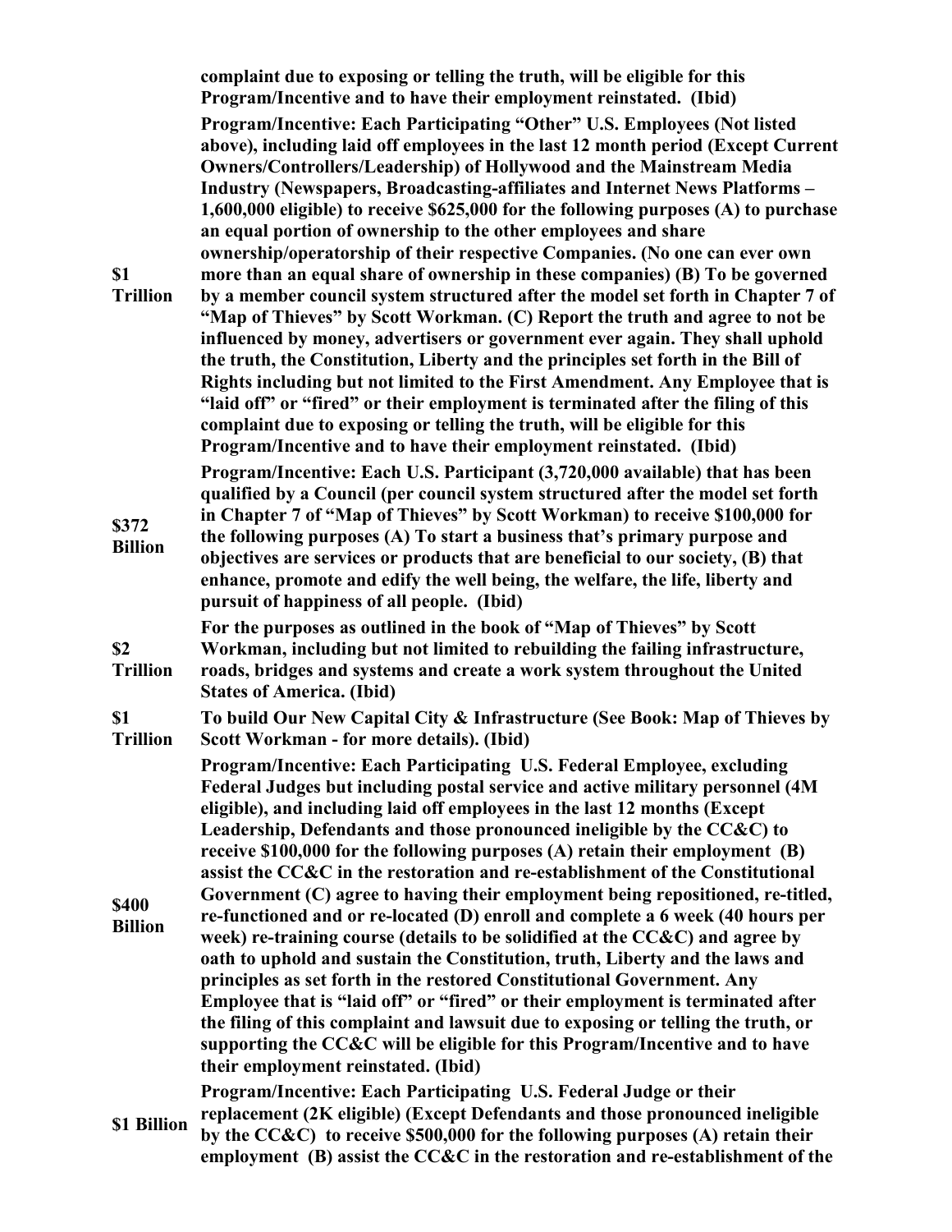**complaint due to exposing or telling the truth, will be eligible for this Program/Incentive and to have their employment reinstated. (Ibid)**

| | |
|---|---|
| **$1 Trillion** | **Program/Incentive: Each Participating "Other" U.S. Employees (Not listed above), including laid off employees in the last 12 month period (Except Current Owners/Controllers/Leadership) of Hollywood and the Mainstream Media Industry (Newspapers, Broadcasting-affiliates and Internet News Platforms – 1,600,000 eligible) to receive $625,000 for the following purposes (A) to purchase an equal portion of ownership to the other employees and share ownership/operatorship of their respective Companies. (No one can ever own more than an equal share of ownership in these companies) (B) To be governed by a member council system structured after the model set forth in Chapter 7 of "Map of Thieves" by Scott Workman. (C) Report the truth and agree to not be influenced by money, advertisers or government ever again. They shall uphold the truth, the Constitution, Liberty and the principles set forth in the Bill of Rights including but not limited to the First Amendment. Any Employee that is "laid off" or "fired" or their employment is terminated after the filing of this complaint due to exposing or telling the truth, will be eligible for this Program/Incentive and to have their employment reinstated. (Ibid)** |
| **$372 Billion** | **Program/Incentive: Each U.S. Participant (3,720,000 available) that has been qualified by a Council (per council system structured after the model set forth in Chapter 7 of "Map of Thieves" by Scott Workman) to receive $100,000 for the following purposes (A) To start a business that's primary purpose and objectives are services or products that are beneficial to our society, (B) that enhance, promote and edify the well being, the welfare, the life, liberty and pursuit of happiness of all people. (Ibid)** |
| **$2 Trillion** | **For the purposes as outlined in the book of "Map of Thieves" by Scott Workman, including but not limited to rebuilding the failing infrastructure, roads, bridges and systems and create a work system throughout the United States of America. (Ibid)** |
| **$1 Trillion** | **To build Our New Capital City & Infrastructure (See Book: Map of Thieves by Scott Workman - for more details). (Ibid)** |
| **$400 Billion** | **Program/Incentive: Each Participating U.S. Federal Employee, excluding Federal Judges but including postal service and active military personnel (4M eligible), and including laid off employees in the last 12 months (Except Leadership, Defendants and those pronounced ineligible by the CC&C) to receive $100,000 for the following purposes (A) retain their employment (B) assist the CC&C in the restoration and re-establishment of the Constitutional Government (C) agree to having their employment being repositioned, re-titled, re-functioned and or re-located (D) enroll and complete a 6 week (40 hours per week) re-training course (details to be solidified at the CC&C) and agree by oath to uphold and sustain the Constitution, truth, Liberty and the laws and principles as set forth in the restored Constitutional Government. Any Employee that is "laid off" or "fired" or their employment is terminated after the filing of this complaint and lawsuit due to exposing or telling the truth, or supporting the CC&C will be eligible for this Program/Incentive and to have their employment reinstated. (Ibid)** |
| **$1 Billion** | **Program/Incentive: Each Participating U.S. Federal Judge or their replacement (2K eligible) (Except Defendants and those pronounced ineligible by the CC&C) to receive $500,000 for the following purposes (A) retain their employment (B) assist the CC&C in the restoration and re-establishment of the** |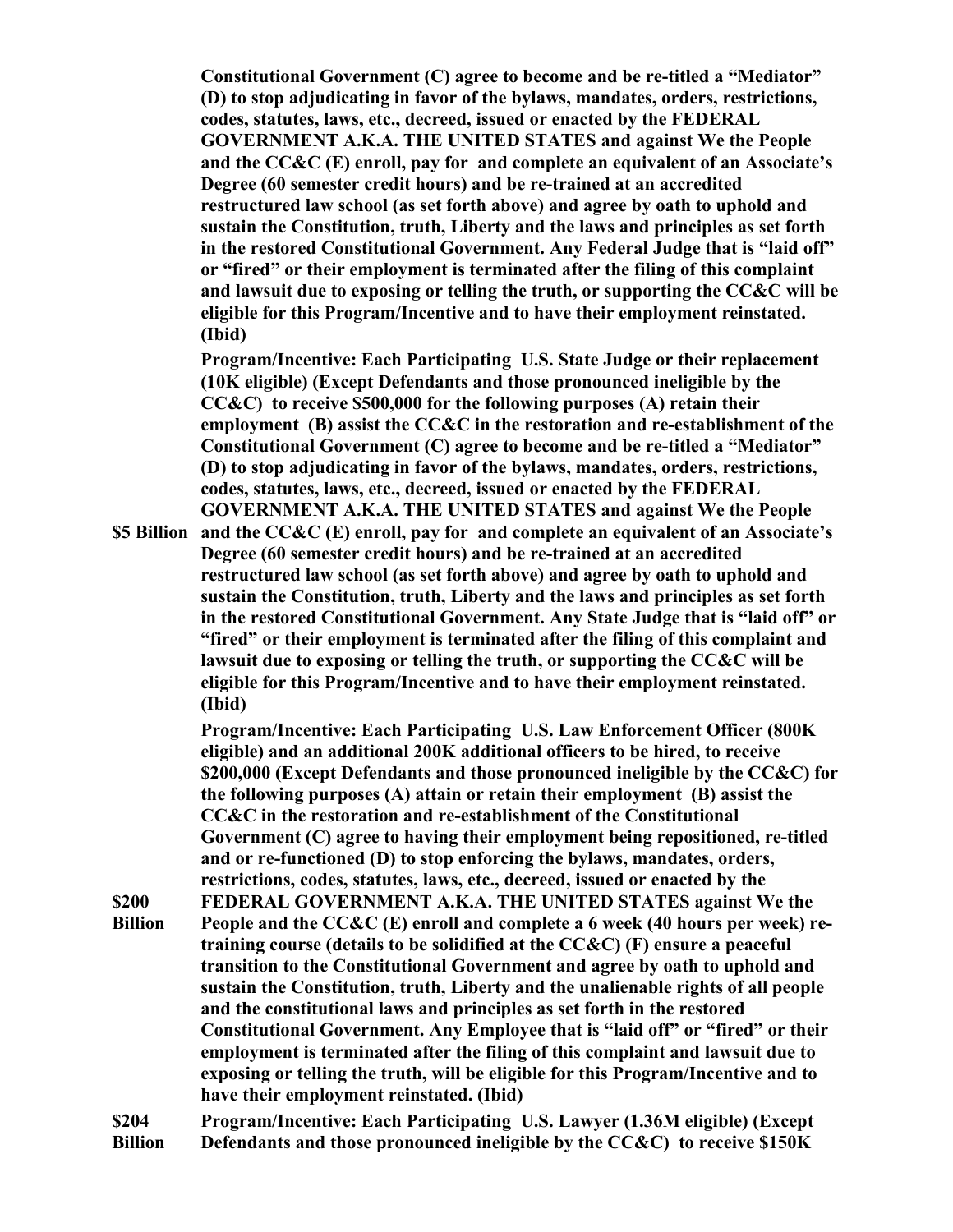**Constitutional Government (C) agree to become and be re-titled a "Mediator" (D) to stop adjudicating in favor of the bylaws, mandates, orders, restrictions, codes, statutes, laws, etc., decreed, issued or enacted by the FEDERAL GOVERNMENT A.K.A. THE UNITED STATES and against We the People and the CC&C (E) enroll, pay for and complete an equivalent of an Associate's Degree (60 semester credit hours) and be re-trained at an accredited restructured law school (as set forth above) and agree by oath to uphold and sustain the Constitution, truth, Liberty and the laws and principles as set forth in the restored Constitutional Government. Any Federal Judge that is "laid off" or "fired" or their employment is terminated after the filing of this complaint and lawsuit due to exposing or telling the truth, or supporting the CC&C will be eligible for this Program/Incentive and to have their employment reinstated. (Ibid)**

| | |
|---|---|
| **\$5 Billion** | **Program/Incentive: Each Participating U.S. State Judge or their replacement (10K eligible) (Except Defendants and those pronounced ineligible by the CC&C) to receive \$500,000 for the following purposes (A) retain their employment (B) assist the CC&C in the restoration and re-establishment of the Constitutional Government (C) agree to become and be re-titled a "Mediator" (D) to stop adjudicating in favor of the bylaws, mandates, orders, restrictions, codes, statutes, laws, etc., decreed, issued or enacted by the FEDERAL GOVERNMENT A.K.A. THE UNITED STATES and against We the People and the CC&C (E) enroll, pay for and complete an equivalent of an Associate's Degree (60 semester credit hours) and be re-trained at an accredited restructured law school (as set forth above) and agree by oath to uphold and sustain the Constitution, truth, Liberty and the laws and principles as set forth in the restored Constitutional Government. Any State Judge that is "laid off" or "fired" or their employment is terminated after the filing of this complaint and lawsuit due to exposing or telling the truth, or supporting the CC&C will be eligible for this Program/Incentive and to have their employment reinstated. (Ibid)** |
| **\$200 Billion** | **Program/Incentive: Each Participating U.S. Law Enforcement Officer (800K eligible) and an additional 200K additional officers to be hired, to receive \$200,000 (Except Defendants and those pronounced ineligible by the CC&C) for the following purposes (A) attain or retain their employment (B) assist the CC&C in the restoration and re-establishment of the Constitutional Government (C) agree to having their employment being repositioned, re-titled and or re-functioned (D) to stop enforcing the bylaws, mandates, orders, restrictions, codes, statutes, laws, etc., decreed, issued or enacted by the FEDERAL GOVERNMENT A.K.A. THE UNITED STATES against We the People and the CC&C (E) enroll and complete a 6 week (40 hours per week) re-training course (details to be solidified at the CC&C) (F) ensure a peaceful transition to the Constitutional Government and agree by oath to uphold and sustain the Constitution, truth, Liberty and the unalienable rights of all people and the constitutional laws and principles as set forth in the restored Constitutional Government. Any Employee that is "laid off" or "fired" or their employment is terminated after the filing of this complaint and lawsuit due to exposing or telling the truth, will be eligible for this Program/Incentive and to have their employment reinstated. (Ibid)** |
| **\$204 Billion** | **Program/Incentive: Each Participating U.S. Lawyer (1.36M eligible) (Except Defendants and those pronounced ineligible by the CC&C) to receive \$150K** |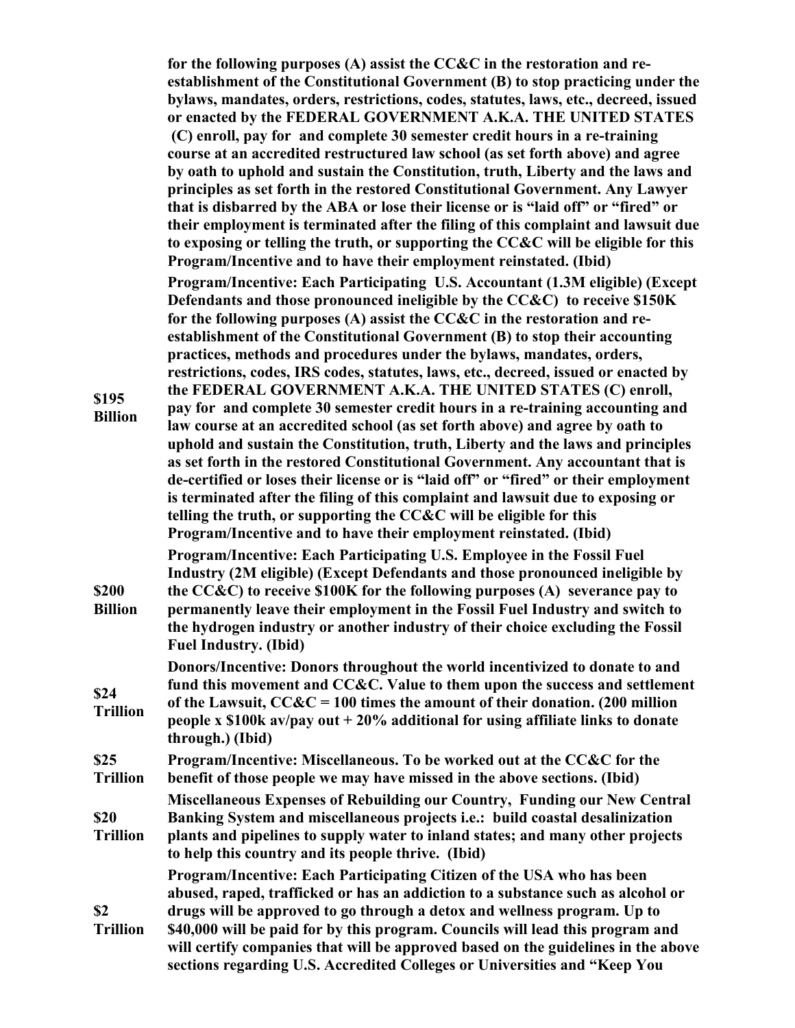| | |
|---|---|
| | **for the following purposes (A) assist the CC&C in the restoration and re-establishment of the Constitutional Government (B) to stop practicing under the bylaws, mandates, orders, restrictions, codes, statutes, laws, etc., decreed, issued or enacted by the FEDERAL GOVERNMENT A.K.A. THE UNITED STATES (C) enroll, pay for and complete 30 semester credit hours in a re-training course at an accredited restructured law school (as set forth above) and agree by oath to uphold and sustain the Constitution, truth, Liberty and the laws and principles as set forth in the restored Constitutional Government. Any Lawyer that is disbarred by the ABA or lose their license or is "laid off" or "fired" or their employment is terminated after the filing of this complaint and lawsuit due to exposing or telling the truth, or supporting the CC&C will be eligible for this Program/Incentive and to have their employment reinstated. (Ibid)** |
| **$195 Billion** | **Program/Incentive: Each Participating U.S. Accountant (1.3M eligible) (Except Defendants and those pronounced ineligible by the CC&C) to receive $150K for the following purposes (A) assist the CC&C in the restoration and re-establishment of the Constitutional Government (B) to stop their accounting practices, methods and procedures under the bylaws, mandates, orders, restrictions, codes, IRS codes, statutes, laws, etc., decreed, issued or enacted by the FEDERAL GOVERNMENT A.K.A. THE UNITED STATES (C) enroll, pay for and complete 30 semester credit hours in a re-training accounting and law course at an accredited school (as set forth above) and agree by oath to uphold and sustain the Constitution, truth, Liberty and the laws and principles as set forth in the restored Constitutional Government. Any accountant that is de-certified or loses their license or is "laid off" or "fired" or their employment is terminated after the filing of this complaint and lawsuit due to exposing or telling the truth, or supporting the CC&C will be eligible for this Program/Incentive and to have their employment reinstated. (Ibid)** |
| **$200 Billion** | **Program/Incentive: Each Participating U.S. Employee in the Fossil Fuel Industry (2M eligible) (Except Defendants and those pronounced ineligible by the CC&C) to receive $100K for the following purposes (A) severance pay to permanently leave their employment in the Fossil Fuel Industry and switch to the hydrogen industry or another industry of their choice excluding the Fossil Fuel Industry. (Ibid)** |
| **$24 Trillion** | **Donors/Incentive: Donors throughout the world incentivized to donate to and fund this movement and CC&C. Value to them upon the success and settlement of the Lawsuit, CC&C = 100 times the amount of their donation. (200 million people x $100k av/pay out + 20% additional for using affiliate links to donate through.) (Ibid)** |
| **$25 Trillion** | **Program/Incentive: Miscellaneous. To be worked out at the CC&C for the benefit of those people we may have missed in the above sections. (Ibid)** |
| **$20 Trillion** | **Miscellaneous Expenses of Rebuilding our Country, Funding our New Central Banking System and miscellaneous projects i.e.: build coastal desalinization plants and pipelines to supply water to inland states; and many other projects to help this country and its people thrive. (Ibid)** |
| **$2 Trillion** | **Program/Incentive: Each Participating Citizen of the USA who has been abused, raped, trafficked or has an addiction to a substance such as alcohol or drugs will be approved to go through a detox and wellness program. Up to $40,000 will be paid for by this program. Councils will lead this program and will certify companies that will be approved based on the guidelines in the above sections regarding U.S. Accredited Colleges or Universities and "Keep You** |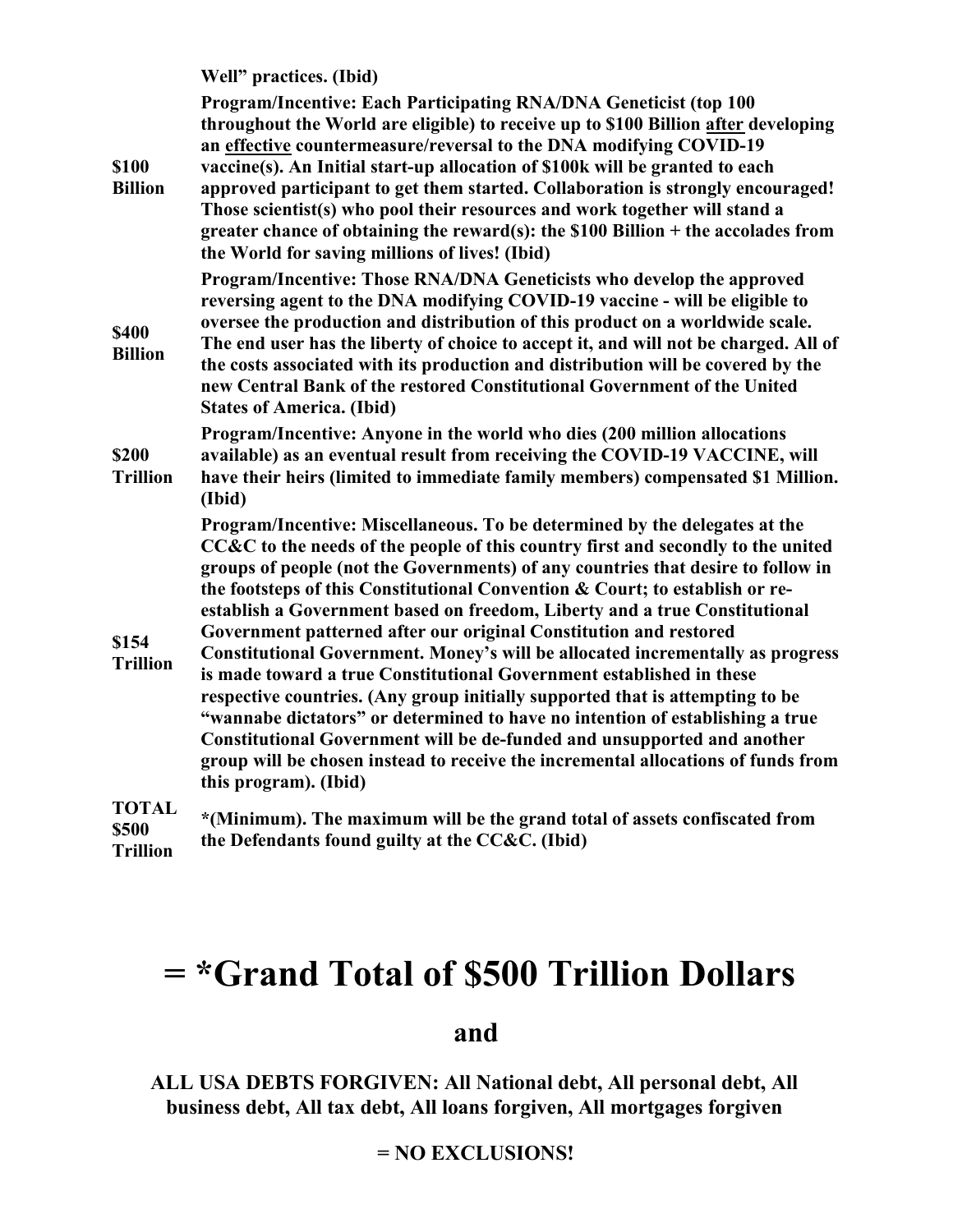| | **Well" practices. (Ibid)** |
|---|---|
| **$100 Billion** | **Program/Incentive: Each Participating RNA/DNA Geneticist (top 100 throughout the World are eligible) to receive up to $100 Billion <u>after</u> developing an <u>effective</u> countermeasure/reversal to the DNA modifying COVID-19 vaccine(s). An Initial start-up allocation of $100k will be granted to each approved participant to get them started. Collaboration is strongly encouraged! Those scientist(s) who pool their resources and work together will stand a greater chance of obtaining the reward(s): the $100 Billion + the accolades from the World for saving millions of lives! (Ibid)** |
| **$400 Billion** | **Program/Incentive: Those RNA/DNA Geneticists who develop the approved reversing agent to the DNA modifying COVID-19 vaccine - will be eligible to oversee the production and distribution of this product on a worldwide scale. The end user has the liberty of choice to accept it, and will not be charged. All of the costs associated with its production and distribution will be covered by the new Central Bank of the restored Constitutional Government of the United States of America. (Ibid)** |
| **$200 Trillion** | **Program/Incentive: Anyone in the world who dies (200 million allocations available) as an eventual result from receiving the COVID-19 VACCINE, will have their heirs (limited to immediate family members) compensated $1 Million. (Ibid)** |
| **$154 Trillion** | **Program/Incentive: Miscellaneous. To be determined by the delegates at the CC&C to the needs of the people of this country first and secondly to the united groups of people (not the Governments) of any countries that desire to follow in the footsteps of this Constitutional Convention & Court; to establish or re-establish a Government based on freedom, Liberty and a true Constitutional Government patterned after our original Constitution and restored Constitutional Government. Money's will be allocated incrementally as progress is made toward a true Constitutional Government established in these respective countries. (Any group initially supported that is attempting to be "wannabe dictators" or determined to have no intention of establishing a true Constitutional Government will be de-funded and unsupported and another group will be chosen instead to receive the incremental allocations of funds from this program). (Ibid)** |
| **TOTAL $500 Trillion** | ***(Minimum). The maximum will be the grand total of assets confiscated from the Defendants found guilty at the CC&C. (Ibid)** |

# = *Grand Total of $500 Trillion Dollars

## and

**ALL USA DEBTS FORGIVEN: All National debt, All personal debt, All business debt, All tax debt, All loans forgiven, All mortgages forgiven**

**= NO EXCLUSIONS!**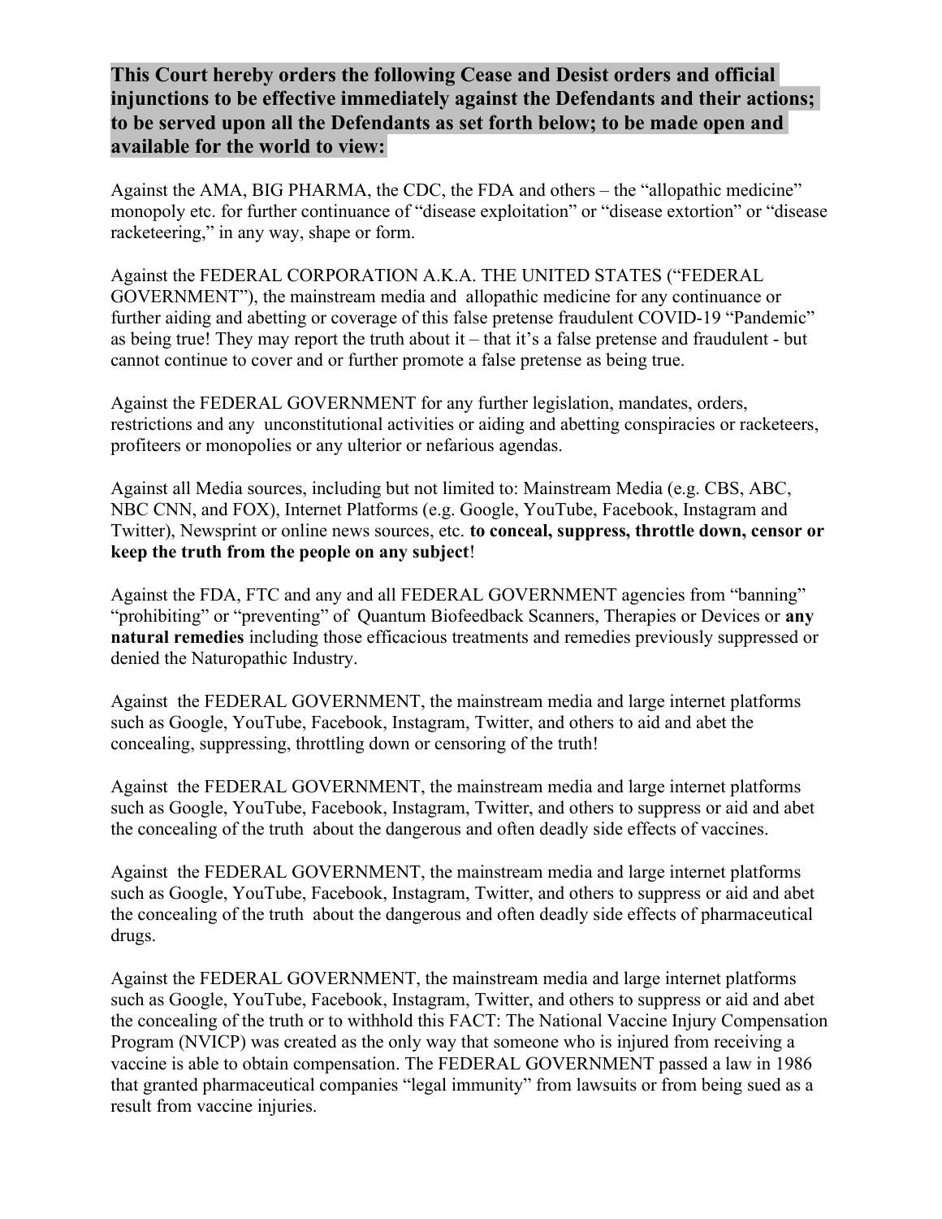**This Court hereby orders the following Cease and Desist orders and official injunctions to be effective immediately against the Defendants and their actions; to be served upon all the Defendants as set forth below; to be made open and available for the world to view:**

Against the AMA, BIG PHARMA, the CDC, the FDA and others – the "allopathic medicine" monopoly etc. for further continuance of "disease exploitation" or "disease extortion" or "disease racketeering," in any way, shape or form.

Against the FEDERAL CORPORATION A.K.A. THE UNITED STATES ("FEDERAL GOVERNMENT"), the mainstream media and allopathic medicine for any continuance or further aiding and abetting or coverage of this false pretense fraudulent COVID-19 "Pandemic" as being true! They may report the truth about it – that it's a false pretense and fraudulent - but cannot continue to cover and or further promote a false pretense as being true.

Against the FEDERAL GOVERNMENT for any further legislation, mandates, orders, restrictions and any unconstitutional activities or aiding and abetting conspiracies or racketeers, profiteers or monopolies or any ulterior or nefarious agendas.

Against all Media sources, including but not limited to: Mainstream Media (e.g. CBS, ABC, NBC CNN, and FOX), Internet Platforms (e.g. Google, YouTube, Facebook, Instagram and Twitter), Newsprint or online news sources, etc. **to conceal, suppress, throttle down, censor or keep the truth from the people on any subject**!

Against the FDA, FTC and any and all FEDERAL GOVERNMENT agencies from "banning" "prohibiting" or "preventing" of Quantum Biofeedback Scanners, Therapies or Devices or **any natural remedies** including those efficacious treatments and remedies previously suppressed or denied the Naturopathic Industry.

Against the FEDERAL GOVERNMENT, the mainstream media and large internet platforms such as Google, YouTube, Facebook, Instagram, Twitter, and others to aid and abet the concealing, suppressing, throttling down or censoring of the truth!

Against the FEDERAL GOVERNMENT, the mainstream media and large internet platforms such as Google, YouTube, Facebook, Instagram, Twitter, and others to suppress or aid and abet the concealing of the truth about the dangerous and often deadly side effects of vaccines.

Against the FEDERAL GOVERNMENT, the mainstream media and large internet platforms such as Google, YouTube, Facebook, Instagram, Twitter, and others to suppress or aid and abet the concealing of the truth about the dangerous and often deadly side effects of pharmaceutical drugs.

Against the FEDERAL GOVERNMENT, the mainstream media and large internet platforms such as Google, YouTube, Facebook, Instagram, Twitter, and others to suppress or aid and abet the concealing of the truth or to withhold this FACT: The National Vaccine Injury Compensation Program (NVICP) was created as the only way that someone who is injured from receiving a vaccine is able to obtain compensation. The FEDERAL GOVERNMENT passed a law in 1986 that granted pharmaceutical companies "legal immunity" from lawsuits or from being sued as a result from vaccine injuries.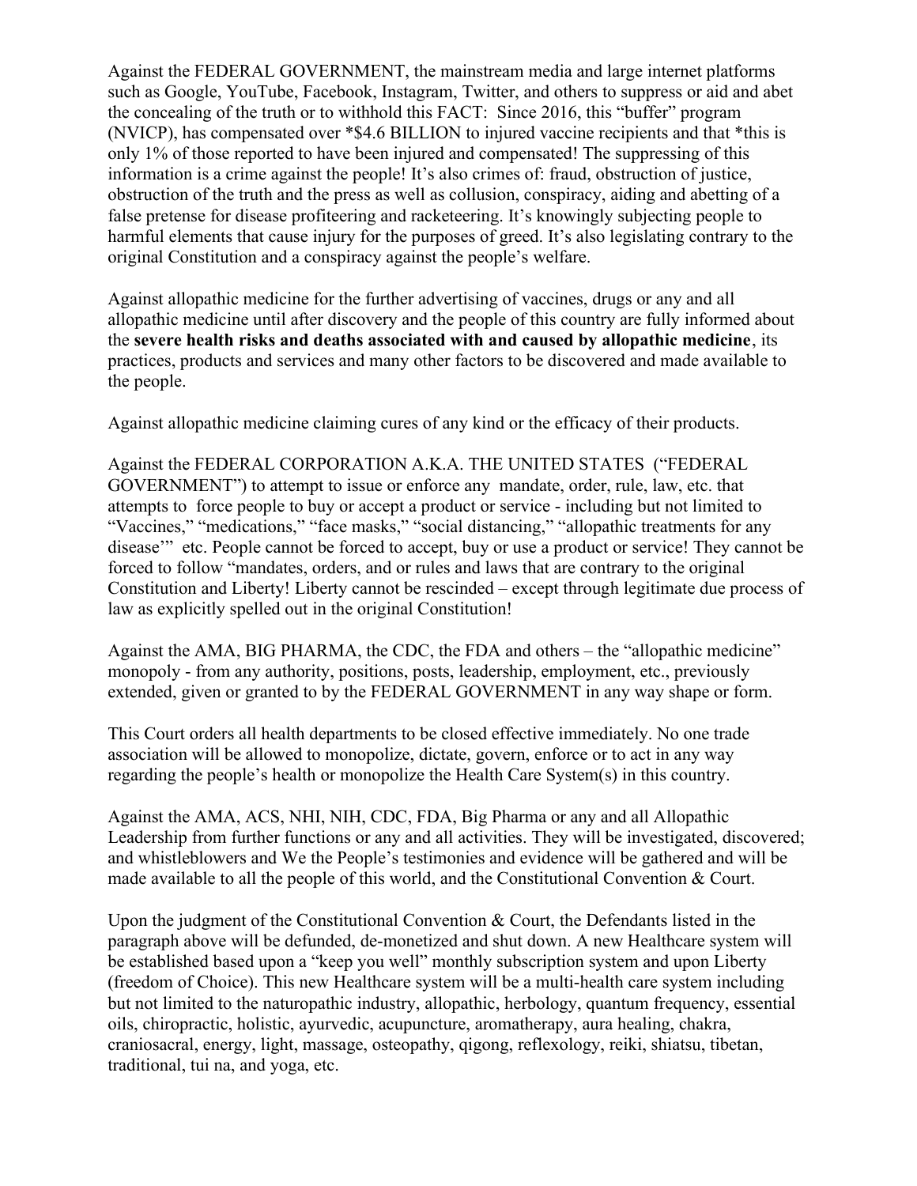Against the FEDERAL GOVERNMENT, the mainstream media and large internet platforms such as Google, YouTube, Facebook, Instagram, Twitter, and others to suppress or aid and abet the concealing of the truth or to withhold this FACT: Since 2016, this "buffer" program (NVICP), has compensated over *$4.6 BILLION to injured vaccine recipients and that *this is only 1% of those reported to have been injured and compensated! The suppressing of this information is a crime against the people! It's also crimes of: fraud, obstruction of justice, obstruction of the truth and the press as well as collusion, conspiracy, aiding and abetting of a false pretense for disease profiteering and racketeering. It's knowingly subjecting people to harmful elements that cause injury for the purposes of greed. It's also legislating contrary to the original Constitution and a conspiracy against the people's welfare.

Against allopathic medicine for the further advertising of vaccines, drugs or any and all allopathic medicine until after discovery and the people of this country are fully informed about the **severe health risks and deaths associated with and caused by allopathic medicine**, its practices, products and services and many other factors to be discovered and made available to the people.

Against allopathic medicine claiming cures of any kind or the efficacy of their products.

Against the FEDERAL CORPORATION A.K.A. THE UNITED STATES ("FEDERAL GOVERNMENT") to attempt to issue or enforce any mandate, order, rule, law, etc. that attempts to force people to buy or accept a product or service - including but not limited to "Vaccines," "medications," "face masks," "social distancing," "allopathic treatments for any disease'" etc. People cannot be forced to accept, buy or use a product or service! They cannot be forced to follow "mandates, orders, and or rules and laws that are contrary to the original Constitution and Liberty! Liberty cannot be rescinded – except through legitimate due process of law as explicitly spelled out in the original Constitution!

Against the AMA, BIG PHARMA, the CDC, the FDA and others – the "allopathic medicine" monopoly - from any authority, positions, posts, leadership, employment, etc., previously extended, given or granted to by the FEDERAL GOVERNMENT in any way shape or form.

This Court orders all health departments to be closed effective immediately. No one trade association will be allowed to monopolize, dictate, govern, enforce or to act in any way regarding the people's health or monopolize the Health Care System(s) in this country.

Against the AMA, ACS, NHI, NIH, CDC, FDA, Big Pharma or any and all Allopathic Leadership from further functions or any and all activities. They will be investigated, discovered; and whistleblowers and We the People's testimonies and evidence will be gathered and will be made available to all the people of this world, and the Constitutional Convention & Court.

Upon the judgment of the Constitutional Convention & Court, the Defendants listed in the paragraph above will be defunded, de-monetized and shut down. A new Healthcare system will be established based upon a "keep you well" monthly subscription system and upon Liberty (freedom of Choice). This new Healthcare system will be a multi-health care system including but not limited to the naturopathic industry, allopathic, herbology, quantum frequency, essential oils, chiropractic, holistic, ayurvedic, acupuncture, aromatherapy, aura healing, chakra, craniosacral, energy, light, massage, osteopathy, qigong, reflexology, reiki, shiatsu, tibetan, traditional, tui na, and yoga, etc.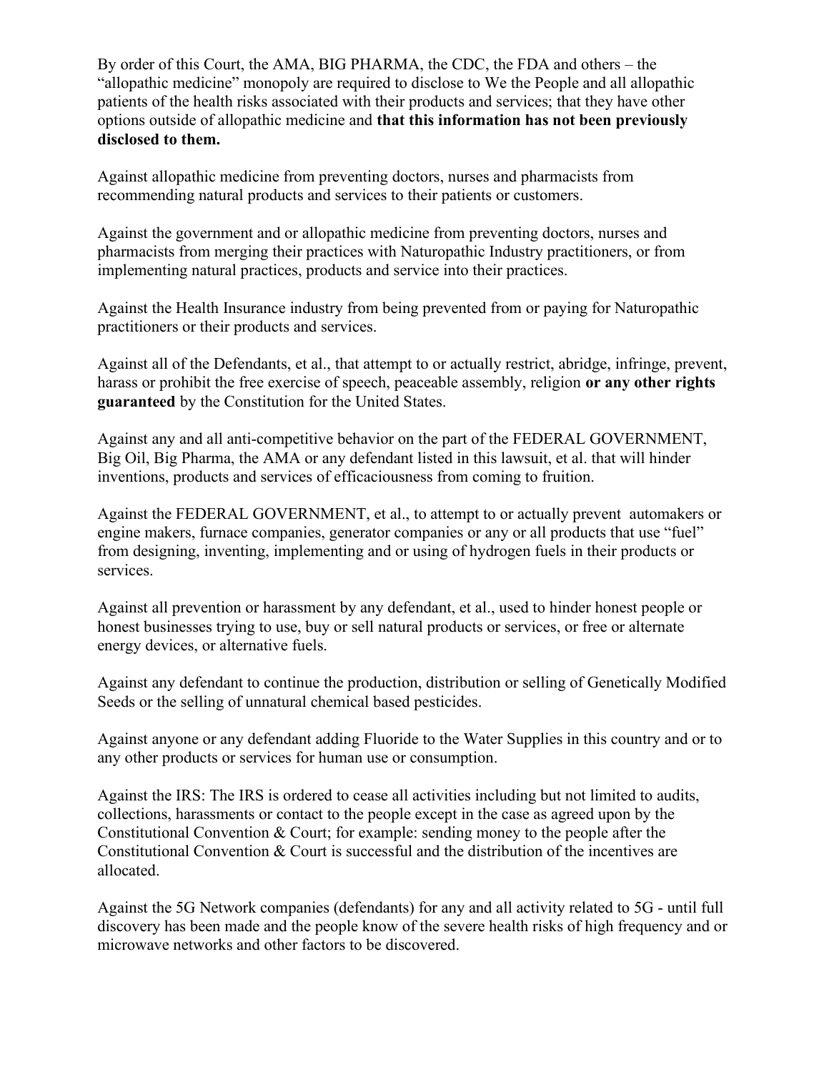By order of this Court, the AMA, BIG PHARMA, the CDC, the FDA and others – the "allopathic medicine" monopoly are required to disclose to We the People and all allopathic patients of the health risks associated with their products and services; that they have other options outside of allopathic medicine and **that this information has not been previously disclosed to them.**

Against allopathic medicine from preventing doctors, nurses and pharmacists from recommending natural products and services to their patients or customers.

Against the government and or allopathic medicine from preventing doctors, nurses and pharmacists from merging their practices with Naturopathic Industry practitioners, or from implementing natural practices, products and service into their practices.

Against the Health Insurance industry from being prevented from or paying for Naturopathic practitioners or their products and services.

Against all of the Defendants, et al., that attempt to or actually restrict, abridge, infringe, prevent, harass or prohibit the free exercise of speech, peaceable assembly, religion **or any other rights guaranteed** by the Constitution for the United States.

Against any and all anti-competitive behavior on the part of the FEDERAL GOVERNMENT, Big Oil, Big Pharma, the AMA or any defendant listed in this lawsuit, et al. that will hinder inventions, products and services of efficaciousness from coming to fruition.

Against the FEDERAL GOVERNMENT, et al., to attempt to or actually prevent automakers or engine makers, furnace companies, generator companies or any or all products that use "fuel" from designing, inventing, implementing and or using of hydrogen fuels in their products or services.

Against all prevention or harassment by any defendant, et al., used to hinder honest people or honest businesses trying to use, buy or sell natural products or services, or free or alternate energy devices, or alternative fuels.

Against any defendant to continue the production, distribution or selling of Genetically Modified Seeds or the selling of unnatural chemical based pesticides.

Against anyone or any defendant adding Fluoride to the Water Supplies in this country and or to any other products or services for human use or consumption.

Against the IRS: The IRS is ordered to cease all activities including but not limited to audits, collections, harassments or contact to the people except in the case as agreed upon by the Constitutional Convention & Court; for example: sending money to the people after the Constitutional Convention & Court is successful and the distribution of the incentives are allocated.

Against the 5G Network companies (defendants) for any and all activity related to 5G - until full discovery has been made and the people know of the severe health risks of high frequency and or microwave networks and other factors to be discovered.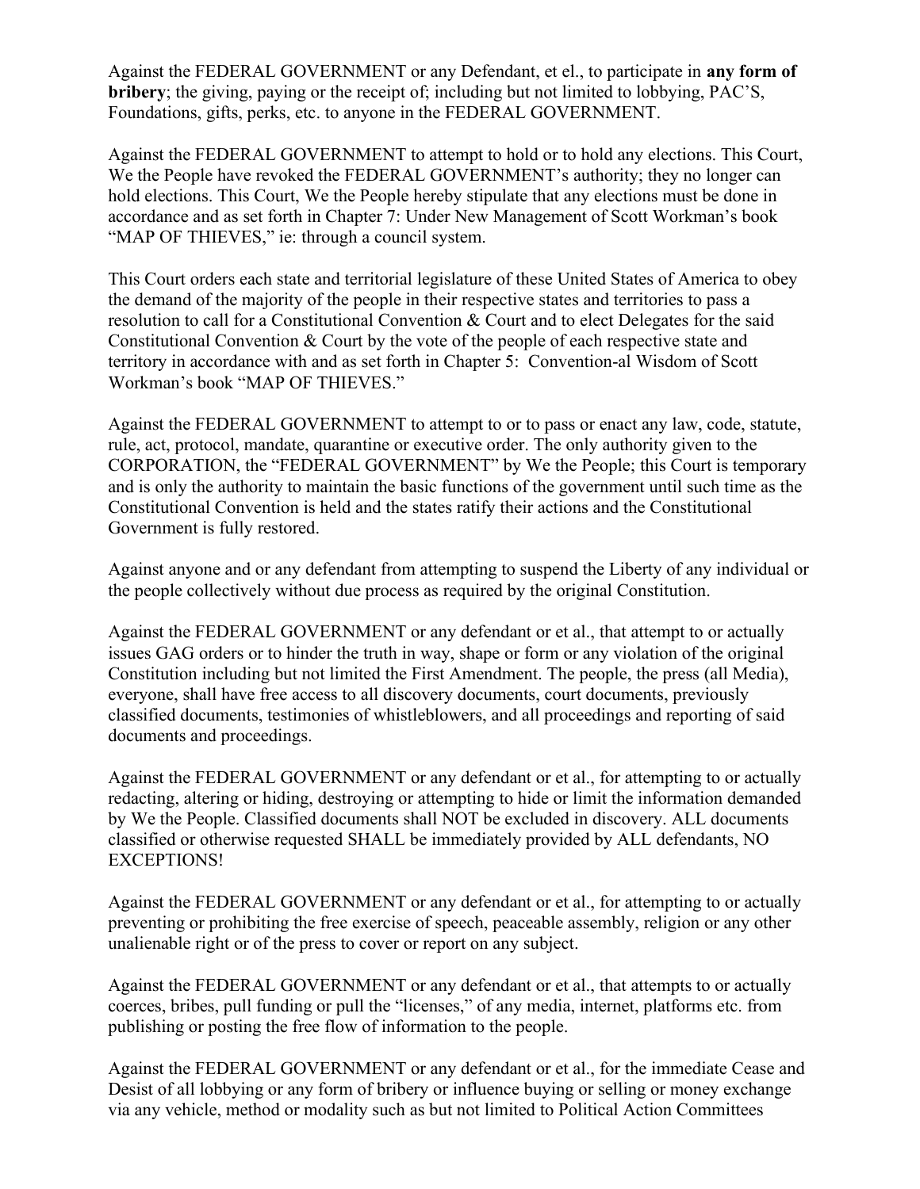Against the FEDERAL GOVERNMENT or any Defendant, et el., to participate in **any form of bribery**; the giving, paying or the receipt of; including but not limited to lobbying, PAC'S, Foundations, gifts, perks, etc. to anyone in the FEDERAL GOVERNMENT.

Against the FEDERAL GOVERNMENT to attempt to hold or to hold any elections. This Court, We the People have revoked the FEDERAL GOVERNMENT's authority; they no longer can hold elections. This Court, We the People hereby stipulate that any elections must be done in accordance and as set forth in Chapter 7: Under New Management of Scott Workman's book "MAP OF THIEVES," ie: through a council system.

This Court orders each state and territorial legislature of these United States of America to obey the demand of the majority of the people in their respective states and territories to pass a resolution to call for a Constitutional Convention & Court and to elect Delegates for the said Constitutional Convention & Court by the vote of the people of each respective state and territory in accordance with and as set forth in Chapter 5: Convention-al Wisdom of Scott Workman's book "MAP OF THIEVES."

Against the FEDERAL GOVERNMENT to attempt to or to pass or enact any law, code, statute, rule, act, protocol, mandate, quarantine or executive order. The only authority given to the CORPORATION, the "FEDERAL GOVERNMENT" by We the People; this Court is temporary and is only the authority to maintain the basic functions of the government until such time as the Constitutional Convention is held and the states ratify their actions and the Constitutional Government is fully restored.

Against anyone and or any defendant from attempting to suspend the Liberty of any individual or the people collectively without due process as required by the original Constitution.

Against the FEDERAL GOVERNMENT or any defendant or et al., that attempt to or actually issues GAG orders or to hinder the truth in way, shape or form or any violation of the original Constitution including but not limited the First Amendment. The people, the press (all Media), everyone, shall have free access to all discovery documents, court documents, previously classified documents, testimonies of whistleblowers, and all proceedings and reporting of said documents and proceedings.

Against the FEDERAL GOVERNMENT or any defendant or et al., for attempting to or actually redacting, altering or hiding, destroying or attempting to hide or limit the information demanded by We the People. Classified documents shall NOT be excluded in discovery. ALL documents classified or otherwise requested SHALL be immediately provided by ALL defendants, NO EXCEPTIONS!

Against the FEDERAL GOVERNMENT or any defendant or et al., for attempting to or actually preventing or prohibiting the free exercise of speech, peaceable assembly, religion or any other unalienable right or of the press to cover or report on any subject.

Against the FEDERAL GOVERNMENT or any defendant or et al., that attempts to or actually coerces, bribes, pull funding or pull the "licenses," of any media, internet, platforms etc. from publishing or posting the free flow of information to the people.

Against the FEDERAL GOVERNMENT or any defendant or et al., for the immediate Cease and Desist of all lobbying or any form of bribery or influence buying or selling or money exchange via any vehicle, method or modality such as but not limited to Political Action Committees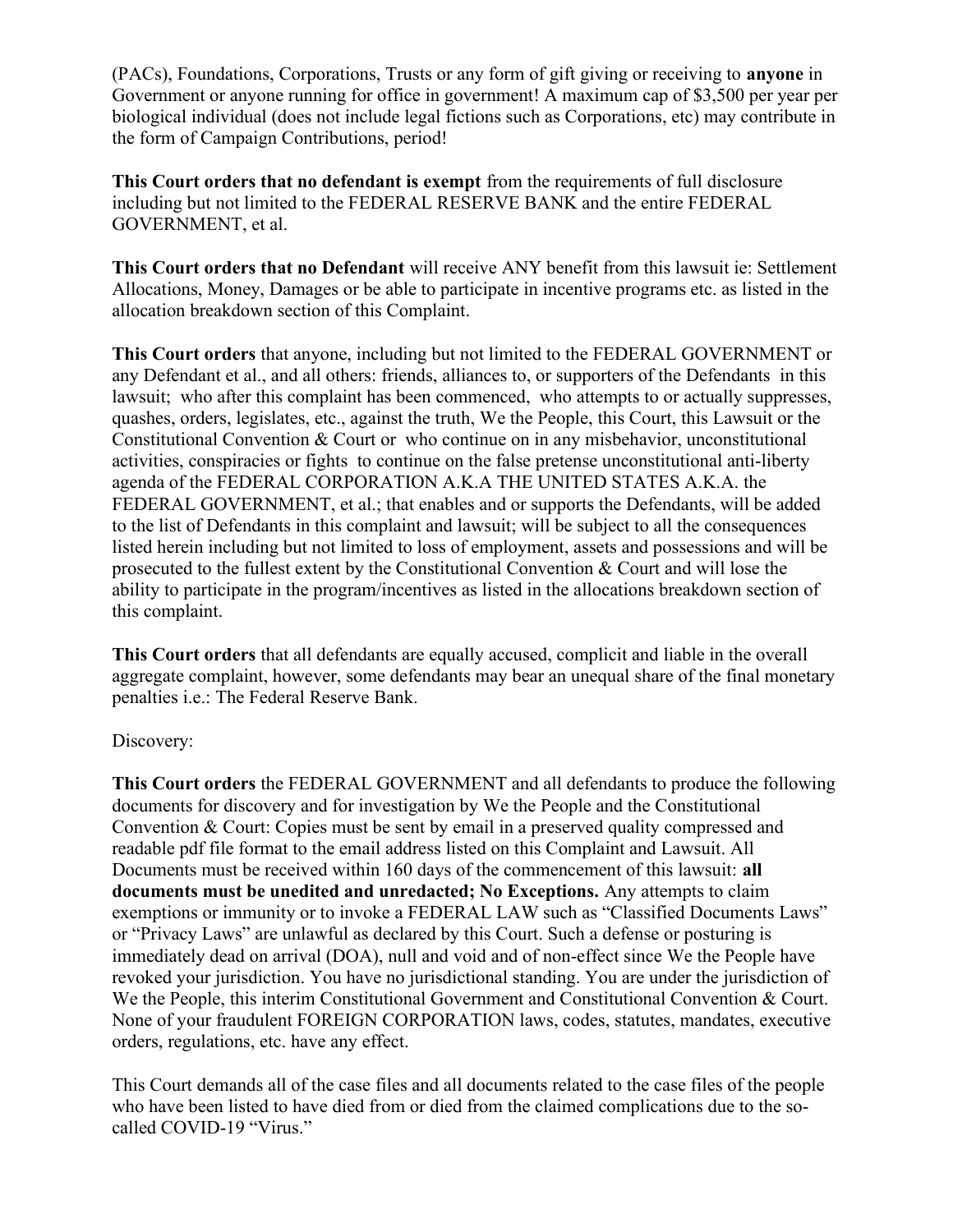(PACs), Foundations, Corporations, Trusts or any form of gift giving or receiving to **anyone** in Government or anyone running for office in government! A maximum cap of $3,500 per year per biological individual (does not include legal fictions such as Corporations, etc) may contribute in the form of Campaign Contributions, period!

**This Court orders that no defendant is exempt** from the requirements of full disclosure including but not limited to the FEDERAL RESERVE BANK and the entire FEDERAL GOVERNMENT, et al.

**This Court orders that no Defendant** will receive ANY benefit from this lawsuit ie: Settlement Allocations, Money, Damages or be able to participate in incentive programs etc. as listed in the allocation breakdown section of this Complaint.

**This Court orders** that anyone, including but not limited to the FEDERAL GOVERNMENT or any Defendant et al., and all others: friends, alliances to, or supporters of the Defendants in this lawsuit; who after this complaint has been commenced, who attempts to or actually suppresses, quashes, orders, legislates, etc., against the truth, We the People, this Court, this Lawsuit or the Constitutional Convention & Court or who continue on in any misbehavior, unconstitutional activities, conspiracies or fights to continue on the false pretense unconstitutional anti-liberty agenda of the FEDERAL CORPORATION A.K.A THE UNITED STATES A.K.A. the FEDERAL GOVERNMENT, et al.; that enables and or supports the Defendants, will be added to the list of Defendants in this complaint and lawsuit; will be subject to all the consequences listed herein including but not limited to loss of employment, assets and possessions and will be prosecuted to the fullest extent by the Constitutional Convention & Court and will lose the ability to participate in the program/incentives as listed in the allocations breakdown section of this complaint.

**This Court orders** that all defendants are equally accused, complicit and liable in the overall aggregate complaint, however, some defendants may bear an unequal share of the final monetary penalties i.e.: The Federal Reserve Bank.

Discovery:

**This Court orders** the FEDERAL GOVERNMENT and all defendants to produce the following documents for discovery and for investigation by We the People and the Constitutional Convention & Court: Copies must be sent by email in a preserved quality compressed and readable pdf file format to the email address listed on this Complaint and Lawsuit. All Documents must be received within 160 days of the commencement of this lawsuit: **all documents must be unedited and unredacted; No Exceptions.** Any attempts to claim exemptions or immunity or to invoke a FEDERAL LAW such as "Classified Documents Laws" or "Privacy Laws" are unlawful as declared by this Court. Such a defense or posturing is immediately dead on arrival (DOA), null and void and of non-effect since We the People have revoked your jurisdiction. You have no jurisdictional standing. You are under the jurisdiction of We the People, this interim Constitutional Government and Constitutional Convention & Court. None of your fraudulent FOREIGN CORPORATION laws, codes, statutes, mandates, executive orders, regulations, etc. have any effect.

This Court demands all of the case files and all documents related to the case files of the people who have been listed to have died from or died from the claimed complications due to the so-called COVID-19 "Virus."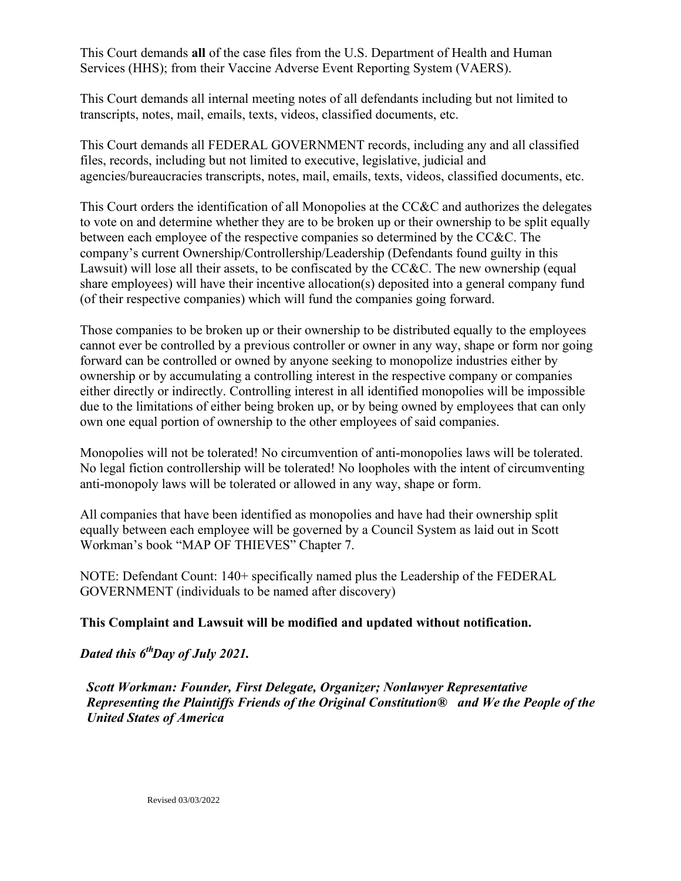This Court demands **all** of the case files from the U.S. Department of Health and Human Services (HHS); from their Vaccine Adverse Event Reporting System (VAERS).

This Court demands all internal meeting notes of all defendants including but not limited to transcripts, notes, mail, emails, texts, videos, classified documents, etc.

This Court demands all FEDERAL GOVERNMENT records, including any and all classified files, records, including but not limited to executive, legislative, judicial and agencies/bureaucracies transcripts, notes, mail, emails, texts, videos, classified documents, etc.

This Court orders the identification of all Monopolies at the CC&C and authorizes the delegates to vote on and determine whether they are to be broken up or their ownership to be split equally between each employee of the respective companies so determined by the CC&C. The company's current Ownership/Controllership/Leadership (Defendants found guilty in this Lawsuit) will lose all their assets, to be confiscated by the CC&C. The new ownership (equal share employees) will have their incentive allocation(s) deposited into a general company fund (of their respective companies) which will fund the companies going forward.

Those companies to be broken up or their ownership to be distributed equally to the employees cannot ever be controlled by a previous controller or owner in any way, shape or form nor going forward can be controlled or owned by anyone seeking to monopolize industries either by ownership or by accumulating a controlling interest in the respective company or companies either directly or indirectly. Controlling interest in all identified monopolies will be impossible due to the limitations of either being broken up, or by being owned by employees that can only own one equal portion of ownership to the other employees of said companies.

Monopolies will not be tolerated! No circumvention of anti-monopolies laws will be tolerated. No legal fiction controllership will be tolerated! No loopholes with the intent of circumventing anti-monopoly laws will be tolerated or allowed in any way, shape or form.

All companies that have been identified as monopolies and have had their ownership split equally between each employee will be governed by a Council System as laid out in Scott Workman's book "MAP OF THIEVES" Chapter 7.

NOTE: Defendant Count: 140+ specifically named plus the Leadership of the FEDERAL GOVERNMENT (individuals to be named after discovery)

**This Complaint and Lawsuit will be modified and updated without notification.**

***Dated this 6th Day of July 2021.***

***Scott Workman: Founder, First Delegate, Organizer; Nonlawyer Representative Representing the Plaintiffs Friends of the Original Constitution® and We the People of the United States of America***

Revised 03/03/2022